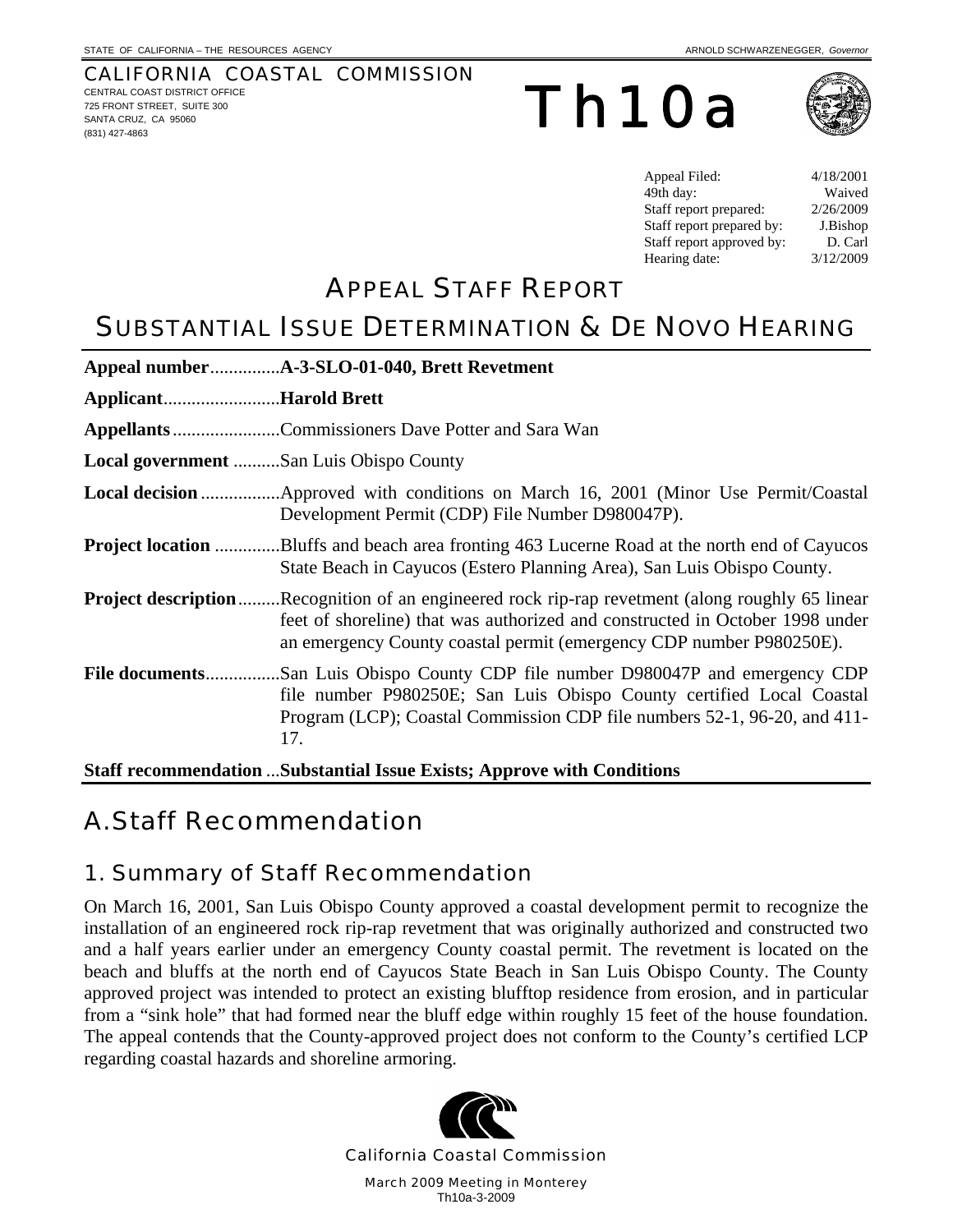STATE OF CALIFORNIA – THE RESOURCES AGENCY ARNOLD SCHWARZENEGGER, *Governor*

CALIFORNIA COASTAL COMMISSION
CENTRAL COAST DISTRICT OFFICE
725 FRONT STREET, SUITE 300
SANTA CRUZ, CA 95060
(831) 427-4863

# Th10a

| | |
|---|---|
| Appeal Filed: | 4/18/2001 |
| 49th day: | Waived |
| Staff report prepared: | 2/26/2009 |
| Staff report prepared by: | J.Bishop |
| Staff report approved by: | D. Carl |
| Hearing date: | 3/12/2009 |

# APPEAL STAFF REPORT
# SUBSTANTIAL ISSUE DETERMINATION & DE NOVO HEARING

**Appeal number**..............**A-3-SLO-01-040, Brett Revetment**

**Applicant**.........................**Harold Brett**

**Appellants**.......................Commissioners Dave Potter and Sara Wan

**Local government** ..........San Luis Obispo County

**Local decision** ................Approved with conditions on March 16, 2001 (Minor Use Permit/Coastal Development Permit (CDP) File Number D980047P).

**Project location** .............Bluffs and beach area fronting 463 Lucerne Road at the north end of Cayucos State Beach in Cayucos (Estero Planning Area), San Luis Obispo County.

**Project description**.........Recognition of an engineered rock rip-rap revetment (along roughly 65 linear feet of shoreline) that was authorized and constructed in October 1998 under an emergency County coastal permit (emergency CDP number P980250E).

**File documents**................San Luis Obispo County CDP file number D980047P and emergency CDP file number P980250E; San Luis Obispo County certified Local Coastal Program (LCP); Coastal Commission CDP file numbers 52-1, 96-20, and 411-17.

**Staff recommendation** ...**Substantial Issue Exists; Approve with Conditions**

# A. Staff Recommendation

## 1. Summary of Staff Recommendation

On March 16, 2001, San Luis Obispo County approved a coastal development permit to recognize the installation of an engineered rock rip-rap revetment that was originally authorized and constructed two and a half years earlier under an emergency County coastal permit. The revetment is located on the beach and bluffs at the north end of Cayucos State Beach in San Luis Obispo County. The County approved project was intended to protect an existing blufftop residence from erosion, and in particular from a "sink hole" that had formed near the bluff edge within roughly 15 feet of the house foundation. The appeal contends that the County-approved project does not conform to the County's certified LCP regarding coastal hazards and shoreline armoring.

California Coastal Commission

March 2009 Meeting in Monterey
Th10a-3-2009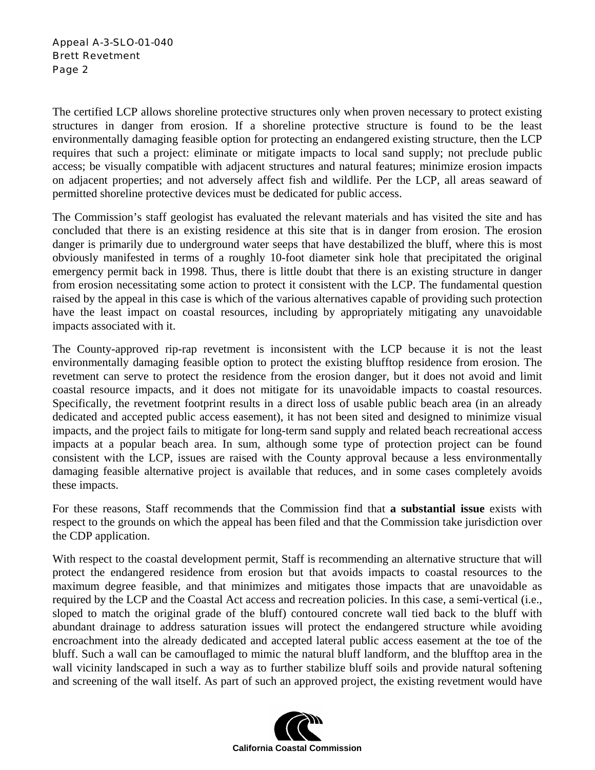The certified LCP allows shoreline protective structures only when proven necessary to protect existing structures in danger from erosion. If a shoreline protective structure is found to be the least environmentally damaging feasible option for protecting an endangered existing structure, then the LCP requires that such a project: eliminate or mitigate impacts to local sand supply; not preclude public access; be visually compatible with adjacent structures and natural features; minimize erosion impacts on adjacent properties; and not adversely affect fish and wildlife. Per the LCP, all areas seaward of permitted shoreline protective devices must be dedicated for public access.

The Commission's staff geologist has evaluated the relevant materials and has visited the site and has concluded that there is an existing residence at this site that is in danger from erosion. The erosion danger is primarily due to underground water seeps that have destabilized the bluff, where this is most obviously manifested in terms of a roughly 10-foot diameter sink hole that precipitated the original emergency permit back in 1998. Thus, there is little doubt that there is an existing structure in danger from erosion necessitating some action to protect it consistent with the LCP. The fundamental question raised by the appeal in this case is which of the various alternatives capable of providing such protection have the least impact on coastal resources, including by appropriately mitigating any unavoidable impacts associated with it.

The County-approved rip-rap revetment is inconsistent with the LCP because it is not the least environmentally damaging feasible option to protect the existing blufftop residence from erosion. The revetment can serve to protect the residence from the erosion danger, but it does not avoid and limit coastal resource impacts, and it does not mitigate for its unavoidable impacts to coastal resources. Specifically, the revetment footprint results in a direct loss of usable public beach area (in an already dedicated and accepted public access easement), it has not been sited and designed to minimize visual impacts, and the project fails to mitigate for long-term sand supply and related beach recreational access impacts at a popular beach area. In sum, although some type of protection project can be found consistent with the LCP, issues are raised with the County approval because a less environmentally damaging feasible alternative project is available that reduces, and in some cases completely avoids these impacts.

For these reasons, Staff recommends that the Commission find that **a substantial issue** exists with respect to the grounds on which the appeal has been filed and that the Commission take jurisdiction over the CDP application.

With respect to the coastal development permit, Staff is recommending an alternative structure that will protect the endangered residence from erosion but that avoids impacts to coastal resources to the maximum degree feasible, and that minimizes and mitigates those impacts that are unavoidable as required by the LCP and the Coastal Act access and recreation policies. In this case, a semi-vertical (i.e., sloped to match the original grade of the bluff) contoured concrete wall tied back to the bluff with abundant drainage to address saturation issues will protect the endangered structure while avoiding encroachment into the already dedicated and accepted lateral public access easement at the toe of the bluff. Such a wall can be camouflaged to mimic the natural bluff landform, and the blufftop area in the wall vicinity landscaped in such a way as to further stabilize bluff soils and provide natural softening and screening of the wall itself. As part of such an approved project, the existing revetment would have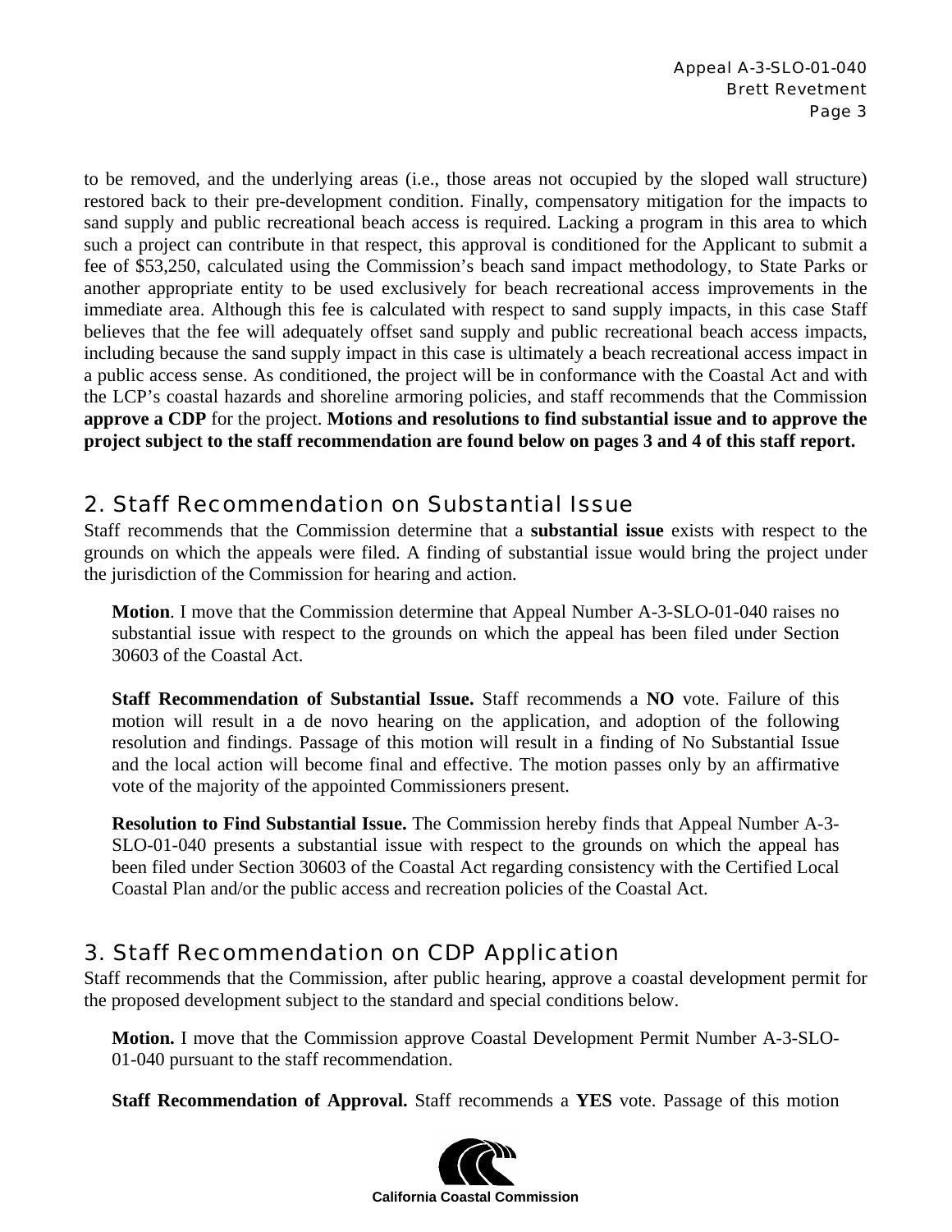to be removed, and the underlying areas (i.e., those areas not occupied by the sloped wall structure) restored back to their pre-development condition. Finally, compensatory mitigation for the impacts to sand supply and public recreational beach access is required. Lacking a program in this area to which such a project can contribute in that respect, this approval is conditioned for the Applicant to submit a fee of $53,250, calculated using the Commission's beach sand impact methodology, to State Parks or another appropriate entity to be used exclusively for beach recreational access improvements in the immediate area. Although this fee is calculated with respect to sand supply impacts, in this case Staff believes that the fee will adequately offset sand supply and public recreational beach access impacts, including because the sand supply impact in this case is ultimately a beach recreational access impact in a public access sense. As conditioned, the project will be in conformance with the Coastal Act and with the LCP's coastal hazards and shoreline armoring policies, and staff recommends that the Commission **approve a CDP** for the project. **Motions and resolutions to find substantial issue and to approve the project subject to the staff recommendation are found below on pages 3 and 4 of this staff report.**

## 2. Staff Recommendation on Substantial Issue

Staff recommends that the Commission determine that a **substantial issue** exists with respect to the grounds on which the appeals were filed. A finding of substantial issue would bring the project under the jurisdiction of the Commission for hearing and action.

**Motion**. I move that the Commission determine that Appeal Number A-3-SLO-01-040 raises no substantial issue with respect to the grounds on which the appeal has been filed under Section 30603 of the Coastal Act.

**Staff Recommendation of Substantial Issue.** Staff recommends a **NO** vote. Failure of this motion will result in a de novo hearing on the application, and adoption of the following resolution and findings. Passage of this motion will result in a finding of No Substantial Issue and the local action will become final and effective. The motion passes only by an affirmative vote of the majority of the appointed Commissioners present.

**Resolution to Find Substantial Issue.** The Commission hereby finds that Appeal Number A-3-SLO-01-040 presents a substantial issue with respect to the grounds on which the appeal has been filed under Section 30603 of the Coastal Act regarding consistency with the Certified Local Coastal Plan and/or the public access and recreation policies of the Coastal Act.

## 3. Staff Recommendation on CDP Application

Staff recommends that the Commission, after public hearing, approve a coastal development permit for the proposed development subject to the standard and special conditions below.

**Motion.** I move that the Commission approve Coastal Development Permit Number A-3-SLO-01-040 pursuant to the staff recommendation.

**Staff Recommendation of Approval.** Staff recommends a **YES** vote. Passage of this motion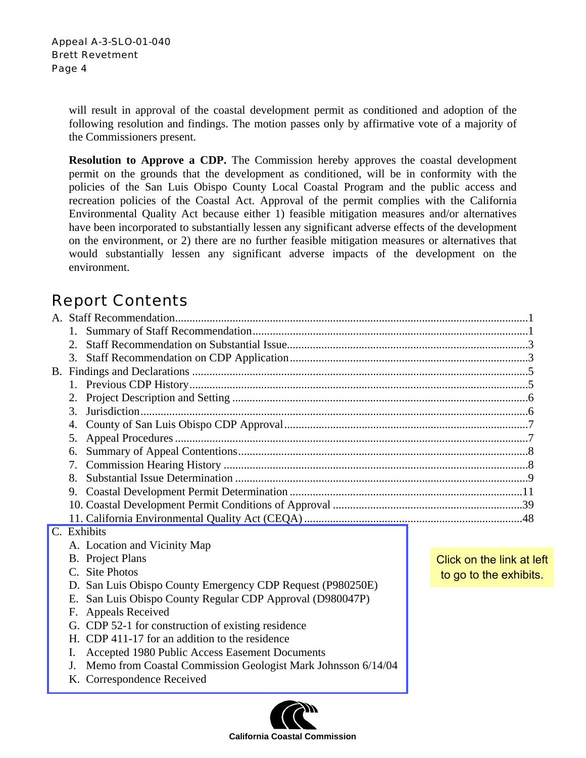will result in approval of the coastal development permit as conditioned and adoption of the following resolution and findings. The motion passes only by affirmative vote of a majority of the Commissioners present.

**Resolution to Approve a CDP.** The Commission hereby approves the coastal development permit on the grounds that the development as conditioned, will be in conformity with the policies of the San Luis Obispo County Local Coastal Program and the public access and recreation policies of the Coastal Act. Approval of the permit complies with the California Environmental Quality Act because either 1) feasible mitigation measures and/or alternatives have been incorporated to substantially lessen any significant adverse effects of the development on the environment, or 2) there are no further feasible mitigation measures or alternatives that would substantially lessen any significant adverse impacts of the development on the environment.

## Report Contents

A. Staff Recommendation....................................................1
   1. Summary of Staff Recommendation....................................................1
   2. Staff Recommendation on Substantial Issue....................................................3
   3. Staff Recommendation on CDP Application....................................................3

B. Findings and Declarations....................................................5
   1. Previous CDP History....................................................5
   2. Project Description and Setting....................................................6
   3. Jurisdiction....................................................6
   4. County of San Luis Obispo CDP Approval....................................................7
   5. Appeal Procedures....................................................7
   6. Summary of Appeal Contentions....................................................8
   7. Commission Hearing History....................................................8
   8. Substantial Issue Determination....................................................9
   9. Coastal Development Permit Determination....................................................11
   10. Coastal Development Permit Conditions of Approval....................................................39
   11. California Environmental Quality Act (CEQA)....................................................48

C. Exhibits
   A. Location and Vicinity Map
   B. Project Plans
   C. Site Photos
   D. San Luis Obispo County Emergency CDP Request (P980250E)
   E. San Luis Obispo County Regular CDP Approval (D980047P)
   F. Appeals Received
   G. CDP 52-1 for construction of existing residence
   H. CDP 411-17 for an addition to the residence
   I. Accepted 1980 Public Access Easement Documents
   J. Memo from Coastal Commission Geologist Mark Johnsson 6/14/04
   K. Correspondence Received

Click on the link at left to go to the exhibits.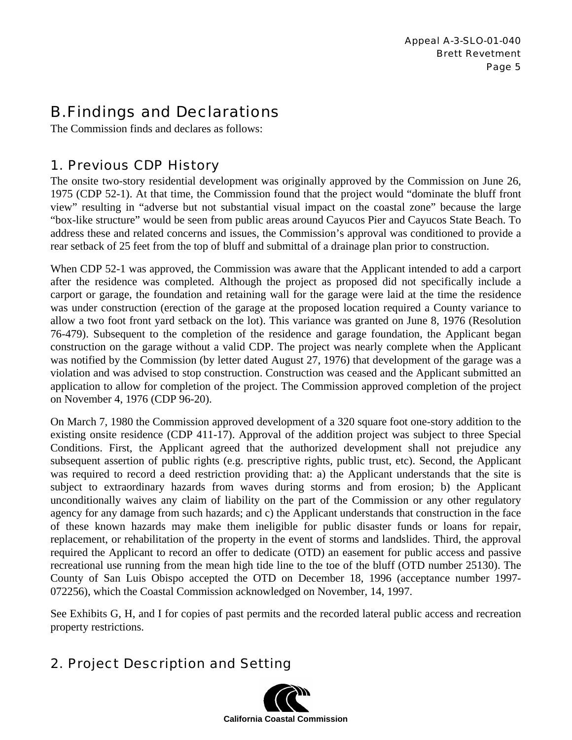## B. Findings and Declarations

The Commission finds and declares as follows:

### 1. Previous CDP History

The onsite two-story residential development was originally approved by the Commission on June 26, 1975 (CDP 52-1). At that time, the Commission found that the project would "dominate the bluff front view" resulting in "adverse but not substantial visual impact on the coastal zone" because the large "box-like structure" would be seen from public areas around Cayucos Pier and Cayucos State Beach. To address these and related concerns and issues, the Commission's approval was conditioned to provide a rear setback of 25 feet from the top of bluff and submittal of a drainage plan prior to construction.

When CDP 52-1 was approved, the Commission was aware that the Applicant intended to add a carport after the residence was completed. Although the project as proposed did not specifically include a carport or garage, the foundation and retaining wall for the garage were laid at the time the residence was under construction (erection of the garage at the proposed location required a County variance to allow a two foot front yard setback on the lot). This variance was granted on June 8, 1976 (Resolution 76-479). Subsequent to the completion of the residence and garage foundation, the Applicant began construction on the garage without a valid CDP. The project was nearly complete when the Applicant was notified by the Commission (by letter dated August 27, 1976) that development of the garage was a violation and was advised to stop construction. Construction was ceased and the Applicant submitted an application to allow for completion of the project. The Commission approved completion of the project on November 4, 1976 (CDP 96-20).

On March 7, 1980 the Commission approved development of a 320 square foot one-story addition to the existing onsite residence (CDP 411-17). Approval of the addition project was subject to three Special Conditions. First, the Applicant agreed that the authorized development shall not prejudice any subsequent assertion of public rights (e.g. prescriptive rights, public trust, etc). Second, the Applicant was required to record a deed restriction providing that: a) the Applicant understands that the site is subject to extraordinary hazards from waves during storms and from erosion; b) the Applicant unconditionally waives any claim of liability on the part of the Commission or any other regulatory agency for any damage from such hazards; and c) the Applicant understands that construction in the face of these known hazards may make them ineligible for public disaster funds or loans for repair, replacement, or rehabilitation of the property in the event of storms and landslides. Third, the approval required the Applicant to record an offer to dedicate (OTD) an easement for public access and passive recreational use running from the mean high tide line to the toe of the bluff (OTD number 25130). The County of San Luis Obispo accepted the OTD on December 18, 1996 (acceptance number 1997-072256), which the Coastal Commission acknowledged on November, 14, 1997.

See Exhibits G, H, and I for copies of past permits and the recorded lateral public access and recreation property restrictions.

### 2. Project Description and Setting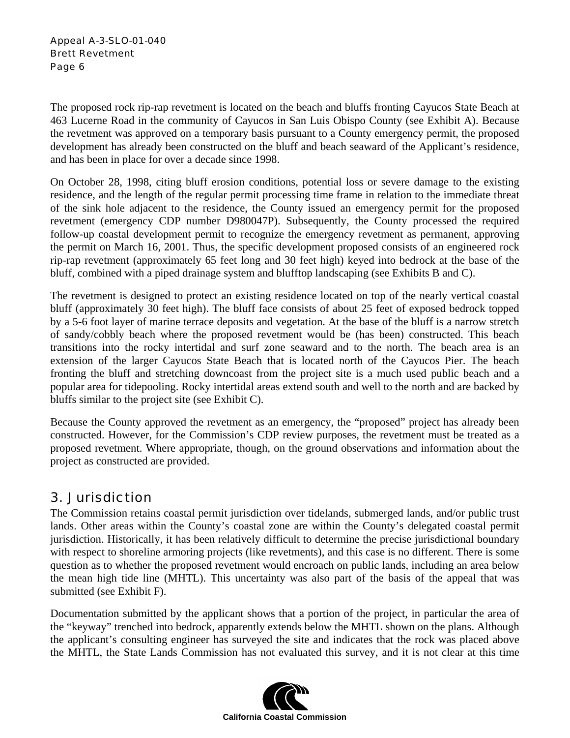The proposed rock rip-rap revetment is located on the beach and bluffs fronting Cayucos State Beach at 463 Lucerne Road in the community of Cayucos in San Luis Obispo County (see Exhibit A). Because the revetment was approved on a temporary basis pursuant to a County emergency permit, the proposed development has already been constructed on the bluff and beach seaward of the Applicant's residence, and has been in place for over a decade since 1998.

On October 28, 1998, citing bluff erosion conditions, potential loss or severe damage to the existing residence, and the length of the regular permit processing time frame in relation to the immediate threat of the sink hole adjacent to the residence, the County issued an emergency permit for the proposed revetment (emergency CDP number D980047P). Subsequently, the County processed the required follow-up coastal development permit to recognize the emergency revetment as permanent, approving the permit on March 16, 2001. Thus, the specific development proposed consists of an engineered rock rip-rap revetment (approximately 65 feet long and 30 feet high) keyed into bedrock at the base of the bluff, combined with a piped drainage system and blufftop landscaping (see Exhibits B and C).

The revetment is designed to protect an existing residence located on top of the nearly vertical coastal bluff (approximately 30 feet high). The bluff face consists of about 25 feet of exposed bedrock topped by a 5-6 foot layer of marine terrace deposits and vegetation. At the base of the bluff is a narrow stretch of sandy/cobbly beach where the proposed revetment would be (has been) constructed. This beach transitions into the rocky intertidal and surf zone seaward and to the north. The beach area is an extension of the larger Cayucos State Beach that is located north of the Cayucos Pier. The beach fronting the bluff and stretching downcoast from the project site is a much used public beach and a popular area for tidepooling. Rocky intertidal areas extend south and well to the north and are backed by bluffs similar to the project site (see Exhibit C).

Because the County approved the revetment as an emergency, the "proposed" project has already been constructed. However, for the Commission's CDP review purposes, the revetment must be treated as a proposed revetment. Where appropriate, though, on the ground observations and information about the project as constructed are provided.

## 3. Jurisdiction

The Commission retains coastal permit jurisdiction over tidelands, submerged lands, and/or public trust lands. Other areas within the County's coastal zone are within the County's delegated coastal permit jurisdiction. Historically, it has been relatively difficult to determine the precise jurisdictional boundary with respect to shoreline armoring projects (like revetments), and this case is no different. There is some question as to whether the proposed revetment would encroach on public lands, including an area below the mean high tide line (MHTL). This uncertainty was also part of the basis of the appeal that was submitted (see Exhibit F).

Documentation submitted by the applicant shows that a portion of the project, in particular the area of the "keyway" trenched into bedrock, apparently extends below the MHTL shown on the plans. Although the applicant's consulting engineer has surveyed the site and indicates that the rock was placed above the MHTL, the State Lands Commission has not evaluated this survey, and it is not clear at this time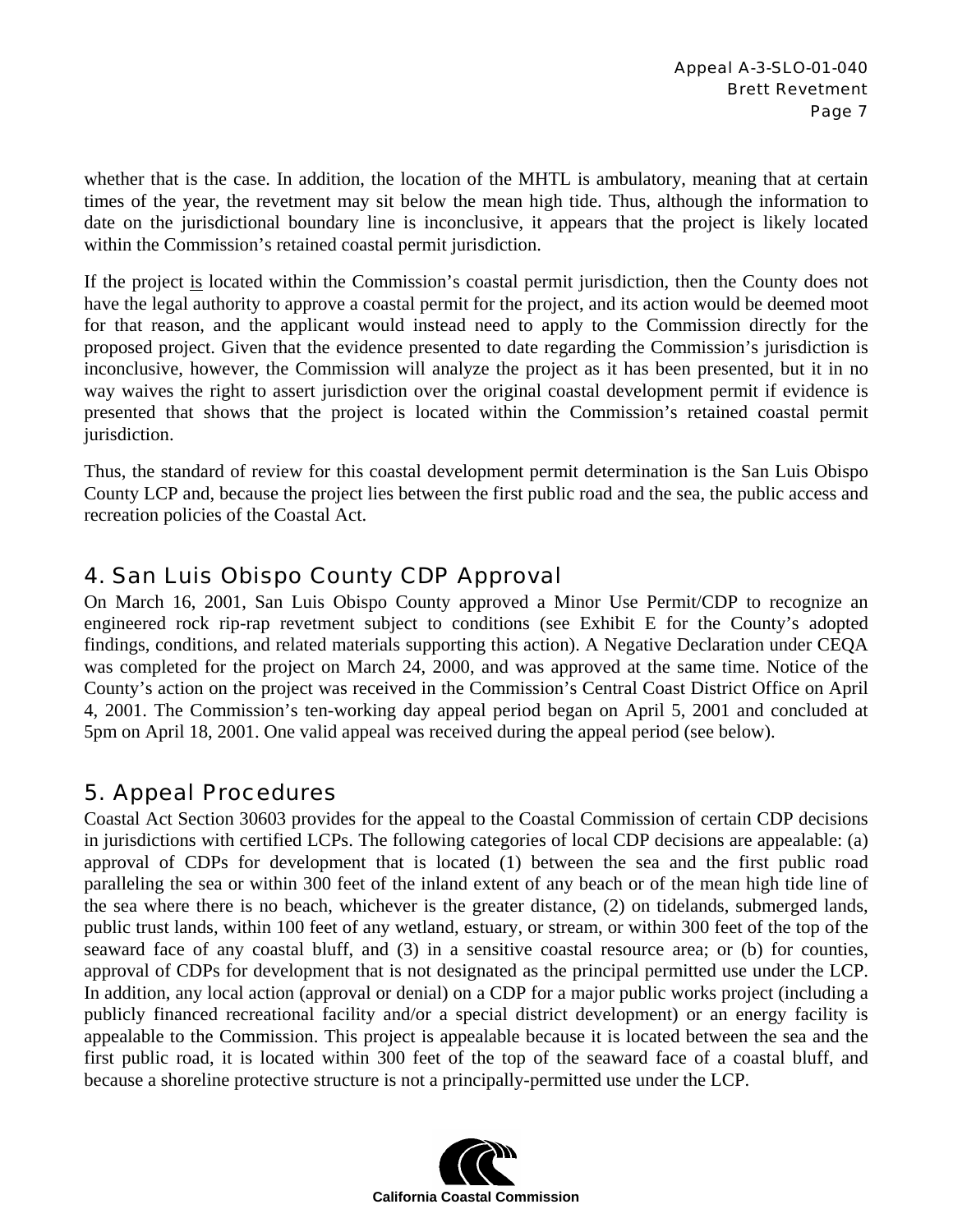whether that is the case. In addition, the location of the MHTL is ambulatory, meaning that at certain times of the year, the revetment may sit below the mean high tide. Thus, although the information to date on the jurisdictional boundary line is inconclusive, it appears that the project is likely located within the Commission's retained coastal permit jurisdiction.

If the project <u>is</u> located within the Commission's coastal permit jurisdiction, then the County does not have the legal authority to approve a coastal permit for the project, and its action would be deemed moot for that reason, and the applicant would instead need to apply to the Commission directly for the proposed project. Given that the evidence presented to date regarding the Commission's jurisdiction is inconclusive, however, the Commission will analyze the project as it has been presented, but it in no way waives the right to assert jurisdiction over the original coastal development permit if evidence is presented that shows that the project is located within the Commission's retained coastal permit jurisdiction.

Thus, the standard of review for this coastal development permit determination is the San Luis Obispo County LCP and, because the project lies between the first public road and the sea, the public access and recreation policies of the Coastal Act.

## 4. San Luis Obispo County CDP Approval

On March 16, 2001, San Luis Obispo County approved a Minor Use Permit/CDP to recognize an engineered rock rip-rap revetment subject to conditions (see Exhibit E for the County's adopted findings, conditions, and related materials supporting this action). A Negative Declaration under CEQA was completed for the project on March 24, 2000, and was approved at the same time. Notice of the County's action on the project was received in the Commission's Central Coast District Office on April 4, 2001. The Commission's ten-working day appeal period began on April 5, 2001 and concluded at 5pm on April 18, 2001. One valid appeal was received during the appeal period (see below).

## 5. Appeal Procedures

Coastal Act Section 30603 provides for the appeal to the Coastal Commission of certain CDP decisions in jurisdictions with certified LCPs. The following categories of local CDP decisions are appealable: (a) approval of CDPs for development that is located (1) between the sea and the first public road paralleling the sea or within 300 feet of the inland extent of any beach or of the mean high tide line of the sea where there is no beach, whichever is the greater distance, (2) on tidelands, submerged lands, public trust lands, within 100 feet of any wetland, estuary, or stream, or within 300 feet of the top of the seaward face of any coastal bluff, and (3) in a sensitive coastal resource area; or (b) for counties, approval of CDPs for development that is not designated as the principal permitted use under the LCP. In addition, any local action (approval or denial) on a CDP for a major public works project (including a publicly financed recreational facility and/or a special district development) or an energy facility is appealable to the Commission. This project is appealable because it is located between the sea and the first public road, it is located within 300 feet of the top of the seaward face of a coastal bluff, and because a shoreline protective structure is not a principally-permitted use under the LCP.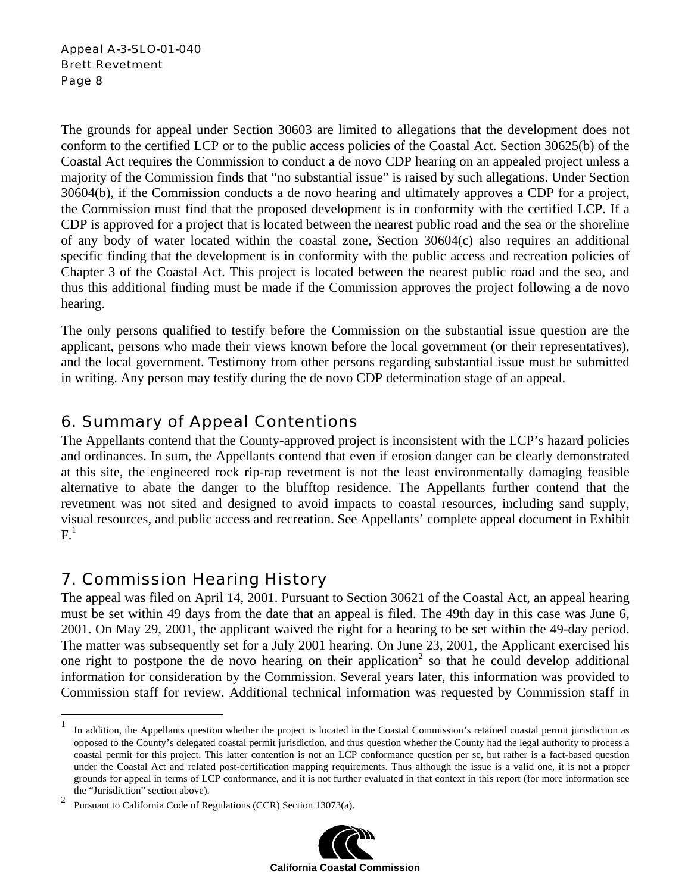The grounds for appeal under Section 30603 are limited to allegations that the development does not conform to the certified LCP or to the public access policies of the Coastal Act. Section 30625(b) of the Coastal Act requires the Commission to conduct a de novo CDP hearing on an appealed project unless a majority of the Commission finds that "no substantial issue" is raised by such allegations. Under Section 30604(b), if the Commission conducts a de novo hearing and ultimately approves a CDP for a project, the Commission must find that the proposed development is in conformity with the certified LCP. If a CDP is approved for a project that is located between the nearest public road and the sea or the shoreline of any body of water located within the coastal zone, Section 30604(c) also requires an additional specific finding that the development is in conformity with the public access and recreation policies of Chapter 3 of the Coastal Act. This project is located between the nearest public road and the sea, and thus this additional finding must be made if the Commission approves the project following a de novo hearing.

The only persons qualified to testify before the Commission on the substantial issue question are the applicant, persons who made their views known before the local government (or their representatives), and the local government. Testimony from other persons regarding substantial issue must be submitted in writing. Any person may testify during the de novo CDP determination stage of an appeal.

## 6. Summary of Appeal Contentions

The Appellants contend that the County-approved project is inconsistent with the LCP's hazard policies and ordinances. In sum, the Appellants contend that even if erosion danger can be clearly demonstrated at this site, the engineered rock rip-rap revetment is not the least environmentally damaging feasible alternative to abate the danger to the blufftop residence. The Appellants further contend that the revetment was not sited and designed to avoid impacts to coastal resources, including sand supply, visual resources, and public access and recreation. See Appellants' complete appeal document in Exhibit F.[1]

## 7. Commission Hearing History

The appeal was filed on April 14, 2001. Pursuant to Section 30621 of the Coastal Act, an appeal hearing must be set within 49 days from the date that an appeal is filed. The 49th day in this case was June 6, 2001. On May 29, 2001, the applicant waived the right for a hearing to be set within the 49-day period. The matter was subsequently set for a July 2001 hearing. On June 23, 2001, the Applicant exercised his one right to postpone the de novo hearing on their application[2] so that he could develop additional information for consideration by the Commission. Several years later, this information was provided to Commission staff for review. Additional technical information was requested by Commission staff in

---

[1] In addition, the Appellants question whether the project is located in the Coastal Commission's retained coastal permit jurisdiction as opposed to the County's delegated coastal permit jurisdiction, and thus question whether the County had the legal authority to process a coastal permit for this project. This latter contention is not an LCP conformance question per se, but rather is a fact-based question under the Coastal Act and related post-certification mapping requirements. Thus although the issue is a valid one, it is not a proper grounds for appeal in terms of LCP conformance, and it is not further evaluated in that context in this report (for more information see the "Jurisdiction" section above).

[2] Pursuant to California Code of Regulations (CCR) Section 13073(a).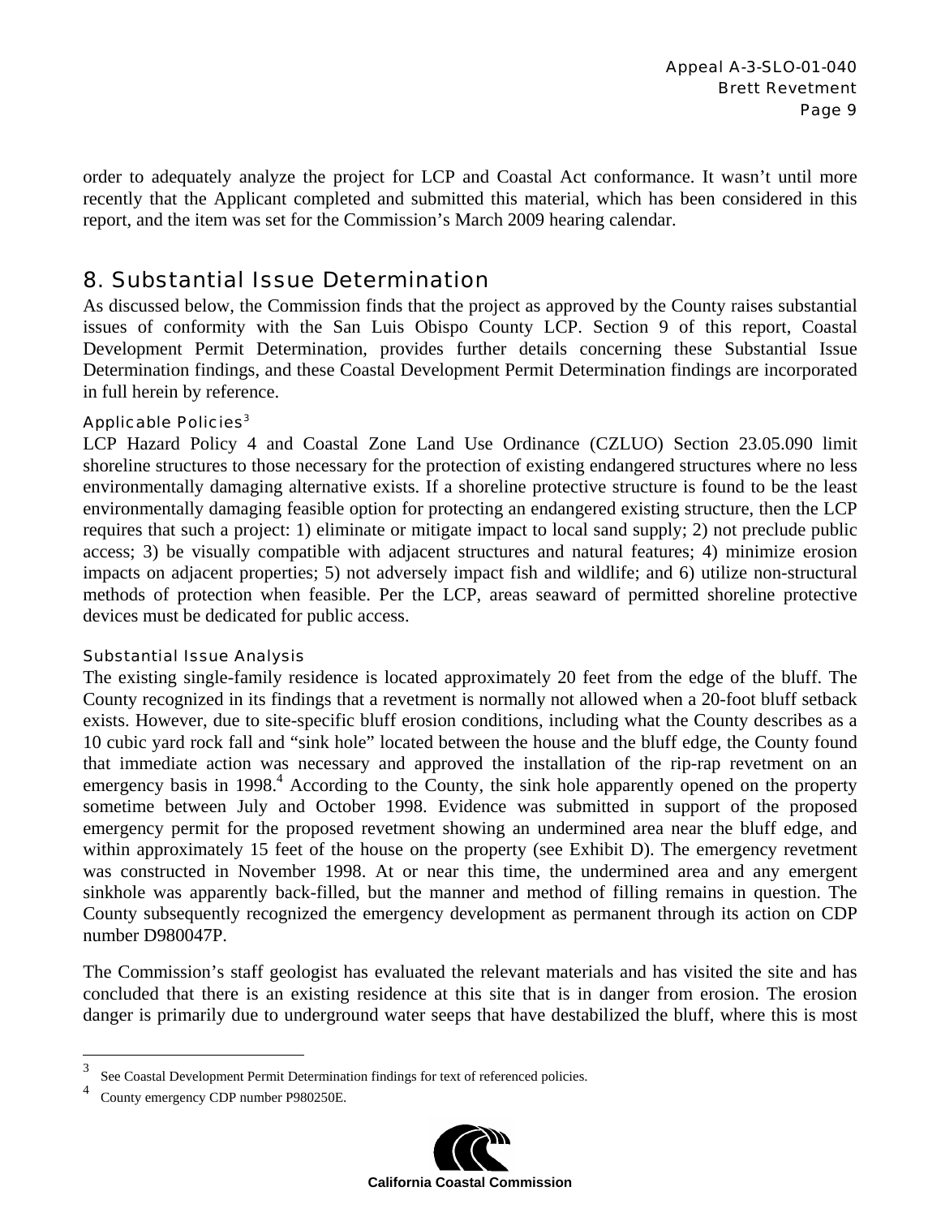order to adequately analyze the project for LCP and Coastal Act conformance. It wasn't until more recently that the Applicant completed and submitted this material, which has been considered in this report, and the item was set for the Commission's March 2009 hearing calendar.

## 8. Substantial Issue Determination

As discussed below, the Commission finds that the project as approved by the County raises substantial issues of conformity with the San Luis Obispo County LCP. Section 9 of this report, Coastal Development Permit Determination, provides further details concerning these Substantial Issue Determination findings, and these Coastal Development Permit Determination findings are incorporated in full herein by reference.

### Applicable Policies[3]

LCP Hazard Policy 4 and Coastal Zone Land Use Ordinance (CZLUO) Section 23.05.090 limit shoreline structures to those necessary for the protection of existing endangered structures where no less environmentally damaging alternative exists. If a shoreline protective structure is found to be the least environmentally damaging feasible option for protecting an endangered existing structure, then the LCP requires that such a project: 1) eliminate or mitigate impact to local sand supply; 2) not preclude public access; 3) be visually compatible with adjacent structures and natural features; 4) minimize erosion impacts on adjacent properties; 5) not adversely impact fish and wildlife; and 6) utilize non-structural methods of protection when feasible. Per the LCP, areas seaward of permitted shoreline protective devices must be dedicated for public access.

### Substantial Issue Analysis

The existing single-family residence is located approximately 20 feet from the edge of the bluff. The County recognized in its findings that a revetment is normally not allowed when a 20-foot bluff setback exists. However, due to site-specific bluff erosion conditions, including what the County describes as a 10 cubic yard rock fall and "sink hole" located between the house and the bluff edge, the County found that immediate action was necessary and approved the installation of the rip-rap revetment on an emergency basis in 1998.[4] According to the County, the sink hole apparently opened on the property sometime between July and October 1998. Evidence was submitted in support of the proposed emergency permit for the proposed revetment showing an undermined area near the bluff edge, and within approximately 15 feet of the house on the property (see Exhibit D). The emergency revetment was constructed in November 1998. At or near this time, the undermined area and any emergent sinkhole was apparently back-filled, but the manner and method of filling remains in question. The County subsequently recognized the emergency development as permanent through its action on CDP number D980047P.

The Commission's staff geologist has evaluated the relevant materials and has visited the site and has concluded that there is an existing residence at this site that is in danger from erosion. The erosion danger is primarily due to underground water seeps that have destabilized the bluff, where this is most

---

[3] See Coastal Development Permit Determination findings for text of referenced policies.

[4] County emergency CDP number P980250E.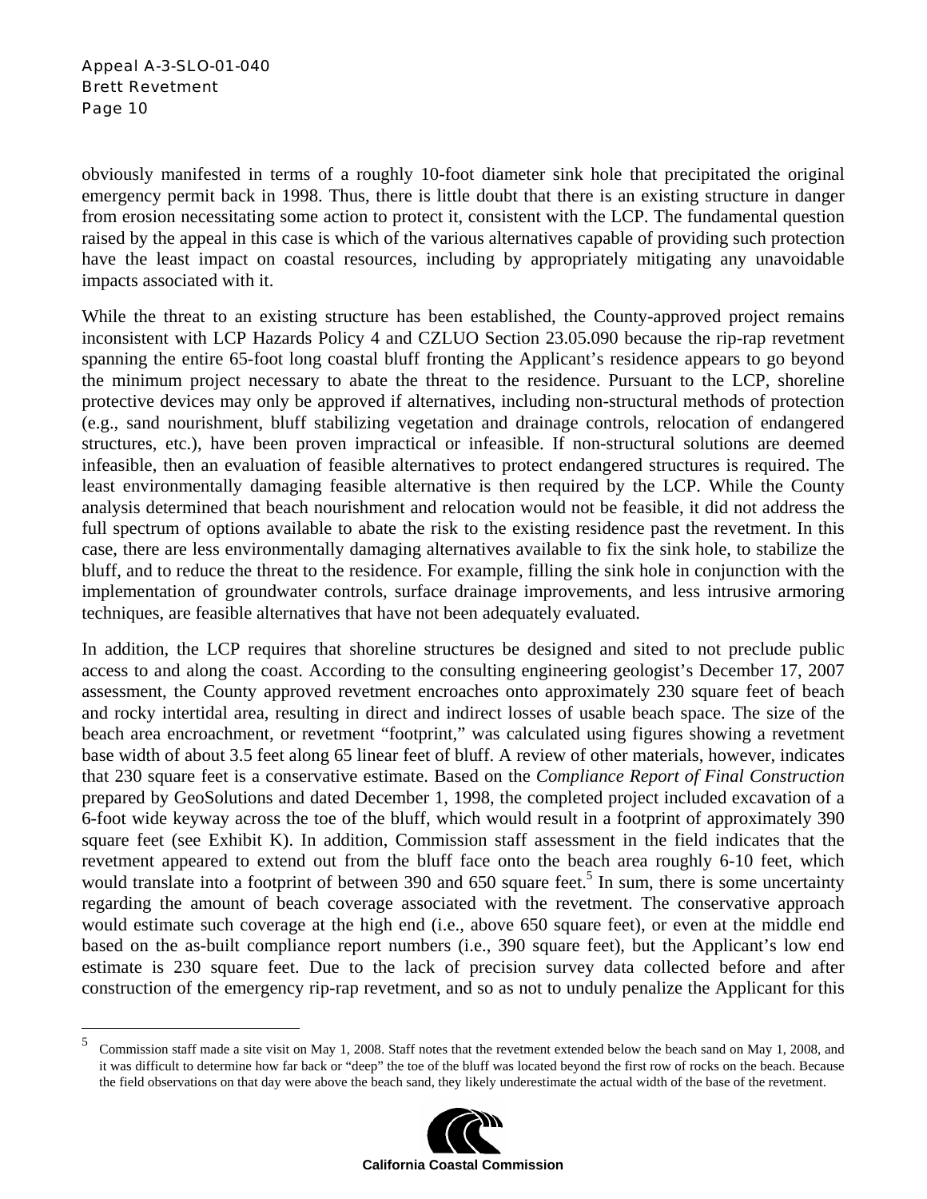obviously manifested in terms of a roughly 10-foot diameter sink hole that precipitated the original emergency permit back in 1998. Thus, there is little doubt that there is an existing structure in danger from erosion necessitating some action to protect it, consistent with the LCP. The fundamental question raised by the appeal in this case is which of the various alternatives capable of providing such protection have the least impact on coastal resources, including by appropriately mitigating any unavoidable impacts associated with it.

While the threat to an existing structure has been established, the County-approved project remains inconsistent with LCP Hazards Policy 4 and CZLUO Section 23.05.090 because the rip-rap revetment spanning the entire 65-foot long coastal bluff fronting the Applicant's residence appears to go beyond the minimum project necessary to abate the threat to the residence. Pursuant to the LCP, shoreline protective devices may only be approved if alternatives, including non-structural methods of protection (e.g., sand nourishment, bluff stabilizing vegetation and drainage controls, relocation of endangered structures, etc.), have been proven impractical or infeasible. If non-structural solutions are deemed infeasible, then an evaluation of feasible alternatives to protect endangered structures is required. The least environmentally damaging feasible alternative is then required by the LCP. While the County analysis determined that beach nourishment and relocation would not be feasible, it did not address the full spectrum of options available to abate the risk to the existing residence past the revetment. In this case, there are less environmentally damaging alternatives available to fix the sink hole, to stabilize the bluff, and to reduce the threat to the residence. For example, filling the sink hole in conjunction with the implementation of groundwater controls, surface drainage improvements, and less intrusive armoring techniques, are feasible alternatives that have not been adequately evaluated.

In addition, the LCP requires that shoreline structures be designed and sited to not preclude public access to and along the coast. According to the consulting engineering geologist's December 17, 2007 assessment, the County approved revetment encroaches onto approximately 230 square feet of beach and rocky intertidal area, resulting in direct and indirect losses of usable beach space. The size of the beach area encroachment, or revetment "footprint," was calculated using figures showing a revetment base width of about 3.5 feet along 65 linear feet of bluff. A review of other materials, however, indicates that 230 square feet is a conservative estimate. Based on the *Compliance Report of Final Construction* prepared by GeoSolutions and dated December 1, 1998, the completed project included excavation of a 6-foot wide keyway across the toe of the bluff, which would result in a footprint of approximately 390 square feet (see Exhibit K). In addition, Commission staff assessment in the field indicates that the revetment appeared to extend out from the bluff face onto the beach area roughly 6-10 feet, which would translate into a footprint of between 390 and 650 square feet.[5] In sum, there is some uncertainty regarding the amount of beach coverage associated with the revetment. The conservative approach would estimate such coverage at the high end (i.e., above 650 square feet), or even at the middle end based on the as-built compliance report numbers (i.e., 390 square feet), but the Applicant's low end estimate is 230 square feet. Due to the lack of precision survey data collected before and after construction of the emergency rip-rap revetment, and so as not to unduly penalize the Applicant for this

---

[5] Commission staff made a site visit on May 1, 2008. Staff notes that the revetment extended below the beach sand on May 1, 2008, and it was difficult to determine how far back or "deep" the toe of the bluff was located beyond the first row of rocks on the beach. Because the field observations on that day were above the beach sand, they likely underestimate the actual width of the base of the revetment.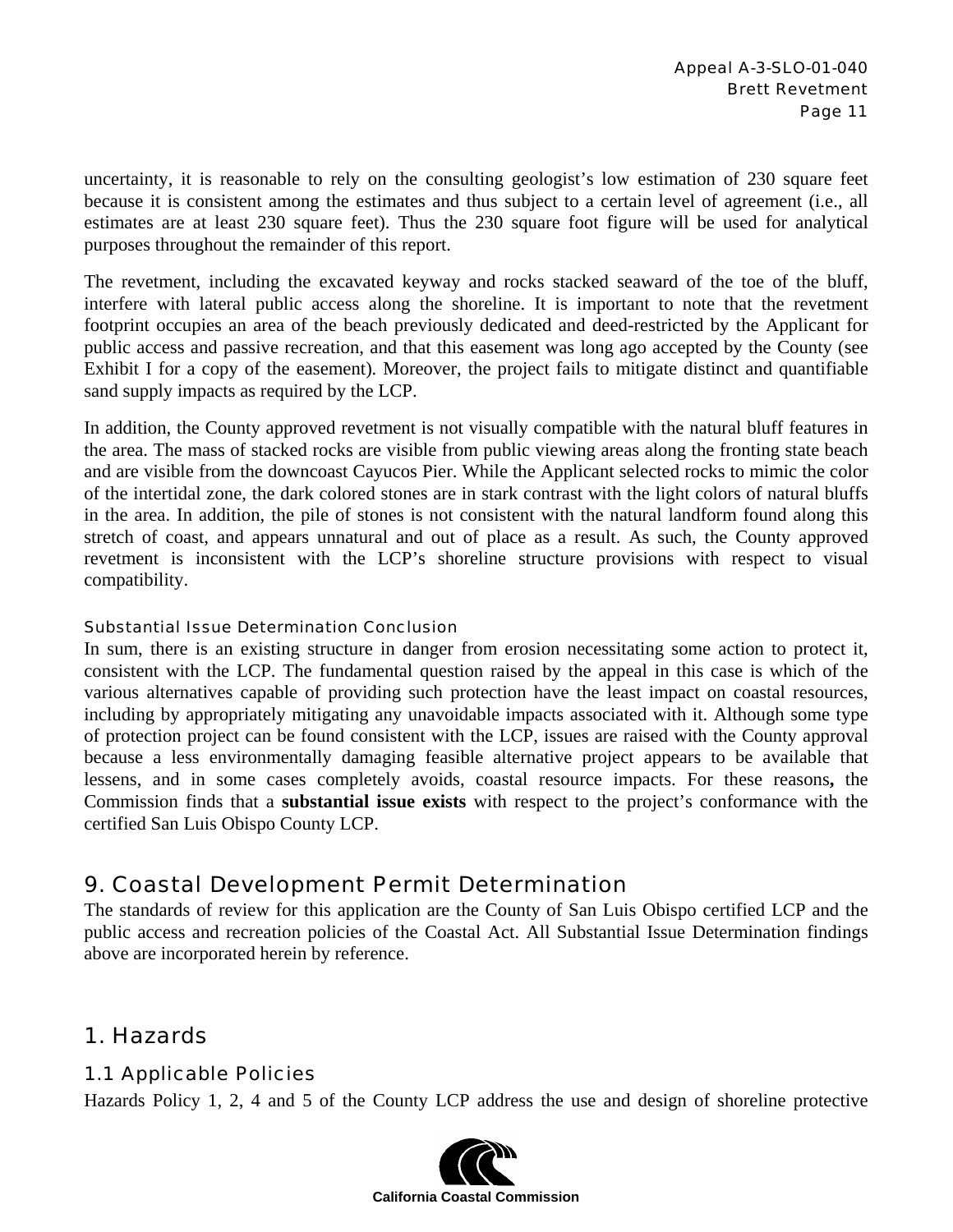uncertainty, it is reasonable to rely on the consulting geologist's low estimation of 230 square feet because it is consistent among the estimates and thus subject to a certain level of agreement (i.e., all estimates are at least 230 square feet). Thus the 230 square foot figure will be used for analytical purposes throughout the remainder of this report.

The revetment, including the excavated keyway and rocks stacked seaward of the toe of the bluff, interfere with lateral public access along the shoreline. It is important to note that the revetment footprint occupies an area of the beach previously dedicated and deed-restricted by the Applicant for public access and passive recreation, and that this easement was long ago accepted by the County (see Exhibit I for a copy of the easement). Moreover, the project fails to mitigate distinct and quantifiable sand supply impacts as required by the LCP.

In addition, the County approved revetment is not visually compatible with the natural bluff features in the area. The mass of stacked rocks are visible from public viewing areas along the fronting state beach and are visible from the downcoast Cayucos Pier. While the Applicant selected rocks to mimic the color of the intertidal zone, the dark colored stones are in stark contrast with the light colors of natural bluffs in the area. In addition, the pile of stones is not consistent with the natural landform found along this stretch of coast, and appears unnatural and out of place as a result. As such, the County approved revetment is inconsistent with the LCP's shoreline structure provisions with respect to visual compatibility.

#### Substantial Issue Determination Conclusion

In sum, there is an existing structure in danger from erosion necessitating some action to protect it, consistent with the LCP. The fundamental question raised by the appeal in this case is which of the various alternatives capable of providing such protection have the least impact on coastal resources, including by appropriately mitigating any unavoidable impacts associated with it. Although some type of protection project can be found consistent with the LCP, issues are raised with the County approval because a less environmentally damaging feasible alternative project appears to be available that lessens, and in some cases completely avoids, coastal resource impacts. For these reasons**,** the Commission finds that a **substantial issue exists** with respect to the project's conformance with the certified San Luis Obispo County LCP.

## 9. Coastal Development Permit Determination

The standards of review for this application are the County of San Luis Obispo certified LCP and the public access and recreation policies of the Coastal Act. All Substantial Issue Determination findings above are incorporated herein by reference.

## 1. Hazards

### 1.1 Applicable Policies

Hazards Policy 1, 2, 4 and 5 of the County LCP address the use and design of shoreline protective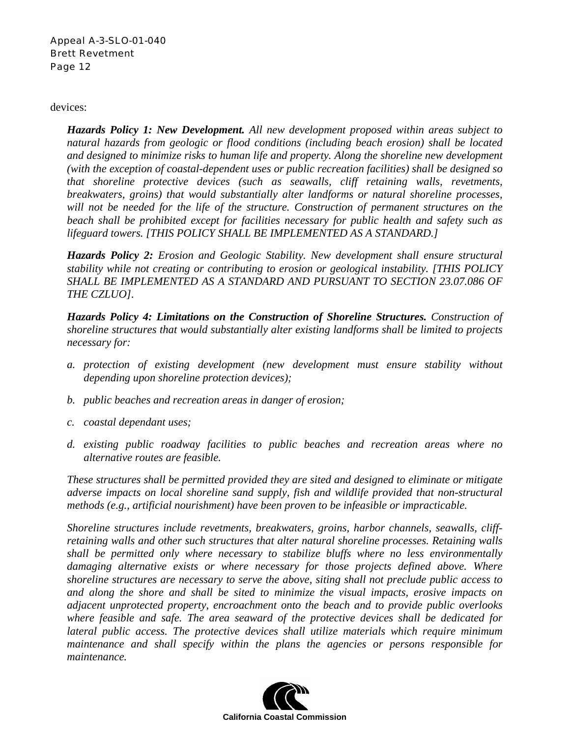devices:

> ***Hazards Policy 1: New Development.*** *All new development proposed within areas subject to natural hazards from geologic or flood conditions (including beach erosion) shall be located and designed to minimize risks to human life and property. Along the shoreline new development (with the exception of coastal-dependent uses or public recreation facilities) shall be designed so that shoreline protective devices (such as seawalls, cliff retaining walls, revetments, breakwaters, groins) that would substantially alter landforms or natural shoreline processes, will not be needed for the life of the structure. Construction of permanent structures on the beach shall be prohibited except for facilities necessary for public health and safety such as lifeguard towers. [THIS POLICY SHALL BE IMPLEMENTED AS A STANDARD.]*
>
> ***Hazards Policy 2:*** *Erosion and Geologic Stability. New development shall ensure structural stability while not creating or contributing to erosion or geological instability. [THIS POLICY SHALL BE IMPLEMENTED AS A STANDARD AND PURSUANT TO SECTION 23.07.086 OF THE CZLUO].*
>
> ***Hazards Policy 4: Limitations on the Construction of Shoreline Structures.*** *Construction of shoreline structures that would substantially alter existing landforms shall be limited to projects necessary for:*
>
> *a. protection of existing development (new development must ensure stability without depending upon shoreline protection devices);*
>
> *b. public beaches and recreation areas in danger of erosion;*
>
> *c. coastal dependant uses;*
>
> *d. existing public roadway facilities to public beaches and recreation areas where no alternative routes are feasible.*
>
> *These structures shall be permitted provided they are sited and designed to eliminate or mitigate adverse impacts on local shoreline sand supply, fish and wildlife provided that non-structural methods (e.g., artificial nourishment) have been proven to be infeasible or impracticable.*
>
> *Shoreline structures include revetments, breakwaters, groins, harbor channels, seawalls, cliff-retaining walls and other such structures that alter natural shoreline processes. Retaining walls shall be permitted only where necessary to stabilize bluffs where no less environmentally damaging alternative exists or where necessary for those projects defined above. Where shoreline structures are necessary to serve the above, siting shall not preclude public access to and along the shore and shall be sited to minimize the visual impacts, erosive impacts on adjacent unprotected property, encroachment onto the beach and to provide public overlooks where feasible and safe. The area seaward of the protective devices shall be dedicated for lateral public access. The protective devices shall utilize materials which require minimum maintenance and shall specify within the plans the agencies or persons responsible for maintenance.*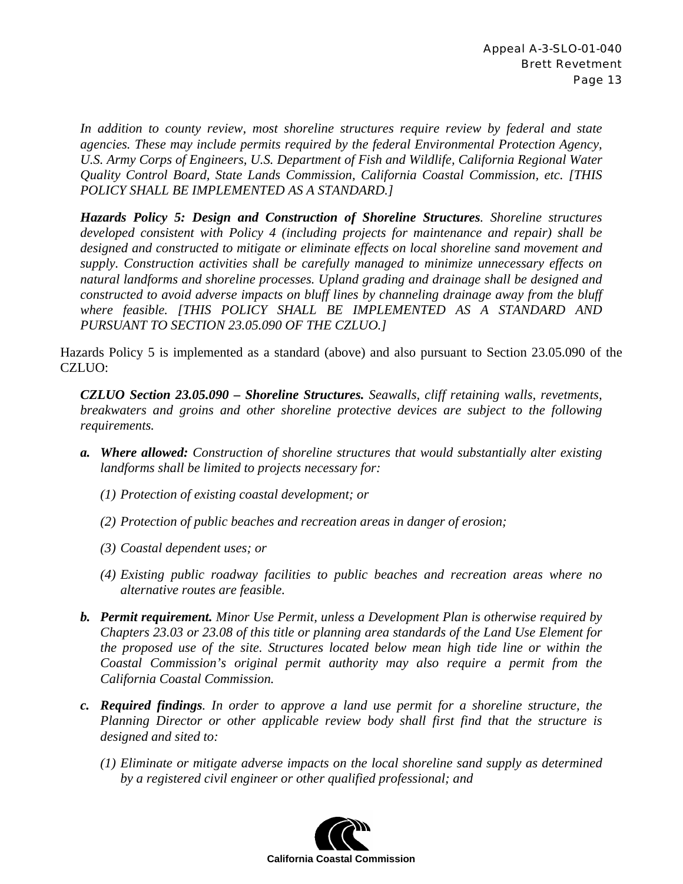*In addition to county review, most shoreline structures require review by federal and state agencies. These may include permits required by the federal Environmental Protection Agency, U.S. Army Corps of Engineers, U.S. Department of Fish and Wildlife, California Regional Water Quality Control Board, State Lands Commission, California Coastal Commission, etc. [THIS POLICY SHALL BE IMPLEMENTED AS A STANDARD.]*

***Hazards Policy 5: Design and Construction of Shoreline Structures****. Shoreline structures developed consistent with Policy 4 (including projects for maintenance and repair) shall be designed and constructed to mitigate or eliminate effects on local shoreline sand movement and supply. Construction activities shall be carefully managed to minimize unnecessary effects on natural landforms and shoreline processes. Upland grading and drainage shall be designed and constructed to avoid adverse impacts on bluff lines by channeling drainage away from the bluff where feasible. [THIS POLICY SHALL BE IMPLEMENTED AS A STANDARD AND PURSUANT TO SECTION 23.05.090 OF THE CZLUO.]*

Hazards Policy 5 is implemented as a standard (above) and also pursuant to Section 23.05.090 of the CZLUO:

***CZLUO Section 23.05.090 – Shoreline Structures.*** *Seawalls, cliff retaining walls, revetments, breakwaters and groins and other shoreline protective devices are subject to the following requirements.*

- ***a. Where allowed:*** *Construction of shoreline structures that would substantially alter existing landforms shall be limited to projects necessary for:*
  - *(1) Protection of existing coastal development; or*
  - *(2) Protection of public beaches and recreation areas in danger of erosion;*
  - *(3) Coastal dependent uses; or*
  - *(4) Existing public roadway facilities to public beaches and recreation areas where no alternative routes are feasible.*
- ***b. Permit requirement.*** *Minor Use Permit, unless a Development Plan is otherwise required by Chapters 23.03 or 23.08 of this title or planning area standards of the Land Use Element for the proposed use of the site. Structures located below mean high tide line or within the Coastal Commission's original permit authority may also require a permit from the California Coastal Commission.*
- ***c. Required findings****. In order to approve a land use permit for a shoreline structure, the Planning Director or other applicable review body shall first find that the structure is designed and sited to:*
  - *(1) Eliminate or mitigate adverse impacts on the local shoreline sand supply as determined by a registered civil engineer or other qualified professional; and*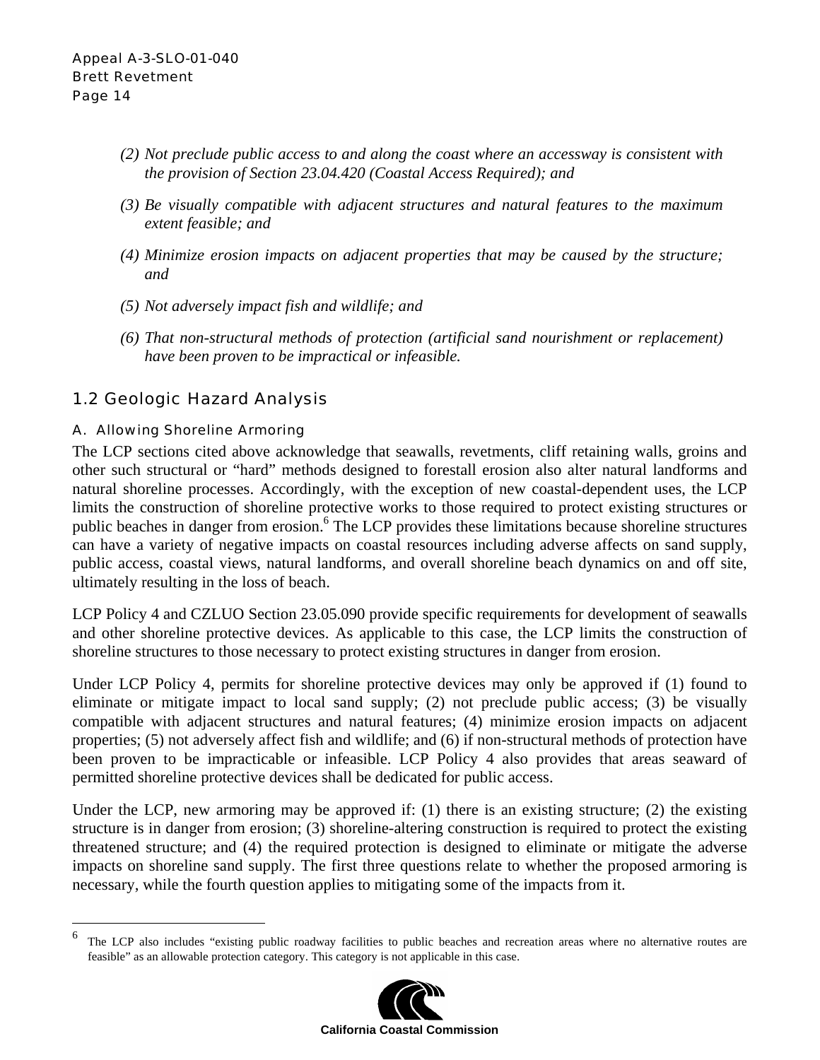*(2) Not preclude public access to and along the coast where an accessway is consistent with the provision of Section 23.04.420 (Coastal Access Required); and*

*(3) Be visually compatible with adjacent structures and natural features to the maximum extent feasible; and*

*(4) Minimize erosion impacts on adjacent properties that may be caused by the structure; and*

*(5) Not adversely impact fish and wildlife; and*

*(6) That non-structural methods of protection (artificial sand nourishment or replacement) have been proven to be impractical or infeasible.*

## 1.2 Geologic Hazard Analysis

### A. Allowing Shoreline Armoring

The LCP sections cited above acknowledge that seawalls, revetments, cliff retaining walls, groins and other such structural or "hard" methods designed to forestall erosion also alter natural landforms and natural shoreline processes. Accordingly, with the exception of new coastal-dependent uses, the LCP limits the construction of shoreline protective works to those required to protect existing structures or public beaches in danger from erosion.[6] The LCP provides these limitations because shoreline structures can have a variety of negative impacts on coastal resources including adverse affects on sand supply, public access, coastal views, natural landforms, and overall shoreline beach dynamics on and off site, ultimately resulting in the loss of beach.

LCP Policy 4 and CZLUO Section 23.05.090 provide specific requirements for development of seawalls and other shoreline protective devices. As applicable to this case, the LCP limits the construction of shoreline structures to those necessary to protect existing structures in danger from erosion.

Under LCP Policy 4, permits for shoreline protective devices may only be approved if (1) found to eliminate or mitigate impact to local sand supply; (2) not preclude public access; (3) be visually compatible with adjacent structures and natural features; (4) minimize erosion impacts on adjacent properties; (5) not adversely affect fish and wildlife; and (6) if non-structural methods of protection have been proven to be impracticable or infeasible. LCP Policy 4 also provides that areas seaward of permitted shoreline protective devices shall be dedicated for public access.

Under the LCP, new armoring may be approved if: (1) there is an existing structure; (2) the existing structure is in danger from erosion; (3) shoreline-altering construction is required to protect the existing threatened structure; and (4) the required protection is designed to eliminate or mitigate the adverse impacts on shoreline sand supply. The first three questions relate to whether the proposed armoring is necessary, while the fourth question applies to mitigating some of the impacts from it.

---

[6] The LCP also includes "existing public roadway facilities to public beaches and recreation areas where no alternative routes are feasible" as an allowable protection category. This category is not applicable in this case.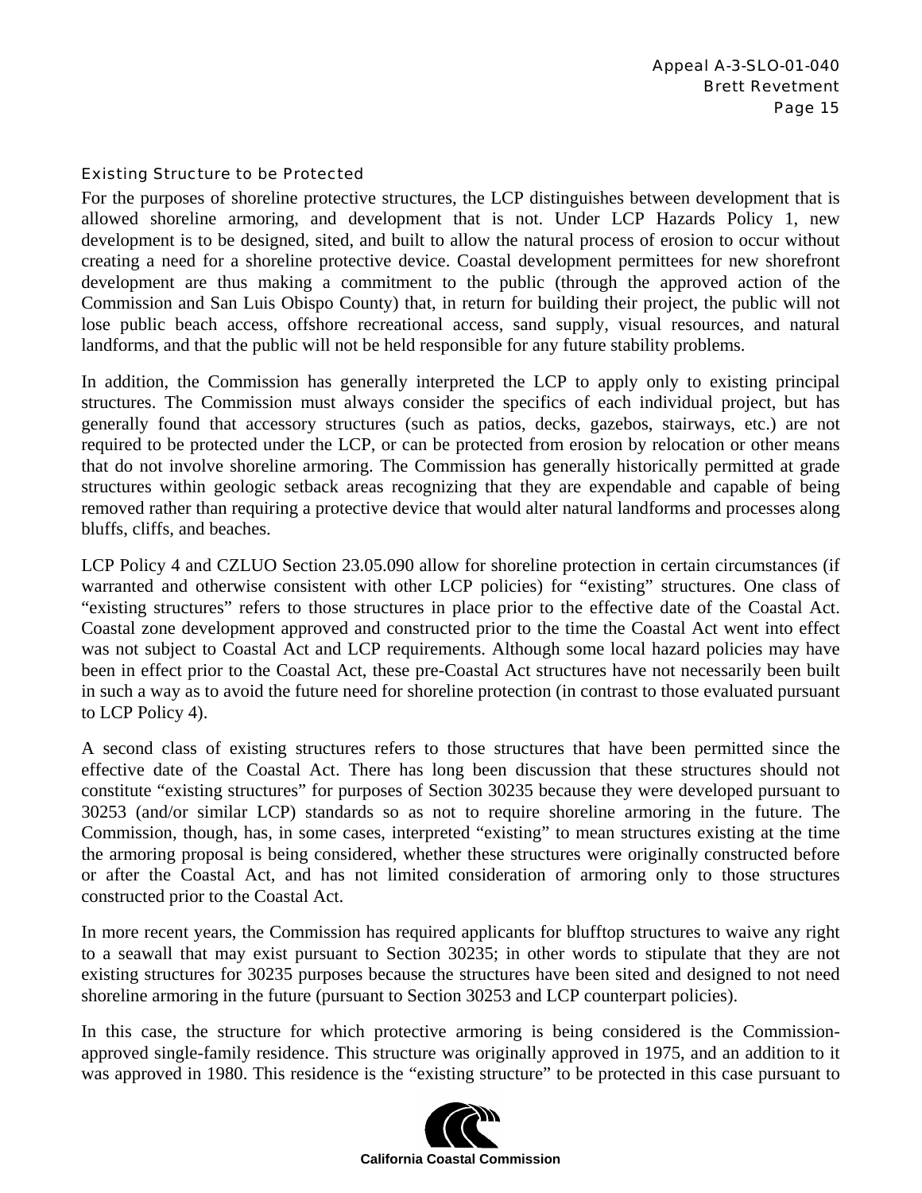#### Existing Structure to be Protected

For the purposes of shoreline protective structures, the LCP distinguishes between development that is allowed shoreline armoring, and development that is not. Under LCP Hazards Policy 1, new development is to be designed, sited, and built to allow the natural process of erosion to occur without creating a need for a shoreline protective device. Coastal development permittees for new shorefront development are thus making a commitment to the public (through the approved action of the Commission and San Luis Obispo County) that, in return for building their project, the public will not lose public beach access, offshore recreational access, sand supply, visual resources, and natural landforms, and that the public will not be held responsible for any future stability problems.

In addition, the Commission has generally interpreted the LCP to apply only to existing principal structures. The Commission must always consider the specifics of each individual project, but has generally found that accessory structures (such as patios, decks, gazebos, stairways, etc.) are not required to be protected under the LCP, or can be protected from erosion by relocation or other means that do not involve shoreline armoring. The Commission has generally historically permitted at grade structures within geologic setback areas recognizing that they are expendable and capable of being removed rather than requiring a protective device that would alter natural landforms and processes along bluffs, cliffs, and beaches.

LCP Policy 4 and CZLUO Section 23.05.090 allow for shoreline protection in certain circumstances (if warranted and otherwise consistent with other LCP policies) for "existing" structures. One class of "existing structures" refers to those structures in place prior to the effective date of the Coastal Act. Coastal zone development approved and constructed prior to the time the Coastal Act went into effect was not subject to Coastal Act and LCP requirements. Although some local hazard policies may have been in effect prior to the Coastal Act, these pre-Coastal Act structures have not necessarily been built in such a way as to avoid the future need for shoreline protection (in contrast to those evaluated pursuant to LCP Policy 4).

A second class of existing structures refers to those structures that have been permitted since the effective date of the Coastal Act. There has long been discussion that these structures should not constitute "existing structures" for purposes of Section 30235 because they were developed pursuant to 30253 (and/or similar LCP) standards so as not to require shoreline armoring in the future. The Commission, though, has, in some cases, interpreted "existing" to mean structures existing at the time the armoring proposal is being considered, whether these structures were originally constructed before or after the Coastal Act, and has not limited consideration of armoring only to those structures constructed prior to the Coastal Act.

In more recent years, the Commission has required applicants for blufftop structures to waive any right to a seawall that may exist pursuant to Section 30235; in other words to stipulate that they are not existing structures for 30235 purposes because the structures have been sited and designed to not need shoreline armoring in the future (pursuant to Section 30253 and LCP counterpart policies).

In this case, the structure for which protective armoring is being considered is the Commission-approved single-family residence. This structure was originally approved in 1975, and an addition to it was approved in 1980. This residence is the "existing structure" to be protected in this case pursuant to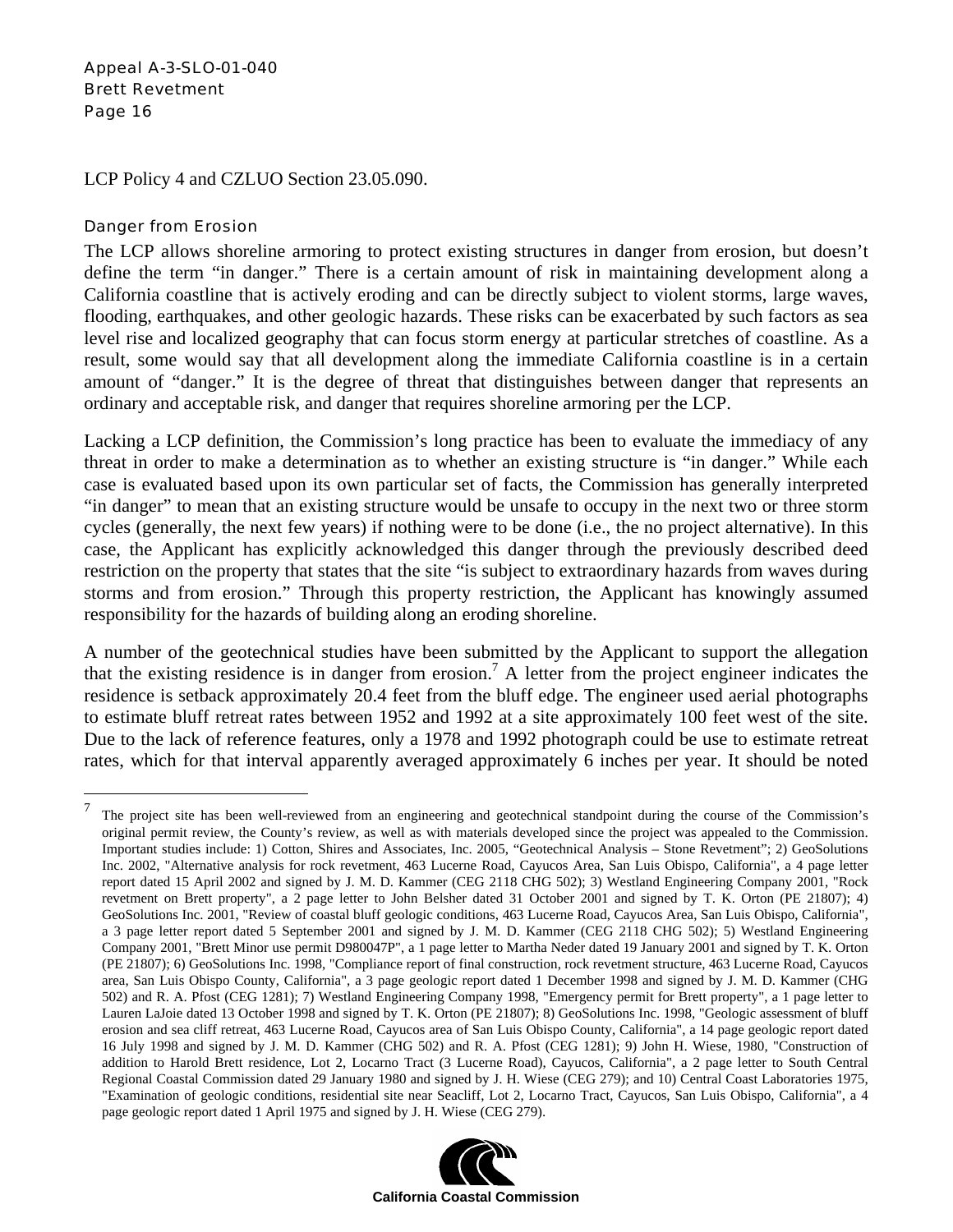LCP Policy 4 and CZLUO Section 23.05.090.

### Danger from Erosion

The LCP allows shoreline armoring to protect existing structures in danger from erosion, but doesn't define the term "in danger." There is a certain amount of risk in maintaining development along a California coastline that is actively eroding and can be directly subject to violent storms, large waves, flooding, earthquakes, and other geologic hazards. These risks can be exacerbated by such factors as sea level rise and localized geography that can focus storm energy at particular stretches of coastline. As a result, some would say that all development along the immediate California coastline is in a certain amount of "danger." It is the degree of threat that distinguishes between danger that represents an ordinary and acceptable risk, and danger that requires shoreline armoring per the LCP.

Lacking a LCP definition, the Commission's long practice has been to evaluate the immediacy of any threat in order to make a determination as to whether an existing structure is "in danger." While each case is evaluated based upon its own particular set of facts, the Commission has generally interpreted "in danger" to mean that an existing structure would be unsafe to occupy in the next two or three storm cycles (generally, the next few years) if nothing were to be done (i.e., the no project alternative). In this case, the Applicant has explicitly acknowledged this danger through the previously described deed restriction on the property that states that the site "is subject to extraordinary hazards from waves during storms and from erosion." Through this property restriction, the Applicant has knowingly assumed responsibility for the hazards of building along an eroding shoreline.

A number of the geotechnical studies have been submitted by the Applicant to support the allegation that the existing residence is in danger from erosion.[7] A letter from the project engineer indicates the residence is setback approximately 20.4 feet from the bluff edge. The engineer used aerial photographs to estimate bluff retreat rates between 1952 and 1992 at a site approximately 100 feet west of the site. Due to the lack of reference features, only a 1978 and 1992 photograph could be use to estimate retreat rates, which for that interval apparently averaged approximately 6 inches per year. It should be noted

[7] The project site has been well-reviewed from an engineering and geotechnical standpoint during the course of the Commission's original permit review, the County's review, as well as with materials developed since the project was appealed to the Commission. Important studies include: 1) Cotton, Shires and Associates, Inc. 2005, "Geotechnical Analysis – Stone Revetment"; 2) GeoSolutions Inc. 2002, "Alternative analysis for rock revetment, 463 Lucerne Road, Cayucos Area, San Luis Obispo, California", a 4 page letter report dated 15 April 2002 and signed by J. M. D. Kammer (CEG 2118 CHG 502); 3) Westland Engineering Company 2001, "Rock revetment on Brett property", a 2 page letter to John Belsher dated 31 October 2001 and signed by T. K. Orton (PE 21807); 4) GeoSolutions Inc. 2001, "Review of coastal bluff geologic conditions, 463 Lucerne Road, Cayucos Area, San Luis Obispo, California", a 3 page letter report dated 5 September 2001 and signed by J. M. D. Kammer (CEG 2118 CHG 502); 5) Westland Engineering Company 2001, "Brett Minor use permit D980047P", a 1 page letter to Martha Neder dated 19 January 2001 and signed by T. K. Orton (PE 21807); 6) GeoSolutions Inc. 1998, "Compliance report of final construction, rock revetment structure, 463 Lucerne Road, Cayucos area, San Luis Obispo County, California", a 3 page geologic report dated 1 December 1998 and signed by J. M. D. Kammer (CHG 502) and R. A. Pfost (CEG 1281); 7) Westland Engineering Company 1998, "Emergency permit for Brett property", a 1 page letter to Lauren LaJoie dated 13 October 1998 and signed by T. K. Orton (PE 21807); 8) GeoSolutions Inc. 1998, "Geologic assessment of bluff erosion and sea cliff retreat, 463 Lucerne Road, Cayucos area of San Luis Obispo County, California", a 14 page geologic report dated 16 July 1998 and signed by J. M. D. Kammer (CHG 502) and R. A. Pfost (CEG 1281); 9) John H. Wiese, 1980, "Construction of addition to Harold Brett residence, Lot 2, Locarno Tract (3 Lucerne Road), Cayucos, California", a 2 page letter to South Central Regional Coastal Commission dated 29 January 1980 and signed by J. H. Wiese (CEG 279); and 10) Central Coast Laboratories 1975, "Examination of geologic conditions, residential site near Seacliff, Lot 2, Locarno Tract, Cayucos, San Luis Obispo, California", a 4 page geologic report dated 1 April 1975 and signed by J. H. Wiese (CEG 279).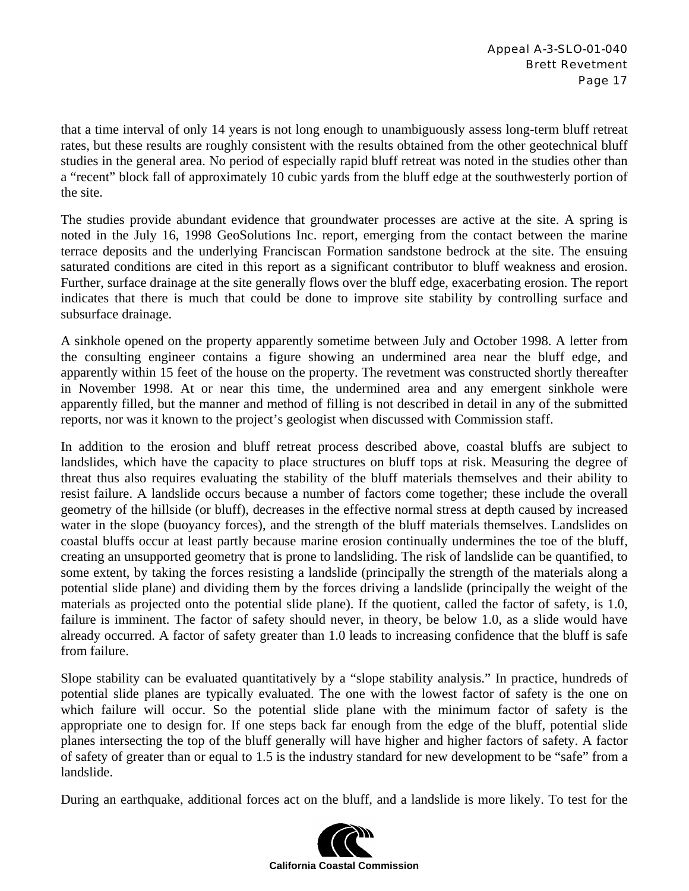that a time interval of only 14 years is not long enough to unambiguously assess long-term bluff retreat rates, but these results are roughly consistent with the results obtained from the other geotechnical bluff studies in the general area. No period of especially rapid bluff retreat was noted in the studies other than a "recent" block fall of approximately 10 cubic yards from the bluff edge at the southwesterly portion of the site.

The studies provide abundant evidence that groundwater processes are active at the site. A spring is noted in the July 16, 1998 GeoSolutions Inc. report, emerging from the contact between the marine terrace deposits and the underlying Franciscan Formation sandstone bedrock at the site. The ensuing saturated conditions are cited in this report as a significant contributor to bluff weakness and erosion. Further, surface drainage at the site generally flows over the bluff edge, exacerbating erosion. The report indicates that there is much that could be done to improve site stability by controlling surface and subsurface drainage.

A sinkhole opened on the property apparently sometime between July and October 1998. A letter from the consulting engineer contains a figure showing an undermined area near the bluff edge, and apparently within 15 feet of the house on the property. The revetment was constructed shortly thereafter in November 1998. At or near this time, the undermined area and any emergent sinkhole were apparently filled, but the manner and method of filling is not described in detail in any of the submitted reports, nor was it known to the project's geologist when discussed with Commission staff.

In addition to the erosion and bluff retreat process described above, coastal bluffs are subject to landslides, which have the capacity to place structures on bluff tops at risk. Measuring the degree of threat thus also requires evaluating the stability of the bluff materials themselves and their ability to resist failure. A landslide occurs because a number of factors come together; these include the overall geometry of the hillside (or bluff), decreases in the effective normal stress at depth caused by increased water in the slope (buoyancy forces), and the strength of the bluff materials themselves. Landslides on coastal bluffs occur at least partly because marine erosion continually undermines the toe of the bluff, creating an unsupported geometry that is prone to landsliding. The risk of landslide can be quantified, to some extent, by taking the forces resisting a landslide (principally the strength of the materials along a potential slide plane) and dividing them by the forces driving a landslide (principally the weight of the materials as projected onto the potential slide plane). If the quotient, called the factor of safety, is 1.0, failure is imminent. The factor of safety should never, in theory, be below 1.0, as a slide would have already occurred. A factor of safety greater than 1.0 leads to increasing confidence that the bluff is safe from failure.

Slope stability can be evaluated quantitatively by a "slope stability analysis." In practice, hundreds of potential slide planes are typically evaluated. The one with the lowest factor of safety is the one on which failure will occur. So the potential slide plane with the minimum factor of safety is the appropriate one to design for. If one steps back far enough from the edge of the bluff, potential slide planes intersecting the top of the bluff generally will have higher and higher factors of safety. A factor of safety of greater than or equal to 1.5 is the industry standard for new development to be "safe" from a landslide.

During an earthquake, additional forces act on the bluff, and a landslide is more likely. To test for the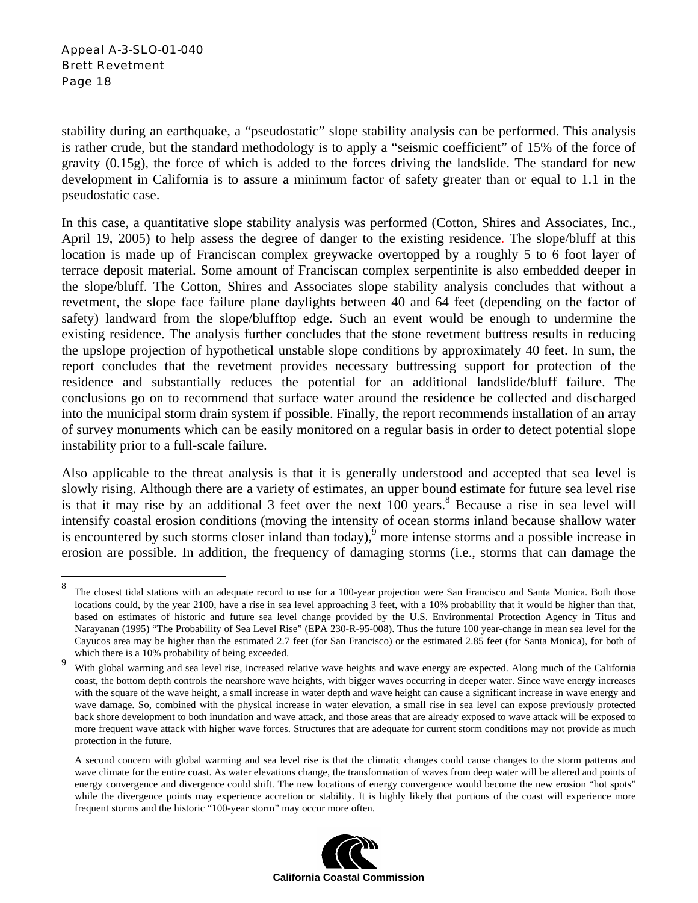stability during an earthquake, a "pseudostatic" slope stability analysis can be performed. This analysis is rather crude, but the standard methodology is to apply a "seismic coefficient" of 15% of the force of gravity (0.15g), the force of which is added to the forces driving the landslide. The standard for new development in California is to assure a minimum factor of safety greater than or equal to 1.1 in the pseudostatic case.

In this case, a quantitative slope stability analysis was performed (Cotton, Shires and Associates, Inc., April 19, 2005) to help assess the degree of danger to the existing residence. The slope/bluff at this location is made up of Franciscan complex greywacke overtopped by a roughly 5 to 6 foot layer of terrace deposit material. Some amount of Franciscan complex serpentinite is also embedded deeper in the slope/bluff. The Cotton, Shires and Associates slope stability analysis concludes that without a revetment, the slope face failure plane daylights between 40 and 64 feet (depending on the factor of safety) landward from the slope/blufftop edge. Such an event would be enough to undermine the existing residence. The analysis further concludes that the stone revetment buttress results in reducing the upslope projection of hypothetical unstable slope conditions by approximately 40 feet. In sum, the report concludes that the revetment provides necessary buttressing support for protection of the residence and substantially reduces the potential for an additional landslide/bluff failure. The conclusions go on to recommend that surface water around the residence be collected and discharged into the municipal storm drain system if possible. Finally, the report recommends installation of an array of survey monuments which can be easily monitored on a regular basis in order to detect potential slope instability prior to a full-scale failure.

Also applicable to the threat analysis is that it is generally understood and accepted that sea level is slowly rising. Although there are a variety of estimates, an upper bound estimate for future sea level rise is that it may rise by an additional 3 feet over the next 100 years.[8] Because a rise in sea level will intensify coastal erosion conditions (moving the intensity of ocean storms inland because shallow water is encountered by such storms closer inland than today),[9] more intense storms and a possible increase in erosion are possible. In addition, the frequency of damaging storms (i.e., storms that can damage the

---

[8] The closest tidal stations with an adequate record to use for a 100-year projection were San Francisco and Santa Monica. Both those locations could, by the year 2100, have a rise in sea level approaching 3 feet, with a 10% probability that it would be higher than that, based on estimates of historic and future sea level change provided by the U.S. Environmental Protection Agency in Titus and Narayanan (1995) "The Probability of Sea Level Rise" (EPA 230-R-95-008). Thus the future 100 year-change in mean sea level for the Cayucos area may be higher than the estimated 2.7 feet (for San Francisco) or the estimated 2.85 feet (for Santa Monica), for both of which there is a 10% probability of being exceeded.

[9] With global warming and sea level rise, increased relative wave heights and wave energy are expected. Along much of the California coast, the bottom depth controls the nearshore wave heights, with bigger waves occurring in deeper water. Since wave energy increases with the square of the wave height, a small increase in water depth and wave height can cause a significant increase in wave energy and wave damage. So, combined with the physical increase in water elevation, a small rise in sea level can expose previously protected back shore development to both inundation and wave attack, and those areas that are already exposed to wave attack will be exposed to more frequent wave attack with higher wave forces. Structures that are adequate for current storm conditions may not provide as much protection in the future.

A second concern with global warming and sea level rise is that the climatic changes could cause changes to the storm patterns and wave climate for the entire coast. As water elevations change, the transformation of waves from deep water will be altered and points of energy convergence and divergence could shift. The new locations of energy convergence would become the new erosion "hot spots" while the divergence points may experience accretion or stability. It is highly likely that portions of the coast will experience more frequent storms and the historic "100-year storm" may occur more often.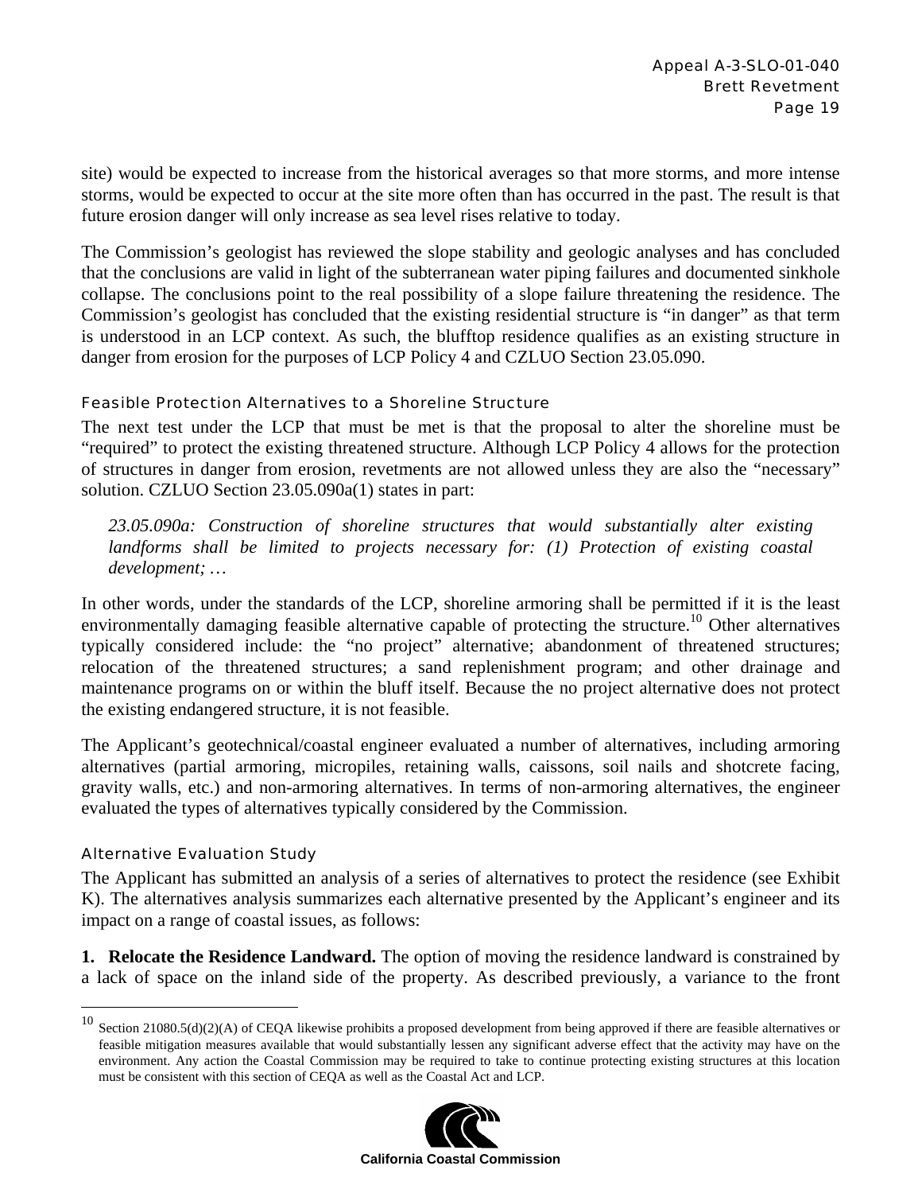site) would be expected to increase from the historical averages so that more storms, and more intense storms, would be expected to occur at the site more often than has occurred in the past. The result is that future erosion danger will only increase as sea level rises relative to today.

The Commission's geologist has reviewed the slope stability and geologic analyses and has concluded that the conclusions are valid in light of the subterranean water piping failures and documented sinkhole collapse. The conclusions point to the real possibility of a slope failure threatening the residence. The Commission's geologist has concluded that the existing residential structure is "in danger" as that term is understood in an LCP context. As such, the blufftop residence qualifies as an existing structure in danger from erosion for the purposes of LCP Policy 4 and CZLUO Section 23.05.090.

### Feasible Protection Alternatives to a Shoreline Structure

The next test under the LCP that must be met is that the proposal to alter the shoreline must be "required" to protect the existing threatened structure. Although LCP Policy 4 allows for the protection of structures in danger from erosion, revetments are not allowed unless they are also the "necessary" solution. CZLUO Section 23.05.090a(1) states in part:

> *23.05.090a: Construction of shoreline structures that would substantially alter existing landforms shall be limited to projects necessary for: (1) Protection of existing coastal development; …*

In other words, under the standards of the LCP, shoreline armoring shall be permitted if it is the least environmentally damaging feasible alternative capable of protecting the structure.[10] Other alternatives typically considered include: the "no project" alternative; abandonment of threatened structures; relocation of the threatened structures; a sand replenishment program; and other drainage and maintenance programs on or within the bluff itself. Because the no project alternative does not protect the existing endangered structure, it is not feasible.

The Applicant's geotechnical/coastal engineer evaluated a number of alternatives, including armoring alternatives (partial armoring, micropiles, retaining walls, caissons, soil nails and shotcrete facing, gravity walls, etc.) and non-armoring alternatives. In terms of non-armoring alternatives, the engineer evaluated the types of alternatives typically considered by the Commission.

### Alternative Evaluation Study

The Applicant has submitted an analysis of a series of alternatives to protect the residence (see Exhibit K). The alternatives analysis summarizes each alternative presented by the Applicant's engineer and its impact on a range of coastal issues, as follows:

**1. Relocate the Residence Landward.** The option of moving the residence landward is constrained by a lack of space on the inland side of the property. As described previously, a variance to the front

[10] Section 21080.5(d)(2)(A) of CEQA likewise prohibits a proposed development from being approved if there are feasible alternatives or feasible mitigation measures available that would substantially lessen any significant adverse effect that the activity may have on the environment. Any action the Coastal Commission may be required to take to continue protecting existing structures at this location must be consistent with this section of CEQA as well as the Coastal Act and LCP.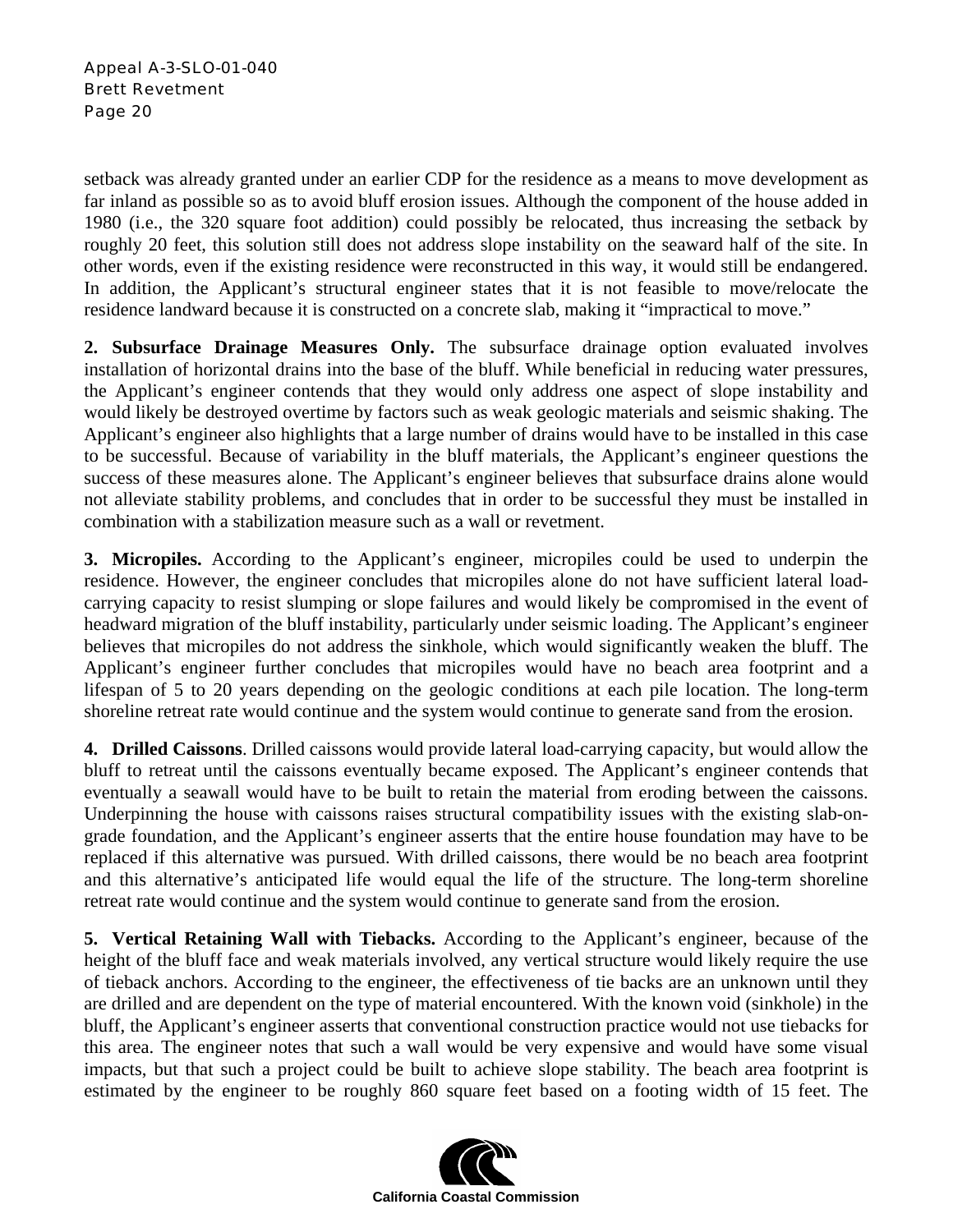setback was already granted under an earlier CDP for the residence as a means to move development as far inland as possible so as to avoid bluff erosion issues. Although the component of the house added in 1980 (i.e., the 320 square foot addition) could possibly be relocated, thus increasing the setback by roughly 20 feet, this solution still does not address slope instability on the seaward half of the site. In other words, even if the existing residence were reconstructed in this way, it would still be endangered. In addition, the Applicant's structural engineer states that it is not feasible to move/relocate the residence landward because it is constructed on a concrete slab, making it "impractical to move."

**2. Subsurface Drainage Measures Only.** The subsurface drainage option evaluated involves installation of horizontal drains into the base of the bluff. While beneficial in reducing water pressures, the Applicant's engineer contends that they would only address one aspect of slope instability and would likely be destroyed overtime by factors such as weak geologic materials and seismic shaking. The Applicant's engineer also highlights that a large number of drains would have to be installed in this case to be successful. Because of variability in the bluff materials, the Applicant's engineer questions the success of these measures alone. The Applicant's engineer believes that subsurface drains alone would not alleviate stability problems, and concludes that in order to be successful they must be installed in combination with a stabilization measure such as a wall or revetment.

**3. Micropiles.** According to the Applicant's engineer, micropiles could be used to underpin the residence. However, the engineer concludes that micropiles alone do not have sufficient lateral load-carrying capacity to resist slumping or slope failures and would likely be compromised in the event of headward migration of the bluff instability, particularly under seismic loading. The Applicant's engineer believes that micropiles do not address the sinkhole, which would significantly weaken the bluff. The Applicant's engineer further concludes that micropiles would have no beach area footprint and a lifespan of 5 to 20 years depending on the geologic conditions at each pile location. The long-term shoreline retreat rate would continue and the system would continue to generate sand from the erosion.

**4. Drilled Caissons**. Drilled caissons would provide lateral load-carrying capacity, but would allow the bluff to retreat until the caissons eventually became exposed. The Applicant's engineer contends that eventually a seawall would have to be built to retain the material from eroding between the caissons. Underpinning the house with caissons raises structural compatibility issues with the existing slab-on-grade foundation, and the Applicant's engineer asserts that the entire house foundation may have to be replaced if this alternative was pursued. With drilled caissons, there would be no beach area footprint and this alternative's anticipated life would equal the life of the structure. The long-term shoreline retreat rate would continue and the system would continue to generate sand from the erosion.

**5. Vertical Retaining Wall with Tiebacks.** According to the Applicant's engineer, because of the height of the bluff face and weak materials involved, any vertical structure would likely require the use of tieback anchors. According to the engineer, the effectiveness of tie backs are an unknown until they are drilled and are dependent on the type of material encountered. With the known void (sinkhole) in the bluff, the Applicant's engineer asserts that conventional construction practice would not use tiebacks for this area. The engineer notes that such a wall would be very expensive and would have some visual impacts, but that such a project could be built to achieve slope stability. The beach area footprint is estimated by the engineer to be roughly 860 square feet based on a footing width of 15 feet. The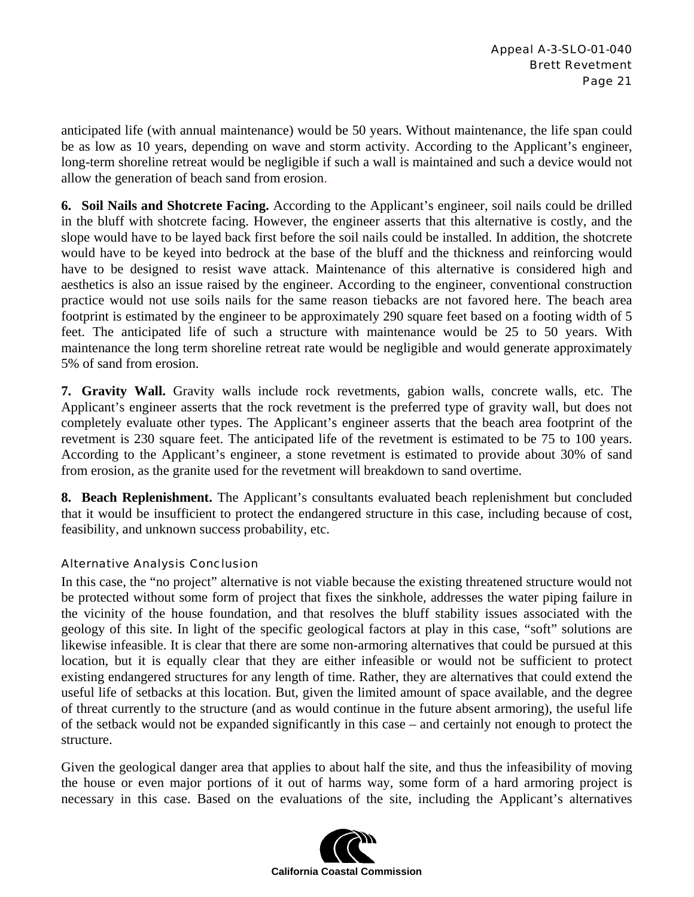anticipated life (with annual maintenance) would be 50 years. Without maintenance, the life span could be as low as 10 years, depending on wave and storm activity. According to the Applicant's engineer, long-term shoreline retreat would be negligible if such a wall is maintained and such a device would not allow the generation of beach sand from erosion.

**6. Soil Nails and Shotcrete Facing.** According to the Applicant's engineer, soil nails could be drilled in the bluff with shotcrete facing. However, the engineer asserts that this alternative is costly, and the slope would have to be layed back first before the soil nails could be installed. In addition, the shotcrete would have to be keyed into bedrock at the base of the bluff and the thickness and reinforcing would have to be designed to resist wave attack. Maintenance of this alternative is considered high and aesthetics is also an issue raised by the engineer. According to the engineer, conventional construction practice would not use soils nails for the same reason tiebacks are not favored here. The beach area footprint is estimated by the engineer to be approximately 290 square feet based on a footing width of 5 feet. The anticipated life of such a structure with maintenance would be 25 to 50 years. With maintenance the long term shoreline retreat rate would be negligible and would generate approximately 5% of sand from erosion.

**7. Gravity Wall.** Gravity walls include rock revetments, gabion walls, concrete walls, etc. The Applicant's engineer asserts that the rock revetment is the preferred type of gravity wall, but does not completely evaluate other types. The Applicant's engineer asserts that the beach area footprint of the revetment is 230 square feet. The anticipated life of the revetment is estimated to be 75 to 100 years. According to the Applicant's engineer, a stone revetment is estimated to provide about 30% of sand from erosion, as the granite used for the revetment will breakdown to sand overtime.

**8. Beach Replenishment.** The Applicant's consultants evaluated beach replenishment but concluded that it would be insufficient to protect the endangered structure in this case, including because of cost, feasibility, and unknown success probability, etc.

#### Alternative Analysis Conclusion

In this case, the "no project" alternative is not viable because the existing threatened structure would not be protected without some form of project that fixes the sinkhole, addresses the water piping failure in the vicinity of the house foundation, and that resolves the bluff stability issues associated with the geology of this site. In light of the specific geological factors at play in this case, "soft" solutions are likewise infeasible. It is clear that there are some non-armoring alternatives that could be pursued at this location, but it is equally clear that they are either infeasible or would not be sufficient to protect existing endangered structures for any length of time. Rather, they are alternatives that could extend the useful life of setbacks at this location. But, given the limited amount of space available, and the degree of threat currently to the structure (and as would continue in the future absent armoring), the useful life of the setback would not be expanded significantly in this case – and certainly not enough to protect the structure.

Given the geological danger area that applies to about half the site, and thus the infeasibility of moving the house or even major portions of it out of harms way, some form of a hard armoring project is necessary in this case. Based on the evaluations of the site, including the Applicant's alternatives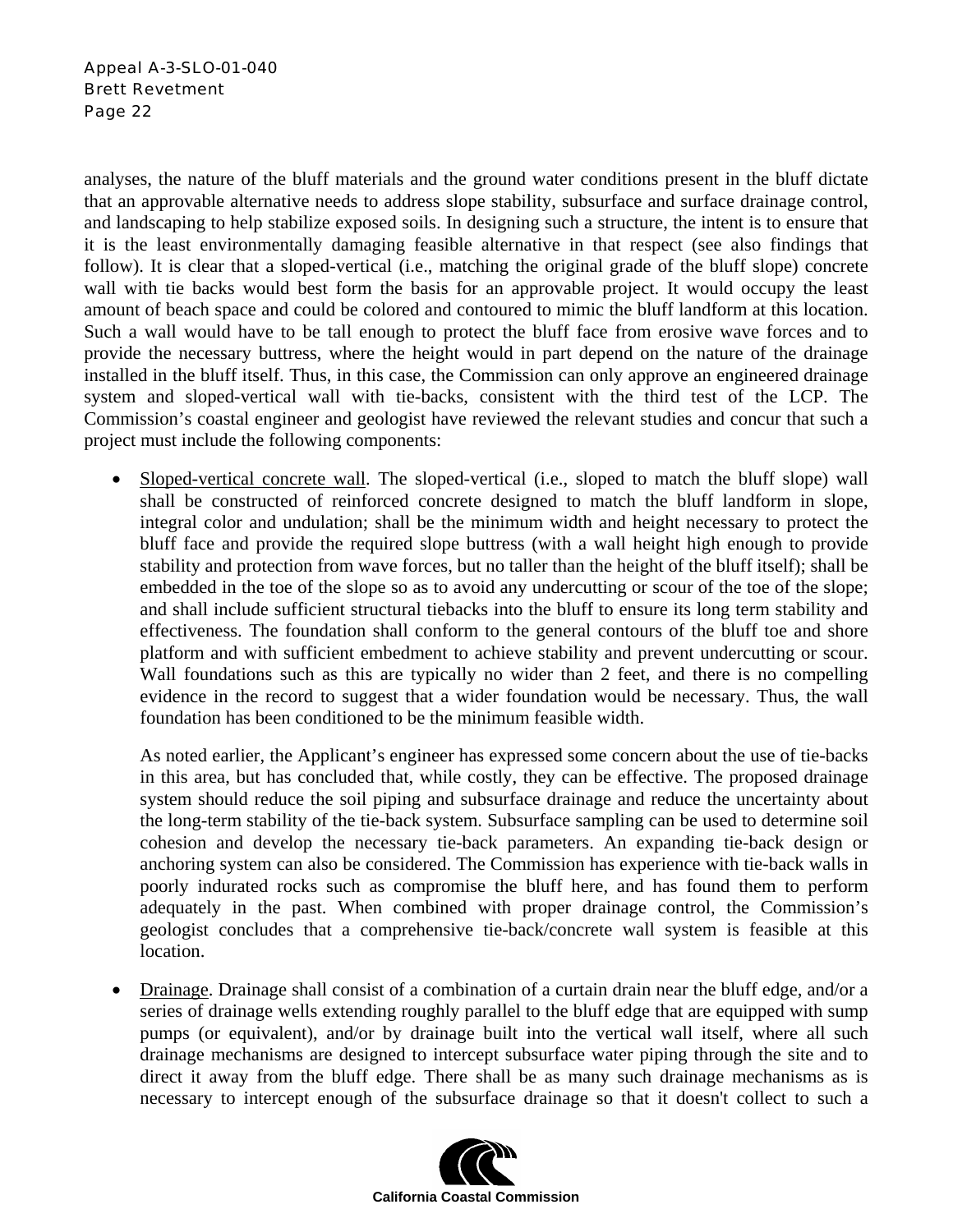analyses, the nature of the bluff materials and the ground water conditions present in the bluff dictate that an approvable alternative needs to address slope stability, subsurface and surface drainage control, and landscaping to help stabilize exposed soils. In designing such a structure, the intent is to ensure that it is the least environmentally damaging feasible alternative in that respect (see also findings that follow). It is clear that a sloped-vertical (i.e., matching the original grade of the bluff slope) concrete wall with tie backs would best form the basis for an approvable project. It would occupy the least amount of beach space and could be colored and contoured to mimic the bluff landform at this location. Such a wall would have to be tall enough to protect the bluff face from erosive wave forces and to provide the necessary buttress, where the height would in part depend on the nature of the drainage installed in the bluff itself. Thus, in this case, the Commission can only approve an engineered drainage system and sloped-vertical wall with tie-backs, consistent with the third test of the LCP. The Commission's coastal engineer and geologist have reviewed the relevant studies and concur that such a project must include the following components:

- Sloped-vertical concrete wall. The sloped-vertical (i.e., sloped to match the bluff slope) wall shall be constructed of reinforced concrete designed to match the bluff landform in slope, integral color and undulation; shall be the minimum width and height necessary to protect the bluff face and provide the required slope buttress (with a wall height high enough to provide stability and protection from wave forces, but no taller than the height of the bluff itself); shall be embedded in the toe of the slope so as to avoid any undercutting or scour of the toe of the slope; and shall include sufficient structural tiebacks into the bluff to ensure its long term stability and effectiveness. The foundation shall conform to the general contours of the bluff toe and shore platform and with sufficient embedment to achieve stability and prevent undercutting or scour. Wall foundations such as this are typically no wider than 2 feet, and there is no compelling evidence in the record to suggest that a wider foundation would be necessary. Thus, the wall foundation has been conditioned to be the minimum feasible width.

  As noted earlier, the Applicant's engineer has expressed some concern about the use of tie-backs in this area, but has concluded that, while costly, they can be effective. The proposed drainage system should reduce the soil piping and subsurface drainage and reduce the uncertainty about the long-term stability of the tie-back system. Subsurface sampling can be used to determine soil cohesion and develop the necessary tie-back parameters. An expanding tie-back design or anchoring system can also be considered. The Commission has experience with tie-back walls in poorly indurated rocks such as compromise the bluff here, and has found them to perform adequately in the past. When combined with proper drainage control, the Commission's geologist concludes that a comprehensive tie-back/concrete wall system is feasible at this location.

- Drainage. Drainage shall consist of a combination of a curtain drain near the bluff edge, and/or a series of drainage wells extending roughly parallel to the bluff edge that are equipped with sump pumps (or equivalent), and/or by drainage built into the vertical wall itself, where all such drainage mechanisms are designed to intercept subsurface water piping through the site and to direct it away from the bluff edge. There shall be as many such drainage mechanisms as is necessary to intercept enough of the subsurface drainage so that it doesn't collect to such a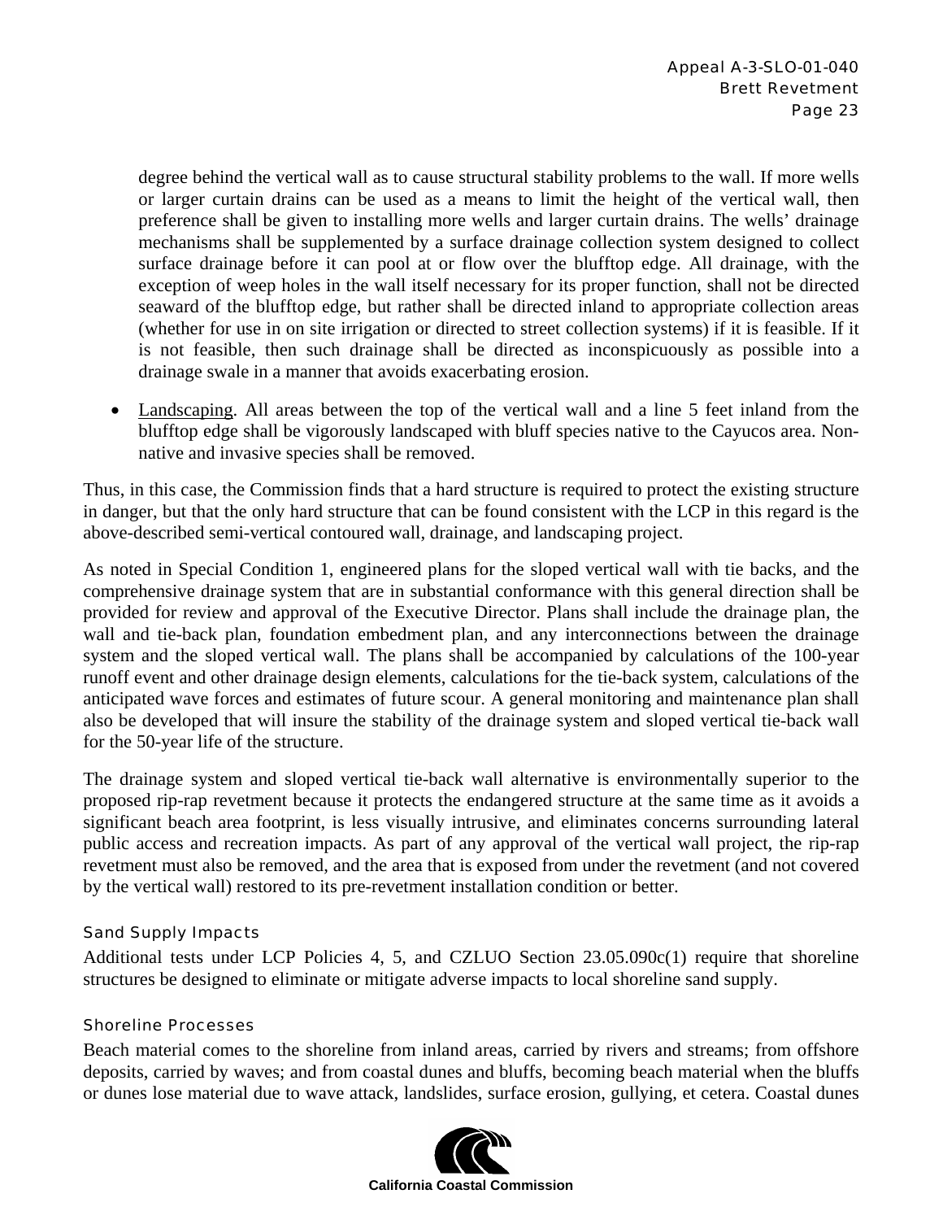degree behind the vertical wall as to cause structural stability problems to the wall. If more wells or larger curtain drains can be used as a means to limit the height of the vertical wall, then preference shall be given to installing more wells and larger curtain drains. The wells' drainage mechanisms shall be supplemented by a surface drainage collection system designed to collect surface drainage before it can pool at or flow over the blufftop edge. All drainage, with the exception of weep holes in the wall itself necessary for its proper function, shall not be directed seaward of the blufftop edge, but rather shall be directed inland to appropriate collection areas (whether for use in on site irrigation or directed to street collection systems) if it is feasible. If it is not feasible, then such drainage shall be directed as inconspicuously as possible into a drainage swale in a manner that avoids exacerbating erosion.

- Landscaping. All areas between the top of the vertical wall and a line 5 feet inland from the blufftop edge shall be vigorously landscaped with bluff species native to the Cayucos area. Non-native and invasive species shall be removed.

Thus, in this case, the Commission finds that a hard structure is required to protect the existing structure in danger, but that the only hard structure that can be found consistent with the LCP in this regard is the above-described semi-vertical contoured wall, drainage, and landscaping project.

As noted in Special Condition 1, engineered plans for the sloped vertical wall with tie backs, and the comprehensive drainage system that are in substantial conformance with this general direction shall be provided for review and approval of the Executive Director. Plans shall include the drainage plan, the wall and tie-back plan, foundation embedment plan, and any interconnections between the drainage system and the sloped vertical wall. The plans shall be accompanied by calculations of the 100-year runoff event and other drainage design elements, calculations for the tie-back system, calculations of the anticipated wave forces and estimates of future scour. A general monitoring and maintenance plan shall also be developed that will insure the stability of the drainage system and sloped vertical tie-back wall for the 50-year life of the structure.

The drainage system and sloped vertical tie-back wall alternative is environmentally superior to the proposed rip-rap revetment because it protects the endangered structure at the same time as it avoids a significant beach area footprint, is less visually intrusive, and eliminates concerns surrounding lateral public access and recreation impacts. As part of any approval of the vertical wall project, the rip-rap revetment must also be removed, and the area that is exposed from under the revetment (and not covered by the vertical wall) restored to its pre-revetment installation condition or better.

### Sand Supply Impacts

Additional tests under LCP Policies 4, 5, and CZLUO Section 23.05.090c(1) require that shoreline structures be designed to eliminate or mitigate adverse impacts to local shoreline sand supply.

### Shoreline Processes

Beach material comes to the shoreline from inland areas, carried by rivers and streams; from offshore deposits, carried by waves; and from coastal dunes and bluffs, becoming beach material when the bluffs or dunes lose material due to wave attack, landslides, surface erosion, gullying, et cetera. Coastal dunes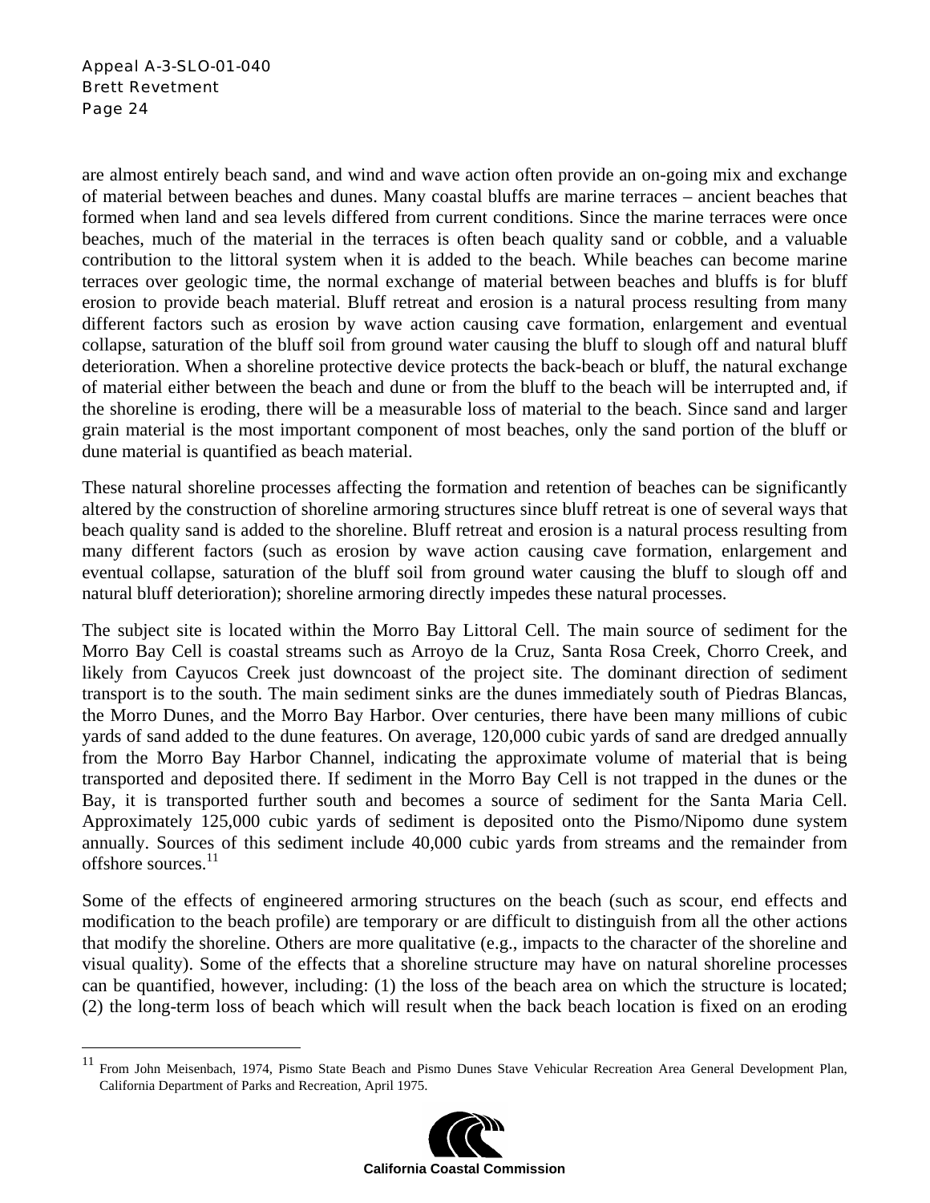are almost entirely beach sand, and wind and wave action often provide an on-going mix and exchange of material between beaches and dunes. Many coastal bluffs are marine terraces – ancient beaches that formed when land and sea levels differed from current conditions. Since the marine terraces were once beaches, much of the material in the terraces is often beach quality sand or cobble, and a valuable contribution to the littoral system when it is added to the beach. While beaches can become marine terraces over geologic time, the normal exchange of material between beaches and bluffs is for bluff erosion to provide beach material. Bluff retreat and erosion is a natural process resulting from many different factors such as erosion by wave action causing cave formation, enlargement and eventual collapse, saturation of the bluff soil from ground water causing the bluff to slough off and natural bluff deterioration. When a shoreline protective device protects the back-beach or bluff, the natural exchange of material either between the beach and dune or from the bluff to the beach will be interrupted and, if the shoreline is eroding, there will be a measurable loss of material to the beach. Since sand and larger grain material is the most important component of most beaches, only the sand portion of the bluff or dune material is quantified as beach material.

These natural shoreline processes affecting the formation and retention of beaches can be significantly altered by the construction of shoreline armoring structures since bluff retreat is one of several ways that beach quality sand is added to the shoreline. Bluff retreat and erosion is a natural process resulting from many different factors (such as erosion by wave action causing cave formation, enlargement and eventual collapse, saturation of the bluff soil from ground water causing the bluff to slough off and natural bluff deterioration); shoreline armoring directly impedes these natural processes.

The subject site is located within the Morro Bay Littoral Cell. The main source of sediment for the Morro Bay Cell is coastal streams such as Arroyo de la Cruz, Santa Rosa Creek, Chorro Creek, and likely from Cayucos Creek just downcoast of the project site. The dominant direction of sediment transport is to the south. The main sediment sinks are the dunes immediately south of Piedras Blancas, the Morro Dunes, and the Morro Bay Harbor. Over centuries, there have been many millions of cubic yards of sand added to the dune features. On average, 120,000 cubic yards of sand are dredged annually from the Morro Bay Harbor Channel, indicating the approximate volume of material that is being transported and deposited there. If sediment in the Morro Bay Cell is not trapped in the dunes or the Bay, it is transported further south and becomes a source of sediment for the Santa Maria Cell. Approximately 125,000 cubic yards of sediment is deposited onto the Pismo/Nipomo dune system annually. Sources of this sediment include 40,000 cubic yards from streams and the remainder from offshore sources.[11]

Some of the effects of engineered armoring structures on the beach (such as scour, end effects and modification to the beach profile) are temporary or are difficult to distinguish from all the other actions that modify the shoreline. Others are more qualitative (e.g., impacts to the character of the shoreline and visual quality). Some of the effects that a shoreline structure may have on natural shoreline processes can be quantified, however, including: (1) the loss of the beach area on which the structure is located; (2) the long-term loss of beach which will result when the back beach location is fixed on an eroding

---

[11] From John Meisenbach, 1974, Pismo State Beach and Pismo Dunes Stave Vehicular Recreation Area General Development Plan, California Department of Parks and Recreation, April 1975.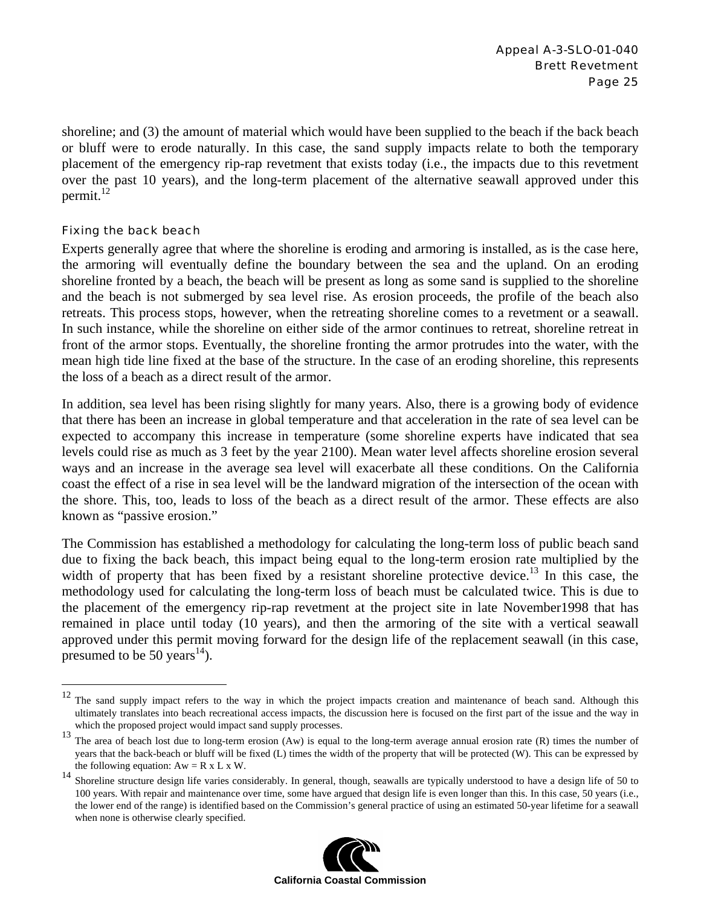shoreline; and (3) the amount of material which would have been supplied to the beach if the back beach or bluff were to erode naturally. In this case, the sand supply impacts relate to both the temporary placement of the emergency rip-rap revetment that exists today (i.e., the impacts due to this revetment over the past 10 years), and the long-term placement of the alternative seawall approved under this permit.[12]

### Fixing the back beach

Experts generally agree that where the shoreline is eroding and armoring is installed, as is the case here, the armoring will eventually define the boundary between the sea and the upland. On an eroding shoreline fronted by a beach, the beach will be present as long as some sand is supplied to the shoreline and the beach is not submerged by sea level rise. As erosion proceeds, the profile of the beach also retreats. This process stops, however, when the retreating shoreline comes to a revetment or a seawall. In such instance, while the shoreline on either side of the armor continues to retreat, shoreline retreat in front of the armor stops. Eventually, the shoreline fronting the armor protrudes into the water, with the mean high tide line fixed at the base of the structure. In the case of an eroding shoreline, this represents the loss of a beach as a direct result of the armor.

In addition, sea level has been rising slightly for many years. Also, there is a growing body of evidence that there has been an increase in global temperature and that acceleration in the rate of sea level can be expected to accompany this increase in temperature (some shoreline experts have indicated that sea levels could rise as much as 3 feet by the year 2100). Mean water level affects shoreline erosion several ways and an increase in the average sea level will exacerbate all these conditions. On the California coast the effect of a rise in sea level will be the landward migration of the intersection of the ocean with the shore. This, too, leads to loss of the beach as a direct result of the armor. These effects are also known as "passive erosion."

The Commission has established a methodology for calculating the long-term loss of public beach sand due to fixing the back beach, this impact being equal to the long-term erosion rate multiplied by the width of property that has been fixed by a resistant shoreline protective device.[13] In this case, the methodology used for calculating the long-term loss of beach must be calculated twice. This is due to the placement of the emergency rip-rap revetment at the project site in late November1998 that has remained in place until today (10 years), and then the armoring of the site with a vertical seawall approved under this permit moving forward for the design life of the replacement seawall (in this case, presumed to be 50 years[14]).

---

[12] The sand supply impact refers to the way in which the project impacts creation and maintenance of beach sand. Although this ultimately translates into beach recreational access impacts, the discussion here is focused on the first part of the issue and the way in which the proposed project would impact sand supply processes.

[13] The area of beach lost due to long-term erosion (Aw) is equal to the long-term average annual erosion rate (R) times the number of years that the back-beach or bluff will be fixed (L) times the width of the property that will be protected (W). This can be expressed by the following equation: $Aw = R \times L \times W$.

[14] Shoreline structure design life varies considerably. In general, though, seawalls are typically understood to have a design life of 50 to 100 years. With repair and maintenance over time, some have argued that design life is even longer than this. In this case, 50 years (i.e., the lower end of the range) is identified based on the Commission's general practice of using an estimated 50-year lifetime for a seawall when none is otherwise clearly specified.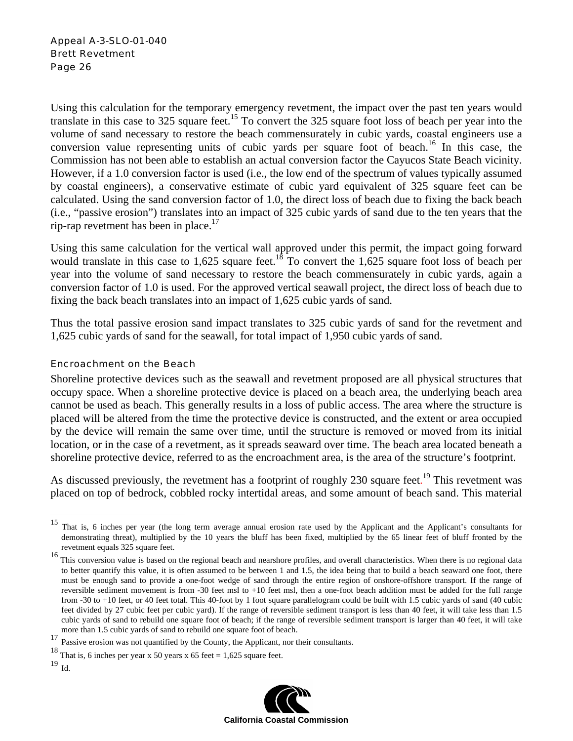Using this calculation for the temporary emergency revetment, the impact over the past ten years would translate in this case to 325 square feet.[15] To convert the 325 square foot loss of beach per year into the volume of sand necessary to restore the beach commensurately in cubic yards, coastal engineers use a conversion value representing units of cubic yards per square foot of beach.[16] In this case, the Commission has not been able to establish an actual conversion factor the Cayucos State Beach vicinity. However, if a 1.0 conversion factor is used (i.e., the low end of the spectrum of values typically assumed by coastal engineers), a conservative estimate of cubic yard equivalent of 325 square feet can be calculated. Using the sand conversion factor of 1.0, the direct loss of beach due to fixing the back beach (i.e., "passive erosion") translates into an impact of 325 cubic yards of sand due to the ten years that the rip-rap revetment has been in place.[17]

Using this same calculation for the vertical wall approved under this permit, the impact going forward would translate in this case to 1,625 square feet.[18] To convert the 1,625 square foot loss of beach per year into the volume of sand necessary to restore the beach commensurately in cubic yards, again a conversion factor of 1.0 is used. For the approved vertical seawall project, the direct loss of beach due to fixing the back beach translates into an impact of 1,625 cubic yards of sand.

Thus the total passive erosion sand impact translates to 325 cubic yards of sand for the revetment and 1,625 cubic yards of sand for the seawall, for total impact of 1,950 cubic yards of sand.

### Encroachment on the Beach

Shoreline protective devices such as the seawall and revetment proposed are all physical structures that occupy space. When a shoreline protective device is placed on a beach area, the underlying beach area cannot be used as beach. This generally results in a loss of public access. The area where the structure is placed will be altered from the time the protective device is constructed, and the extent or area occupied by the device will remain the same over time, until the structure is removed or moved from its initial location, or in the case of a revetment, as it spreads seaward over time. The beach area located beneath a shoreline protective device, referred to as the encroachment area, is the area of the structure's footprint.

As discussed previously, the revetment has a footprint of roughly 230 square feet.[19] This revetment was placed on top of bedrock, cobbled rocky intertidal areas, and some amount of beach sand. This material

---

[15] That is, 6 inches per year (the long term average annual erosion rate used by the Applicant and the Applicant's consultants for demonstrating threat), multiplied by the 10 years the bluff has been fixed, multiplied by the 65 linear feet of bluff fronted by the revetment equals 325 square feet.

[16] This conversion value is based on the regional beach and nearshore profiles, and overall characteristics. When there is no regional data to better quantify this value, it is often assumed to be between 1 and 1.5, the idea being that to build a beach seaward one foot, there must be enough sand to provide a one-foot wedge of sand through the entire region of onshore-offshore transport. If the range of reversible sediment movement is from -30 feet msl to +10 feet msl, then a one-foot beach addition must be added for the full range from -30 to +10 feet, or 40 feet total. This 40-foot by 1 foot square parallelogram could be built with 1.5 cubic yards of sand (40 cubic feet divided by 27 cubic feet per cubic yard). If the range of reversible sediment transport is less than 40 feet, it will take less than 1.5 cubic yards of sand to rebuild one square foot of beach; if the range of reversible sediment transport is larger than 40 feet, it will take more than 1.5 cubic yards of sand to rebuild one square foot of beach.

[17] Passive erosion was not quantified by the County, the Applicant, nor their consultants.

[18] That is, 6 inches per year x 50 years x 65 feet = 1,625 square feet.

[19] Id.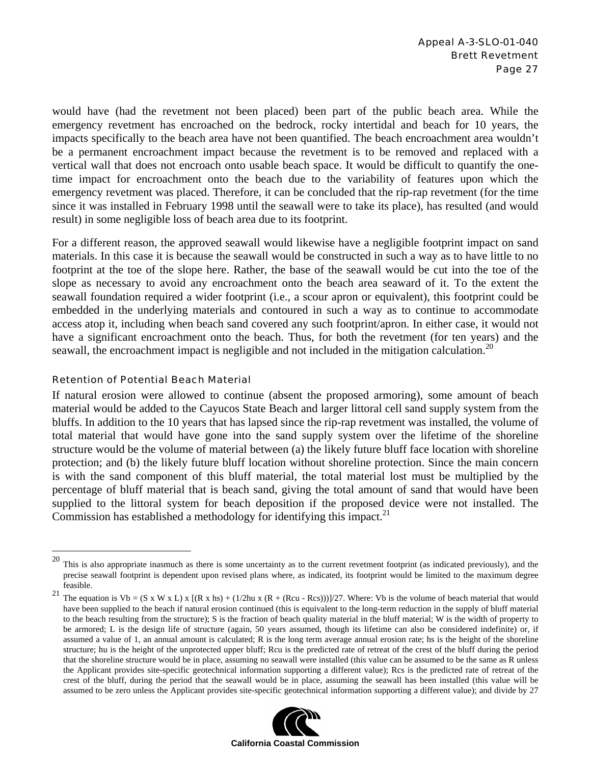would have (had the revetment not been placed) been part of the public beach area. While the emergency revetment has encroached on the bedrock, rocky intertidal and beach for 10 years, the impacts specifically to the beach area have not been quantified. The beach encroachment area wouldn't be a permanent encroachment impact because the revetment is to be removed and replaced with a vertical wall that does not encroach onto usable beach space. It would be difficult to quantify the one-time impact for encroachment onto the beach due to the variability of features upon which the emergency revetment was placed. Therefore, it can be concluded that the rip-rap revetment (for the time since it was installed in February 1998 until the seawall were to take its place), has resulted (and would result) in some negligible loss of beach area due to its footprint.

For a different reason, the approved seawall would likewise have a negligible footprint impact on sand materials. In this case it is because the seawall would be constructed in such a way as to have little to no footprint at the toe of the slope here. Rather, the base of the seawall would be cut into the toe of the slope as necessary to avoid any encroachment onto the beach area seaward of it. To the extent the seawall foundation required a wider footprint (i.e., a scour apron or equivalent), this footprint could be embedded in the underlying materials and contoured in such a way as to continue to accommodate access atop it, including when beach sand covered any such footprint/apron. In either case, it would not have a significant encroachment onto the beach. Thus, for both the revetment (for ten years) and the seawall, the encroachment impact is negligible and not included in the mitigation calculation.[20]

#### Retention of Potential Beach Material

If natural erosion were allowed to continue (absent the proposed armoring), some amount of beach material would be added to the Cayucos State Beach and larger littoral cell sand supply system from the bluffs. In addition to the 10 years that has lapsed since the rip-rap revetment was installed, the volume of total material that would have gone into the sand supply system over the lifetime of the shoreline structure would be the volume of material between (a) the likely future bluff face location with shoreline protection; and (b) the likely future bluff location without shoreline protection. Since the main concern is with the sand component of this bluff material, the total material lost must be multiplied by the percentage of bluff material that is beach sand, giving the total amount of sand that would have been supplied to the littoral system for beach deposition if the proposed device were not installed. The Commission has established a methodology for identifying this impact.[21]

---

[20] This is also appropriate inasmuch as there is some uncertainty as to the current revetment footprint (as indicated previously), and the precise seawall footprint is dependent upon revised plans where, as indicated, its footprint would be limited to the maximum degree feasible.

[21] The equation is $Vb = (S \times W \times L) \times [(R \times hs) + (1/2hu \times (R + (Rcu - Rcs)))]/27$. Where: Vb is the volume of beach material that would have been supplied to the beach if natural erosion continued (this is equivalent to the long-term reduction in the supply of bluff material to the beach resulting from the structure); S is the fraction of beach quality material in the bluff material; W is the width of property to be armored; L is the design life of structure (again, 50 years assumed, though its lifetime can also be considered indefinite) or, if assumed a value of 1, an annual amount is calculated; R is the long term average annual erosion rate; hs is the height of the shoreline structure; hu is the height of the unprotected upper bluff; Rcu is the predicted rate of retreat of the crest of the bluff during the period that the shoreline structure would be in place, assuming no seawall were installed (this value can be assumed to be the same as R unless the Applicant provides site-specific geotechnical information supporting a different value); Rcs is the predicted rate of retreat of the crest of the bluff, during the period that the seawall would be in place, assuming the seawall has been installed (this value will be assumed to be zero unless the Applicant provides site-specific geotechnical information supporting a different value); and divide by 27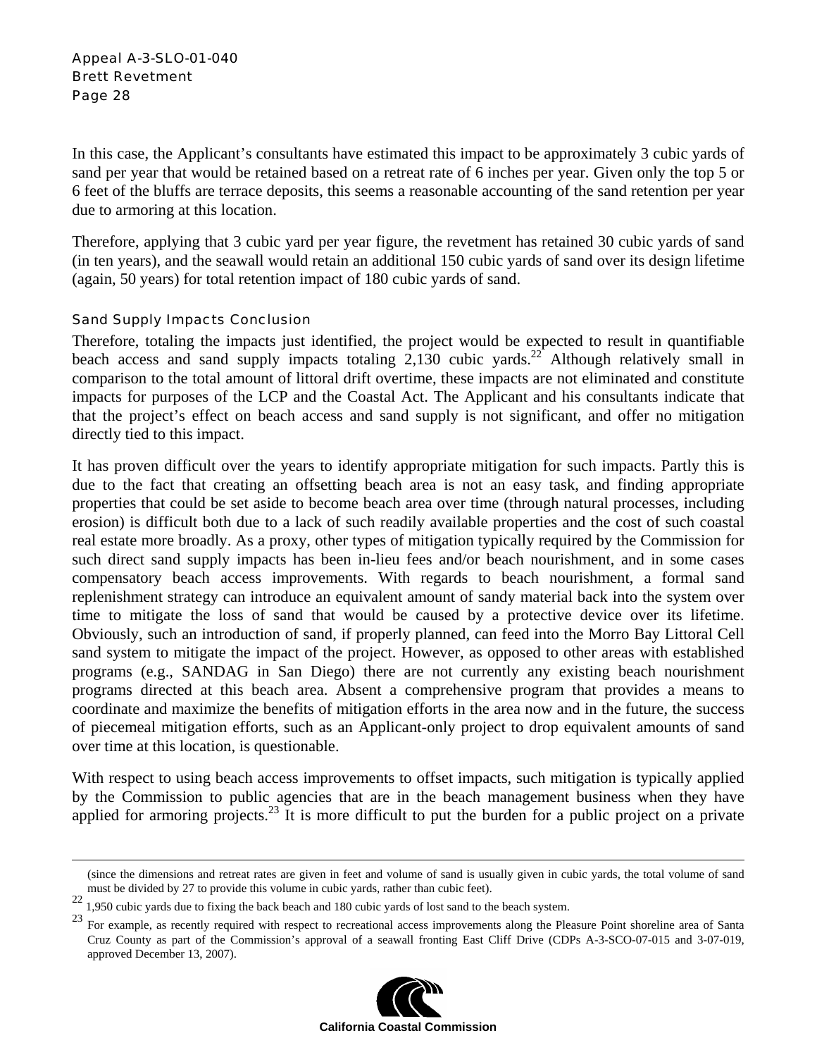In this case, the Applicant's consultants have estimated this impact to be approximately 3 cubic yards of sand per year that would be retained based on a retreat rate of 6 inches per year. Given only the top 5 or 6 feet of the bluffs are terrace deposits, this seems a reasonable accounting of the sand retention per year due to armoring at this location.

Therefore, applying that 3 cubic yard per year figure, the revetment has retained 30 cubic yards of sand (in ten years), and the seawall would retain an additional 150 cubic yards of sand over its design lifetime (again, 50 years) for total retention impact of 180 cubic yards of sand.

### Sand Supply Impacts Conclusion

Therefore, totaling the impacts just identified, the project would be expected to result in quantifiable beach access and sand supply impacts totaling 2,130 cubic yards.[22] Although relatively small in comparison to the total amount of littoral drift overtime, these impacts are not eliminated and constitute impacts for purposes of the LCP and the Coastal Act. The Applicant and his consultants indicate that that the project's effect on beach access and sand supply is not significant, and offer no mitigation directly tied to this impact.

It has proven difficult over the years to identify appropriate mitigation for such impacts. Partly this is due to the fact that creating an offsetting beach area is not an easy task, and finding appropriate properties that could be set aside to become beach area over time (through natural processes, including erosion) is difficult both due to a lack of such readily available properties and the cost of such coastal real estate more broadly. As a proxy, other types of mitigation typically required by the Commission for such direct sand supply impacts has been in-lieu fees and/or beach nourishment, and in some cases compensatory beach access improvements. With regards to beach nourishment, a formal sand replenishment strategy can introduce an equivalent amount of sandy material back into the system over time to mitigate the loss of sand that would be caused by a protective device over its lifetime. Obviously, such an introduction of sand, if properly planned, can feed into the Morro Bay Littoral Cell sand system to mitigate the impact of the project. However, as opposed to other areas with established programs (e.g., SANDAG in San Diego) there are not currently any existing beach nourishment programs directed at this beach area. Absent a comprehensive program that provides a means to coordinate and maximize the benefits of mitigation efforts in the area now and in the future, the success of piecemeal mitigation efforts, such as an Applicant-only project to drop equivalent amounts of sand over time at this location, is questionable.

With respect to using beach access improvements to offset impacts, such mitigation is typically applied by the Commission to public agencies that are in the beach management business when they have applied for armoring projects.[23] It is more difficult to put the burden for a public project on a private

---

(since the dimensions and retreat rates are given in feet and volume of sand is usually given in cubic yards, the total volume of sand must be divided by 27 to provide this volume in cubic yards, rather than cubic feet).

[22] 1,950 cubic yards due to fixing the back beach and 180 cubic yards of lost sand to the beach system.

[23] For example, as recently required with respect to recreational access improvements along the Pleasure Point shoreline area of Santa Cruz County as part of the Commission's approval of a seawall fronting East Cliff Drive (CDPs A-3-SCO-07-015 and 3-07-019, approved December 13, 2007).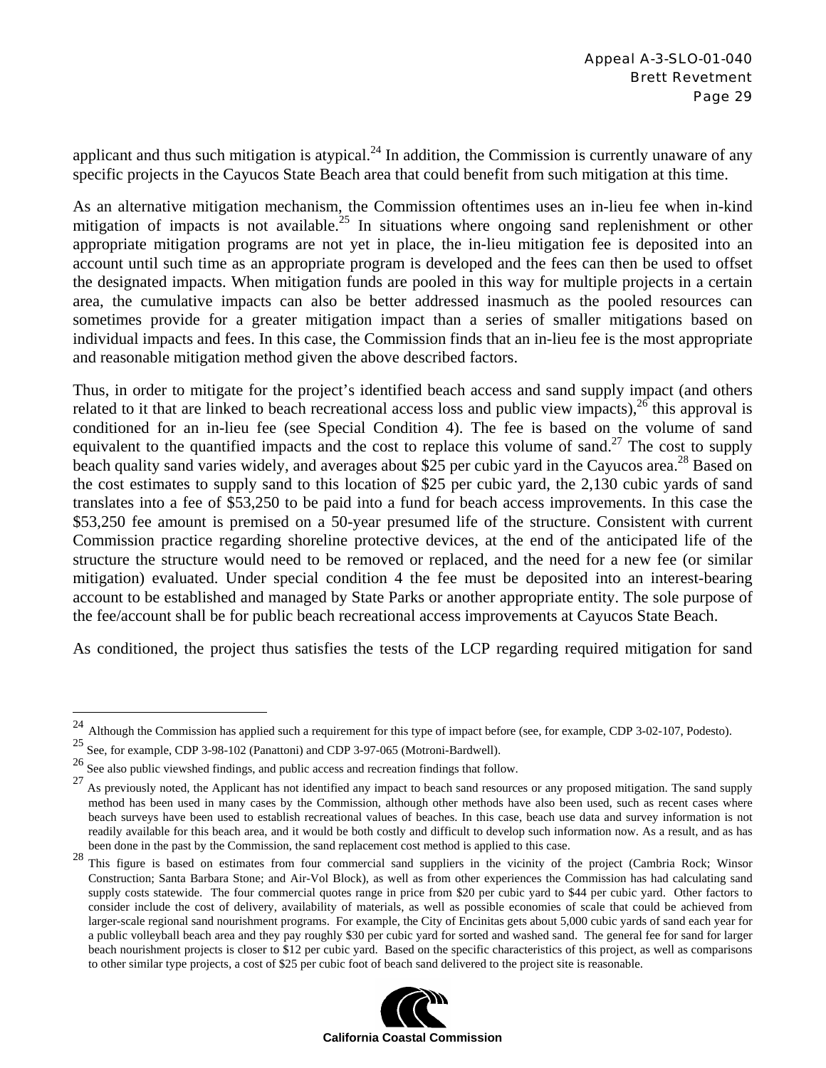applicant and thus such mitigation is atypical.[24] In addition, the Commission is currently unaware of any specific projects in the Cayucos State Beach area that could benefit from such mitigation at this time.

As an alternative mitigation mechanism, the Commission oftentimes uses an in-lieu fee when in-kind mitigation of impacts is not available.[25] In situations where ongoing sand replenishment or other appropriate mitigation programs are not yet in place, the in-lieu mitigation fee is deposited into an account until such time as an appropriate program is developed and the fees can then be used to offset the designated impacts. When mitigation funds are pooled in this way for multiple projects in a certain area, the cumulative impacts can also be better addressed inasmuch as the pooled resources can sometimes provide for a greater mitigation impact than a series of smaller mitigations based on individual impacts and fees. In this case, the Commission finds that an in-lieu fee is the most appropriate and reasonable mitigation method given the above described factors.

Thus, in order to mitigate for the project's identified beach access and sand supply impact (and others related to it that are linked to beach recreational access loss and public view impacts),[26] this approval is conditioned for an in-lieu fee (see Special Condition 4). The fee is based on the volume of sand equivalent to the quantified impacts and the cost to replace this volume of sand.[27] The cost to supply beach quality sand varies widely, and averages about $25 per cubic yard in the Cayucos area.[28] Based on the cost estimates to supply sand to this location of $25 per cubic yard, the 2,130 cubic yards of sand translates into a fee of $53,250 to be paid into a fund for beach access improvements. In this case the $53,250 fee amount is premised on a 50-year presumed life of the structure. Consistent with current Commission practice regarding shoreline protective devices, at the end of the anticipated life of the structure the structure would need to be removed or replaced, and the need for a new fee (or similar mitigation) evaluated. Under special condition 4 the fee must be deposited into an interest-bearing account to be established and managed by State Parks or another appropriate entity. The sole purpose of the fee/account shall be for public beach recreational access improvements at Cayucos State Beach.

As conditioned, the project thus satisfies the tests of the LCP regarding required mitigation for sand

---

[24] Although the Commission has applied such a requirement for this type of impact before (see, for example, CDP 3-02-107, Podesto).

[25] See, for example, CDP 3-98-102 (Panattoni) and CDP 3-97-065 (Motroni-Bardwell).

[26] See also public viewshed findings, and public access and recreation findings that follow.

[27] As previously noted, the Applicant has not identified any impact to beach sand resources or any proposed mitigation. The sand supply method has been used in many cases by the Commission, although other methods have also been used, such as recent cases where beach surveys have been used to establish recreational values of beaches. In this case, beach use data and survey information is not readily available for this beach area, and it would be both costly and difficult to develop such information now. As a result, and as has been done in the past by the Commission, the sand replacement cost method is applied to this case.

[28] This figure is based on estimates from four commercial sand suppliers in the vicinity of the project (Cambria Rock; Winsor Construction; Santa Barbara Stone; and Air-Vol Block), as well as from other experiences the Commission has had calculating sand supply costs statewide. The four commercial quotes range in price from $20 per cubic yard to $44 per cubic yard. Other factors to consider include the cost of delivery, availability of materials, as well as possible economies of scale that could be achieved from larger-scale regional sand nourishment programs. For example, the City of Encinitas gets about 5,000 cubic yards of sand each year for a public volleyball beach area and they pay roughly $30 per cubic yard for sorted and washed sand. The general fee for sand for larger beach nourishment projects is closer to $12 per cubic yard. Based on the specific characteristics of this project, as well as comparisons to other similar type projects, a cost of $25 per cubic foot of beach sand delivered to the project site is reasonable.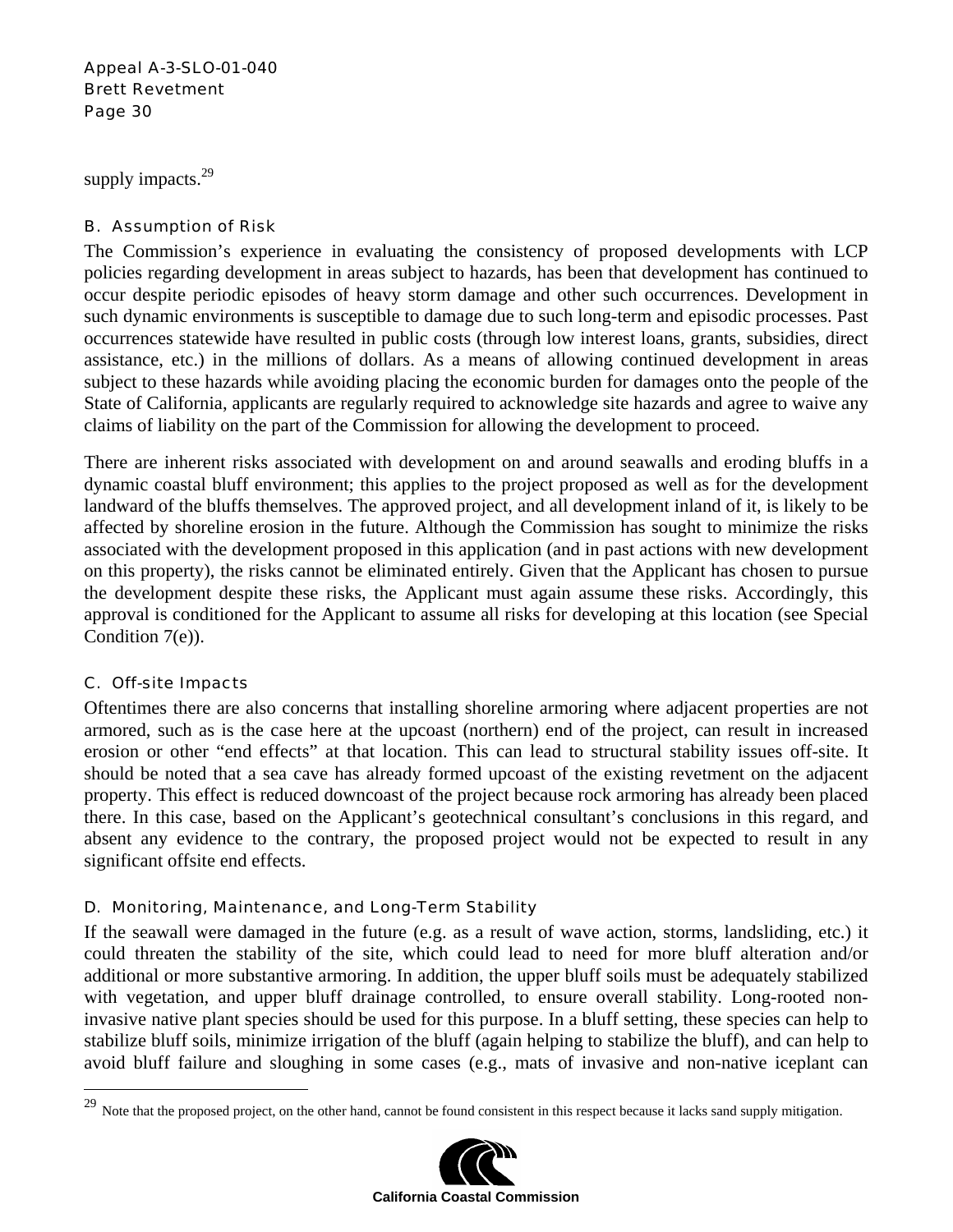supply impacts.[29]

### B. Assumption of Risk

The Commission's experience in evaluating the consistency of proposed developments with LCP policies regarding development in areas subject to hazards, has been that development has continued to occur despite periodic episodes of heavy storm damage and other such occurrences. Development in such dynamic environments is susceptible to damage due to such long-term and episodic processes. Past occurrences statewide have resulted in public costs (through low interest loans, grants, subsidies, direct assistance, etc.) in the millions of dollars. As a means of allowing continued development in areas subject to these hazards while avoiding placing the economic burden for damages onto the people of the State of California, applicants are regularly required to acknowledge site hazards and agree to waive any claims of liability on the part of the Commission for allowing the development to proceed.

There are inherent risks associated with development on and around seawalls and eroding bluffs in a dynamic coastal bluff environment; this applies to the project proposed as well as for the development landward of the bluffs themselves. The approved project, and all development inland of it, is likely to be affected by shoreline erosion in the future. Although the Commission has sought to minimize the risks associated with the development proposed in this application (and in past actions with new development on this property), the risks cannot be eliminated entirely. Given that the Applicant has chosen to pursue the development despite these risks, the Applicant must again assume these risks. Accordingly, this approval is conditioned for the Applicant to assume all risks for developing at this location (see Special Condition 7(e)).

### C. Off-site Impacts

Oftentimes there are also concerns that installing shoreline armoring where adjacent properties are not armored, such as is the case here at the upcoast (northern) end of the project, can result in increased erosion or other "end effects" at that location. This can lead to structural stability issues off-site. It should be noted that a sea cave has already formed upcoast of the existing revetment on the adjacent property. This effect is reduced downcoast of the project because rock armoring has already been placed there. In this case, based on the Applicant's geotechnical consultant's conclusions in this regard, and absent any evidence to the contrary, the proposed project would not be expected to result in any significant offsite end effects.

### D. Monitoring, Maintenance, and Long-Term Stability

If the seawall were damaged in the future (e.g. as a result of wave action, storms, landsliding, etc.) it could threaten the stability of the site, which could lead to need for more bluff alteration and/or additional or more substantive armoring. In addition, the upper bluff soils must be adequately stabilized with vegetation, and upper bluff drainage controlled, to ensure overall stability. Long-rooted non-invasive native plant species should be used for this purpose. In a bluff setting, these species can help to stabilize bluff soils, minimize irrigation of the bluff (again helping to stabilize the bluff), and can help to avoid bluff failure and sloughing in some cases (e.g., mats of invasive and non-native iceplant can

---

[29] Note that the proposed project, on the other hand, cannot be found consistent in this respect because it lacks sand supply mitigation.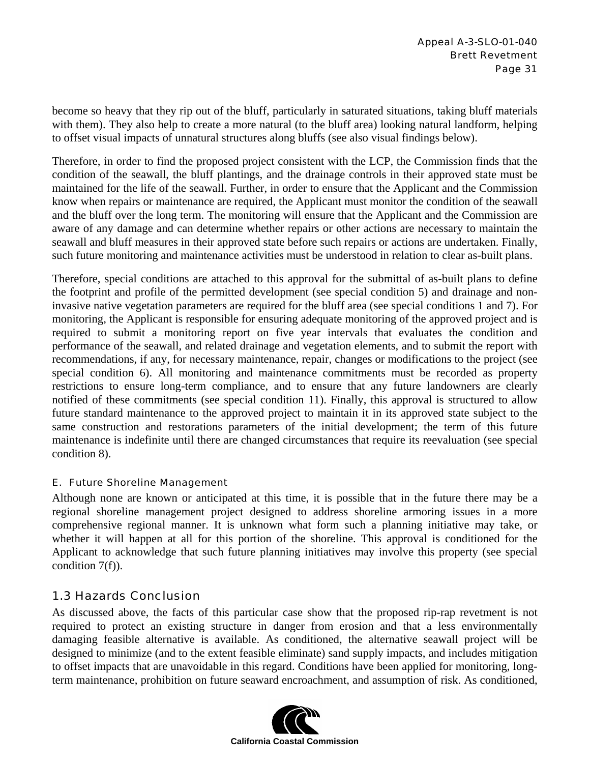become so heavy that they rip out of the bluff, particularly in saturated situations, taking bluff materials with them). They also help to create a more natural (to the bluff area) looking natural landform, helping to offset visual impacts of unnatural structures along bluffs (see also visual findings below).

Therefore, in order to find the proposed project consistent with the LCP, the Commission finds that the condition of the seawall, the bluff plantings, and the drainage controls in their approved state must be maintained for the life of the seawall. Further, in order to ensure that the Applicant and the Commission know when repairs or maintenance are required, the Applicant must monitor the condition of the seawall and the bluff over the long term. The monitoring will ensure that the Applicant and the Commission are aware of any damage and can determine whether repairs or other actions are necessary to maintain the seawall and bluff measures in their approved state before such repairs or actions are undertaken. Finally, such future monitoring and maintenance activities must be understood in relation to clear as-built plans.

Therefore, special conditions are attached to this approval for the submittal of as-built plans to define the footprint and profile of the permitted development (see special condition 5) and drainage and non-invasive native vegetation parameters are required for the bluff area (see special conditions 1 and 7). For monitoring, the Applicant is responsible for ensuring adequate monitoring of the approved project and is required to submit a monitoring report on five year intervals that evaluates the condition and performance of the seawall, and related drainage and vegetation elements, and to submit the report with recommendations, if any, for necessary maintenance, repair, changes or modifications to the project (see special condition 6). All monitoring and maintenance commitments must be recorded as property restrictions to ensure long-term compliance, and to ensure that any future landowners are clearly notified of these commitments (see special condition 11). Finally, this approval is structured to allow future standard maintenance to the approved project to maintain it in its approved state subject to the same construction and restorations parameters of the initial development; the term of this future maintenance is indefinite until there are changed circumstances that require its reevaluation (see special condition 8).

#### E. Future Shoreline Management

Although none are known or anticipated at this time, it is possible that in the future there may be a regional shoreline management project designed to address shoreline armoring issues in a more comprehensive regional manner. It is unknown what form such a planning initiative may take, or whether it will happen at all for this portion of the shoreline. This approval is conditioned for the Applicant to acknowledge that such future planning initiatives may involve this property (see special condition 7(f)).

### 1.3 Hazards Conclusion

As discussed above, the facts of this particular case show that the proposed rip-rap revetment is not required to protect an existing structure in danger from erosion and that a less environmentally damaging feasible alternative is available. As conditioned, the alternative seawall project will be designed to minimize (and to the extent feasible eliminate) sand supply impacts, and includes mitigation to offset impacts that are unavoidable in this regard. Conditions have been applied for monitoring, long-term maintenance, prohibition on future seaward encroachment, and assumption of risk. As conditioned,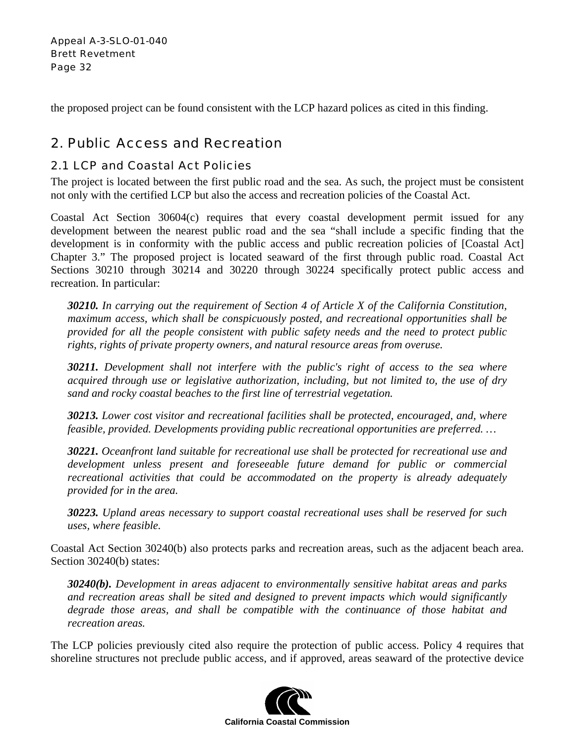the proposed project can be found consistent with the LCP hazard polices as cited in this finding.

## 2. Public Access and Recreation

### 2.1 LCP and Coastal Act Policies

The project is located between the first public road and the sea. As such, the project must be consistent not only with the certified LCP but also the access and recreation policies of the Coastal Act.

Coastal Act Section 30604(c) requires that every coastal development permit issued for any development between the nearest public road and the sea "shall include a specific finding that the development is in conformity with the public access and public recreation policies of [Coastal Act] Chapter 3." The proposed project is located seaward of the first through public road. Coastal Act Sections 30210 through 30214 and 30220 through 30224 specifically protect public access and recreation. In particular:

> ***30210.*** *In carrying out the requirement of Section 4 of Article X of the California Constitution, maximum access, which shall be conspicuously posted, and recreational opportunities shall be provided for all the people consistent with public safety needs and the need to protect public rights, rights of private property owners, and natural resource areas from overuse.*
>
> ***30211.*** *Development shall not interfere with the public's right of access to the sea where acquired through use or legislative authorization, including, but not limited to, the use of dry sand and rocky coastal beaches to the first line of terrestrial vegetation.*
>
> ***30213.*** *Lower cost visitor and recreational facilities shall be protected, encouraged, and, where feasible, provided. Developments providing public recreational opportunities are preferred. …*
>
> ***30221.*** *Oceanfront land suitable for recreational use shall be protected for recreational use and development unless present and foreseeable future demand for public or commercial recreational activities that could be accommodated on the property is already adequately provided for in the area.*
>
> ***30223.*** *Upland areas necessary to support coastal recreational uses shall be reserved for such uses, where feasible.*

Coastal Act Section 30240(b) also protects parks and recreation areas, such as the adjacent beach area. Section 30240(b) states:

> ***30240(b).*** *Development in areas adjacent to environmentally sensitive habitat areas and parks and recreation areas shall be sited and designed to prevent impacts which would significantly degrade those areas, and shall be compatible with the continuance of those habitat and recreation areas.*

The LCP policies previously cited also require the protection of public access. Policy 4 requires that shoreline structures not preclude public access, and if approved, areas seaward of the protective device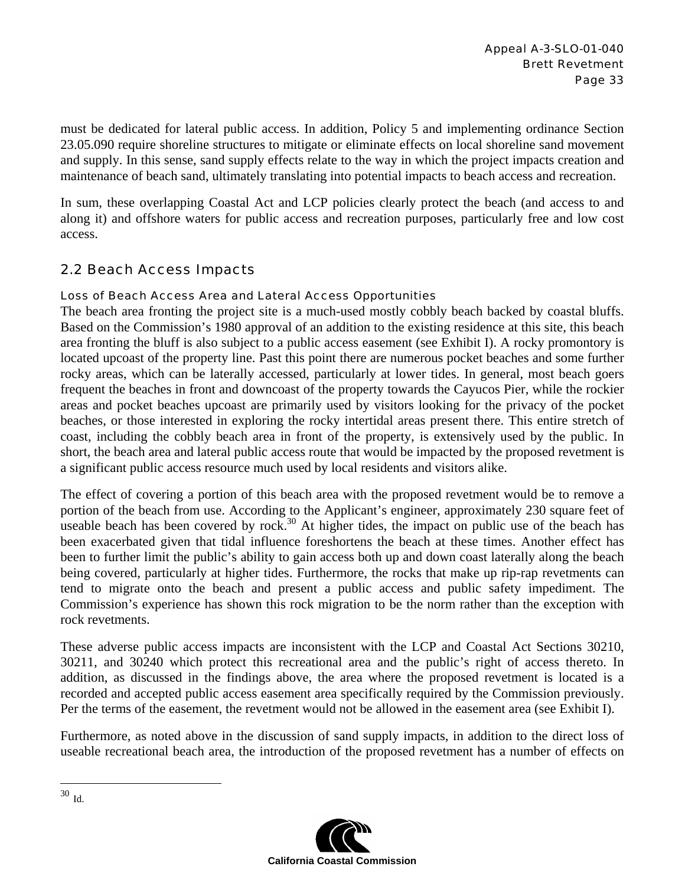must be dedicated for lateral public access. In addition, Policy 5 and implementing ordinance Section 23.05.090 require shoreline structures to mitigate or eliminate effects on local shoreline sand movement and supply. In this sense, sand supply effects relate to the way in which the project impacts creation and maintenance of beach sand, ultimately translating into potential impacts to beach access and recreation.

In sum, these overlapping Coastal Act and LCP policies clearly protect the beach (and access to and along it) and offshore waters for public access and recreation purposes, particularly free and low cost access.

## 2.2 Beach Access Impacts

### Loss of Beach Access Area and Lateral Access Opportunities

The beach area fronting the project site is a much-used mostly cobbly beach backed by coastal bluffs. Based on the Commission's 1980 approval of an addition to the existing residence at this site, this beach area fronting the bluff is also subject to a public access easement (see Exhibit I). A rocky promontory is located upcoast of the property line. Past this point there are numerous pocket beaches and some further rocky areas, which can be laterally accessed, particularly at lower tides. In general, most beach goers frequent the beaches in front and downcoast of the property towards the Cayucos Pier, while the rockier areas and pocket beaches upcoast are primarily used by visitors looking for the privacy of the pocket beaches, or those interested in exploring the rocky intertidal areas present there. This entire stretch of coast, including the cobbly beach area in front of the property, is extensively used by the public. In short, the beach area and lateral public access route that would be impacted by the proposed revetment is a significant public access resource much used by local residents and visitors alike.

The effect of covering a portion of this beach area with the proposed revetment would be to remove a portion of the beach from use. According to the Applicant's engineer, approximately 230 square feet of useable beach has been covered by rock.[30] At higher tides, the impact on public use of the beach has been exacerbated given that tidal influence foreshortens the beach at these times. Another effect has been to further limit the public's ability to gain access both up and down coast laterally along the beach being covered, particularly at higher tides. Furthermore, the rocks that make up rip-rap revetments can tend to migrate onto the beach and present a public access and public safety impediment. The Commission's experience has shown this rock migration to be the norm rather than the exception with rock revetments.

These adverse public access impacts are inconsistent with the LCP and Coastal Act Sections 30210, 30211, and 30240 which protect this recreational area and the public's right of access thereto. In addition, as discussed in the findings above, the area where the proposed revetment is located is a recorded and accepted public access easement area specifically required by the Commission previously. Per the terms of the easement, the revetment would not be allowed in the easement area (see Exhibit I).

Furthermore, as noted above in the discussion of sand supply impacts, in addition to the direct loss of useable recreational beach area, the introduction of the proposed revetment has a number of effects on

---

[30] Id.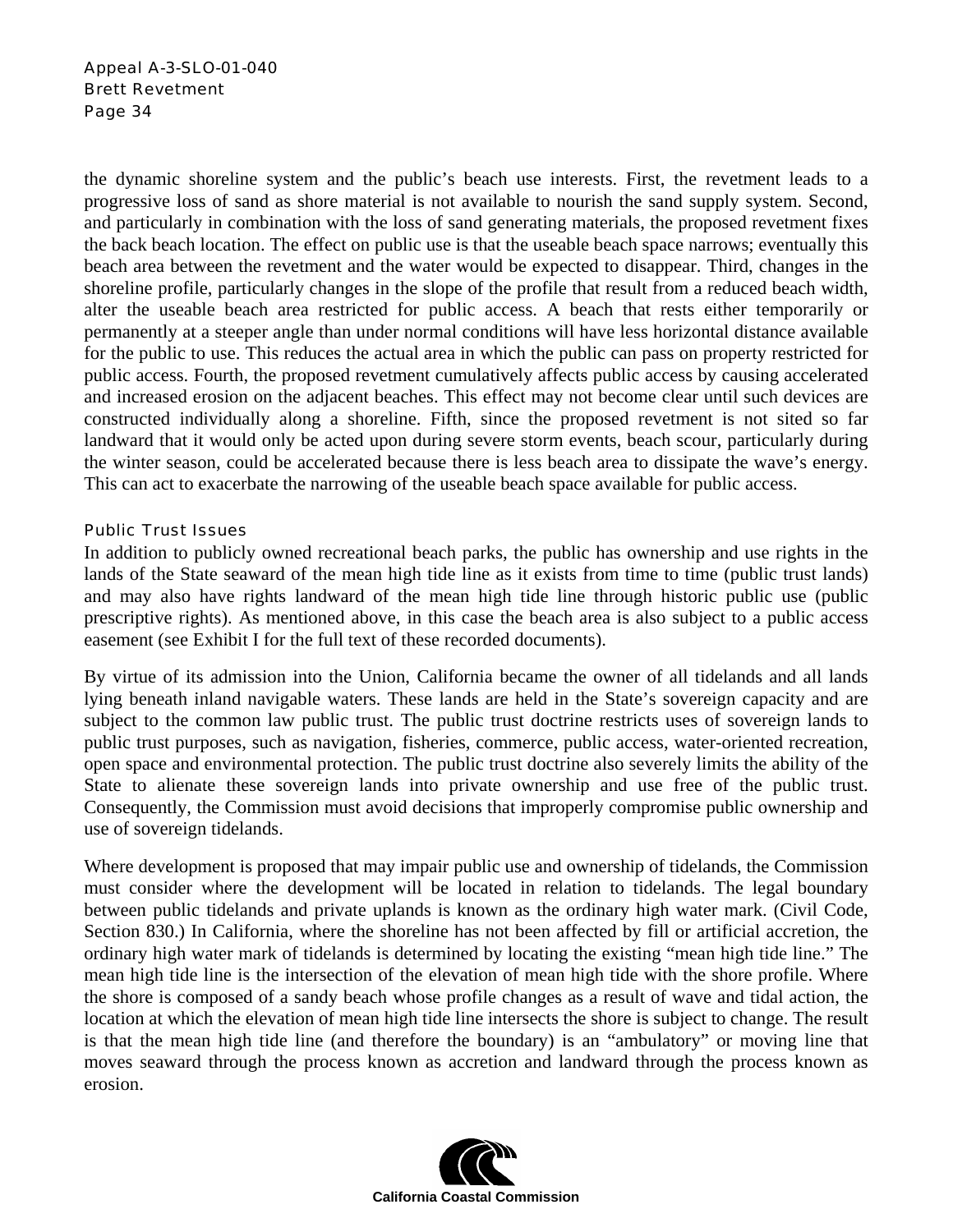the dynamic shoreline system and the public's beach use interests. First, the revetment leads to a progressive loss of sand as shore material is not available to nourish the sand supply system. Second, and particularly in combination with the loss of sand generating materials, the proposed revetment fixes the back beach location. The effect on public use is that the useable beach space narrows; eventually this beach area between the revetment and the water would be expected to disappear. Third, changes in the shoreline profile, particularly changes in the slope of the profile that result from a reduced beach width, alter the useable beach area restricted for public access. A beach that rests either temporarily or permanently at a steeper angle than under normal conditions will have less horizontal distance available for the public to use. This reduces the actual area in which the public can pass on property restricted for public access. Fourth, the proposed revetment cumulatively affects public access by causing accelerated and increased erosion on the adjacent beaches. This effect may not become clear until such devices are constructed individually along a shoreline. Fifth, since the proposed revetment is not sited so far landward that it would only be acted upon during severe storm events, beach scour, particularly during the winter season, could be accelerated because there is less beach area to dissipate the wave's energy. This can act to exacerbate the narrowing of the useable beach space available for public access.

### Public Trust Issues

In addition to publicly owned recreational beach parks, the public has ownership and use rights in the lands of the State seaward of the mean high tide line as it exists from time to time (public trust lands) and may also have rights landward of the mean high tide line through historic public use (public prescriptive rights). As mentioned above, in this case the beach area is also subject to a public access easement (see Exhibit I for the full text of these recorded documents).

By virtue of its admission into the Union, California became the owner of all tidelands and all lands lying beneath inland navigable waters. These lands are held in the State's sovereign capacity and are subject to the common law public trust. The public trust doctrine restricts uses of sovereign lands to public trust purposes, such as navigation, fisheries, commerce, public access, water-oriented recreation, open space and environmental protection. The public trust doctrine also severely limits the ability of the State to alienate these sovereign lands into private ownership and use free of the public trust. Consequently, the Commission must avoid decisions that improperly compromise public ownership and use of sovereign tidelands.

Where development is proposed that may impair public use and ownership of tidelands, the Commission must consider where the development will be located in relation to tidelands. The legal boundary between public tidelands and private uplands is known as the ordinary high water mark. (Civil Code, Section 830.) In California, where the shoreline has not been affected by fill or artificial accretion, the ordinary high water mark of tidelands is determined by locating the existing "mean high tide line." The mean high tide line is the intersection of the elevation of mean high tide with the shore profile. Where the shore is composed of a sandy beach whose profile changes as a result of wave and tidal action, the location at which the elevation of mean high tide line intersects the shore is subject to change. The result is that the mean high tide line (and therefore the boundary) is an "ambulatory" or moving line that moves seaward through the process known as accretion and landward through the process known as erosion.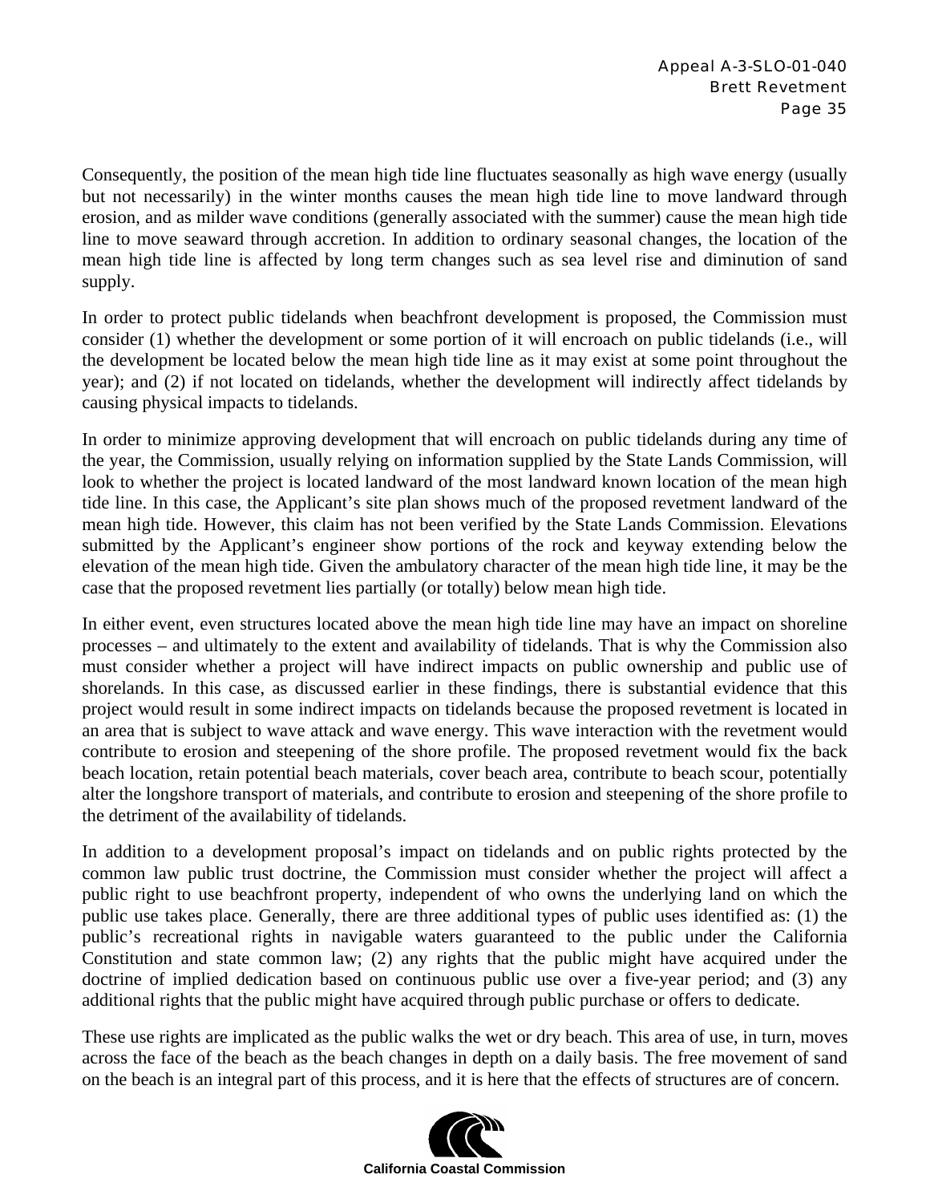Consequently, the position of the mean high tide line fluctuates seasonally as high wave energy (usually but not necessarily) in the winter months causes the mean high tide line to move landward through erosion, and as milder wave conditions (generally associated with the summer) cause the mean high tide line to move seaward through accretion. In addition to ordinary seasonal changes, the location of the mean high tide line is affected by long term changes such as sea level rise and diminution of sand supply.

In order to protect public tidelands when beachfront development is proposed, the Commission must consider (1) whether the development or some portion of it will encroach on public tidelands (i.e., will the development be located below the mean high tide line as it may exist at some point throughout the year); and (2) if not located on tidelands, whether the development will indirectly affect tidelands by causing physical impacts to tidelands.

In order to minimize approving development that will encroach on public tidelands during any time of the year, the Commission, usually relying on information supplied by the State Lands Commission, will look to whether the project is located landward of the most landward known location of the mean high tide line. In this case, the Applicant's site plan shows much of the proposed revetment landward of the mean high tide. However, this claim has not been verified by the State Lands Commission. Elevations submitted by the Applicant's engineer show portions of the rock and keyway extending below the elevation of the mean high tide. Given the ambulatory character of the mean high tide line, it may be the case that the proposed revetment lies partially (or totally) below mean high tide.

In either event, even structures located above the mean high tide line may have an impact on shoreline processes – and ultimately to the extent and availability of tidelands. That is why the Commission also must consider whether a project will have indirect impacts on public ownership and public use of shorelands. In this case, as discussed earlier in these findings, there is substantial evidence that this project would result in some indirect impacts on tidelands because the proposed revetment is located in an area that is subject to wave attack and wave energy. This wave interaction with the revetment would contribute to erosion and steepening of the shore profile. The proposed revetment would fix the back beach location, retain potential beach materials, cover beach area, contribute to beach scour, potentially alter the longshore transport of materials, and contribute to erosion and steepening of the shore profile to the detriment of the availability of tidelands.

In addition to a development proposal's impact on tidelands and on public rights protected by the common law public trust doctrine, the Commission must consider whether the project will affect a public right to use beachfront property, independent of who owns the underlying land on which the public use takes place. Generally, there are three additional types of public uses identified as: (1) the public's recreational rights in navigable waters guaranteed to the public under the California Constitution and state common law; (2) any rights that the public might have acquired under the doctrine of implied dedication based on continuous public use over a five-year period; and (3) any additional rights that the public might have acquired through public purchase or offers to dedicate.

These use rights are implicated as the public walks the wet or dry beach. This area of use, in turn, moves across the face of the beach as the beach changes in depth on a daily basis. The free movement of sand on the beach is an integral part of this process, and it is here that the effects of structures are of concern.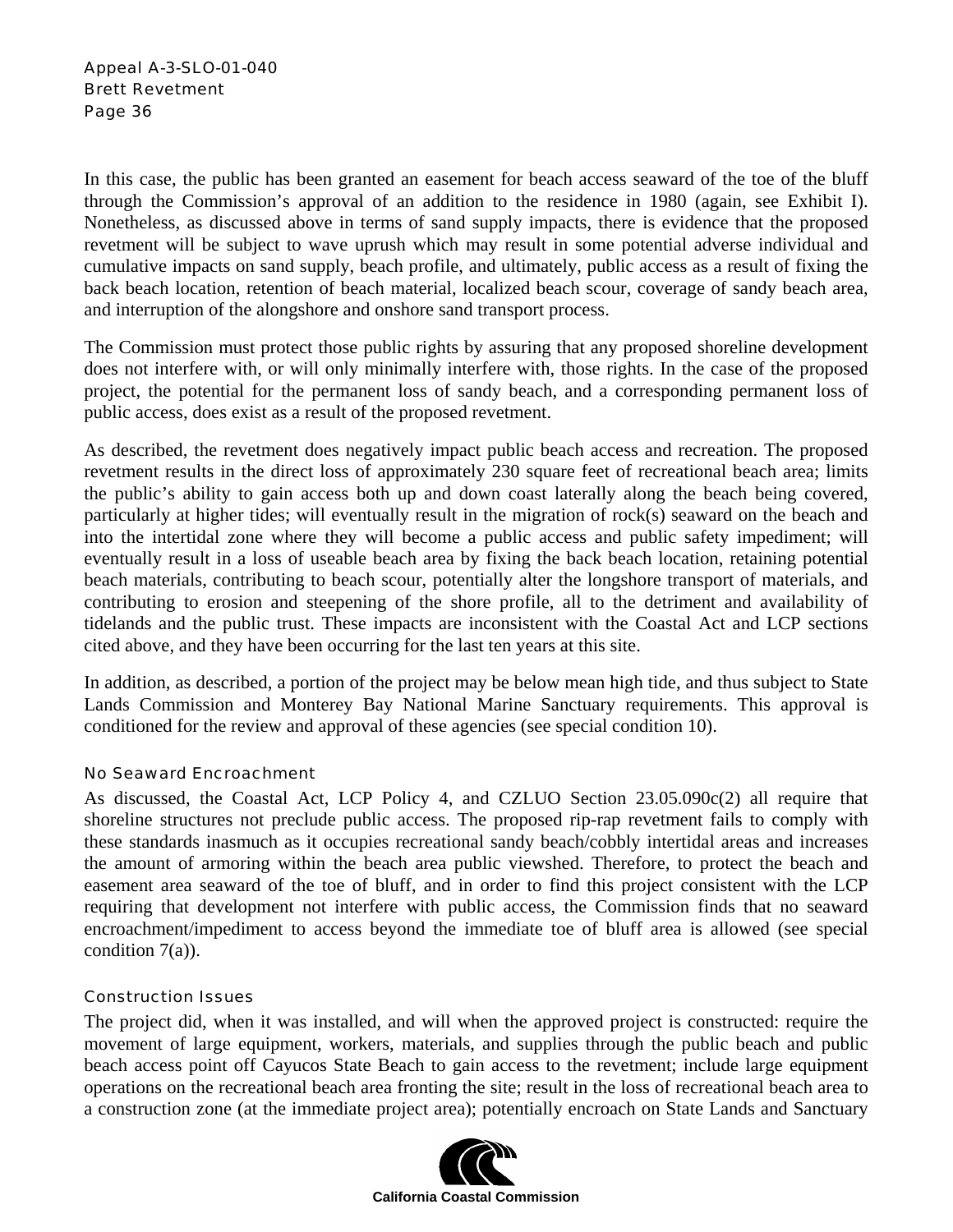In this case, the public has been granted an easement for beach access seaward of the toe of the bluff through the Commission's approval of an addition to the residence in 1980 (again, see Exhibit I). Nonetheless, as discussed above in terms of sand supply impacts, there is evidence that the proposed revetment will be subject to wave uprush which may result in some potential adverse individual and cumulative impacts on sand supply, beach profile, and ultimately, public access as a result of fixing the back beach location, retention of beach material, localized beach scour, coverage of sandy beach area, and interruption of the alongshore and onshore sand transport process.

The Commission must protect those public rights by assuring that any proposed shoreline development does not interfere with, or will only minimally interfere with, those rights. In the case of the proposed project, the potential for the permanent loss of sandy beach, and a corresponding permanent loss of public access, does exist as a result of the proposed revetment.

As described, the revetment does negatively impact public beach access and recreation. The proposed revetment results in the direct loss of approximately 230 square feet of recreational beach area; limits the public's ability to gain access both up and down coast laterally along the beach being covered, particularly at higher tides; will eventually result in the migration of rock(s) seaward on the beach and into the intertidal zone where they will become a public access and public safety impediment; will eventually result in a loss of useable beach area by fixing the back beach location, retaining potential beach materials, contributing to beach scour, potentially alter the longshore transport of materials, and contributing to erosion and steepening of the shore profile, all to the detriment and availability of tidelands and the public trust. These impacts are inconsistent with the Coastal Act and LCP sections cited above, and they have been occurring for the last ten years at this site.

In addition, as described, a portion of the project may be below mean high tide, and thus subject to State Lands Commission and Monterey Bay National Marine Sanctuary requirements. This approval is conditioned for the review and approval of these agencies (see special condition 10).

### No Seaward Encroachment

As discussed, the Coastal Act, LCP Policy 4, and CZLUO Section 23.05.090c(2) all require that shoreline structures not preclude public access. The proposed rip-rap revetment fails to comply with these standards inasmuch as it occupies recreational sandy beach/cobbly intertidal areas and increases the amount of armoring within the beach area public viewshed. Therefore, to protect the beach and easement area seaward of the toe of bluff, and in order to find this project consistent with the LCP requiring that development not interfere with public access, the Commission finds that no seaward encroachment/impediment to access beyond the immediate toe of bluff area is allowed (see special condition 7(a)).

### Construction Issues

The project did, when it was installed, and will when the approved project is constructed: require the movement of large equipment, workers, materials, and supplies through the public beach and public beach access point off Cayucos State Beach to gain access to the revetment; include large equipment operations on the recreational beach area fronting the site; result in the loss of recreational beach area to a construction zone (at the immediate project area); potentially encroach on State Lands and Sanctuary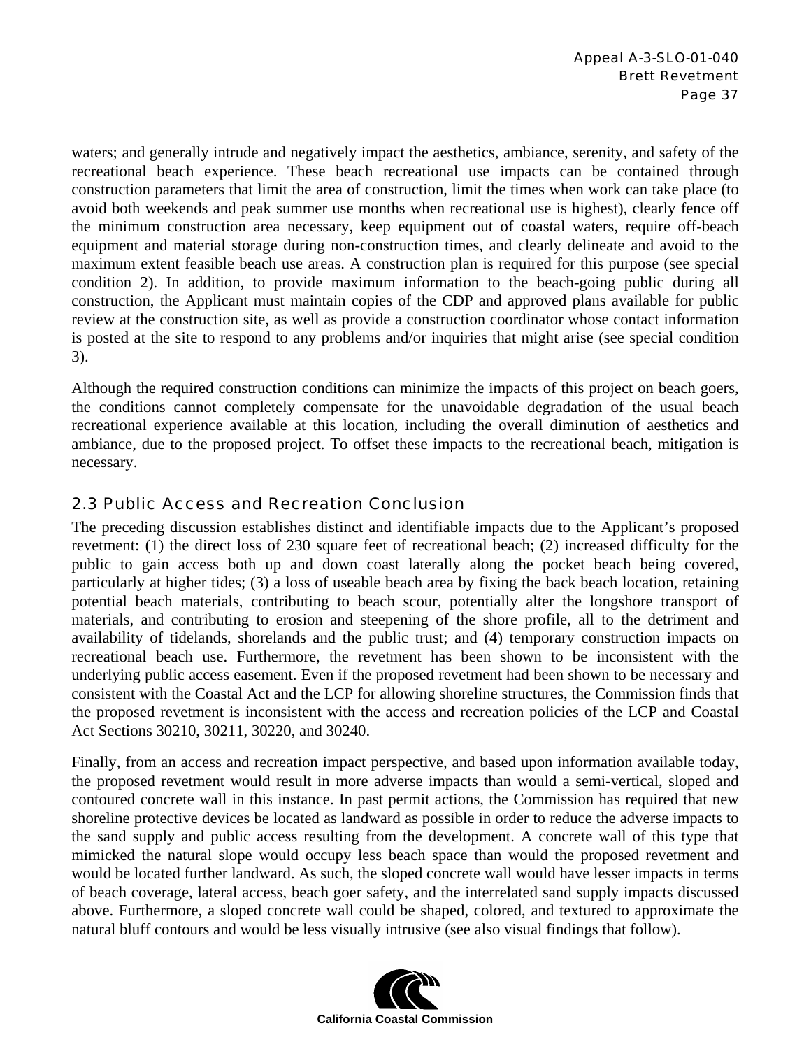waters; and generally intrude and negatively impact the aesthetics, ambiance, serenity, and safety of the recreational beach experience. These beach recreational use impacts can be contained through construction parameters that limit the area of construction, limit the times when work can take place (to avoid both weekends and peak summer use months when recreational use is highest), clearly fence off the minimum construction area necessary, keep equipment out of coastal waters, require off-beach equipment and material storage during non-construction times, and clearly delineate and avoid to the maximum extent feasible beach use areas. A construction plan is required for this purpose (see special condition 2). In addition, to provide maximum information to the beach-going public during all construction, the Applicant must maintain copies of the CDP and approved plans available for public review at the construction site, as well as provide a construction coordinator whose contact information is posted at the site to respond to any problems and/or inquiries that might arise (see special condition 3).

Although the required construction conditions can minimize the impacts of this project on beach goers, the conditions cannot completely compensate for the unavoidable degradation of the usual beach recreational experience available at this location, including the overall diminution of aesthetics and ambiance, due to the proposed project. To offset these impacts to the recreational beach, mitigation is necessary.

## 2.3 Public Access and Recreation Conclusion

The preceding discussion establishes distinct and identifiable impacts due to the Applicant's proposed revetment: (1) the direct loss of 230 square feet of recreational beach; (2) increased difficulty for the public to gain access both up and down coast laterally along the pocket beach being covered, particularly at higher tides; (3) a loss of useable beach area by fixing the back beach location, retaining potential beach materials, contributing to beach scour, potentially alter the longshore transport of materials, and contributing to erosion and steepening of the shore profile, all to the detriment and availability of tidelands, shorelands and the public trust; and (4) temporary construction impacts on recreational beach use. Furthermore, the revetment has been shown to be inconsistent with the underlying public access easement. Even if the proposed revetment had been shown to be necessary and consistent with the Coastal Act and the LCP for allowing shoreline structures, the Commission finds that the proposed revetment is inconsistent with the access and recreation policies of the LCP and Coastal Act Sections 30210, 30211, 30220, and 30240.

Finally, from an access and recreation impact perspective, and based upon information available today, the proposed revetment would result in more adverse impacts than would a semi-vertical, sloped and contoured concrete wall in this instance. In past permit actions, the Commission has required that new shoreline protective devices be located as landward as possible in order to reduce the adverse impacts to the sand supply and public access resulting from the development. A concrete wall of this type that mimicked the natural slope would occupy less beach space than would the proposed revetment and would be located further landward. As such, the sloped concrete wall would have lesser impacts in terms of beach coverage, lateral access, beach goer safety, and the interrelated sand supply impacts discussed above. Furthermore, a sloped concrete wall could be shaped, colored, and textured to approximate the natural bluff contours and would be less visually intrusive (see also visual findings that follow).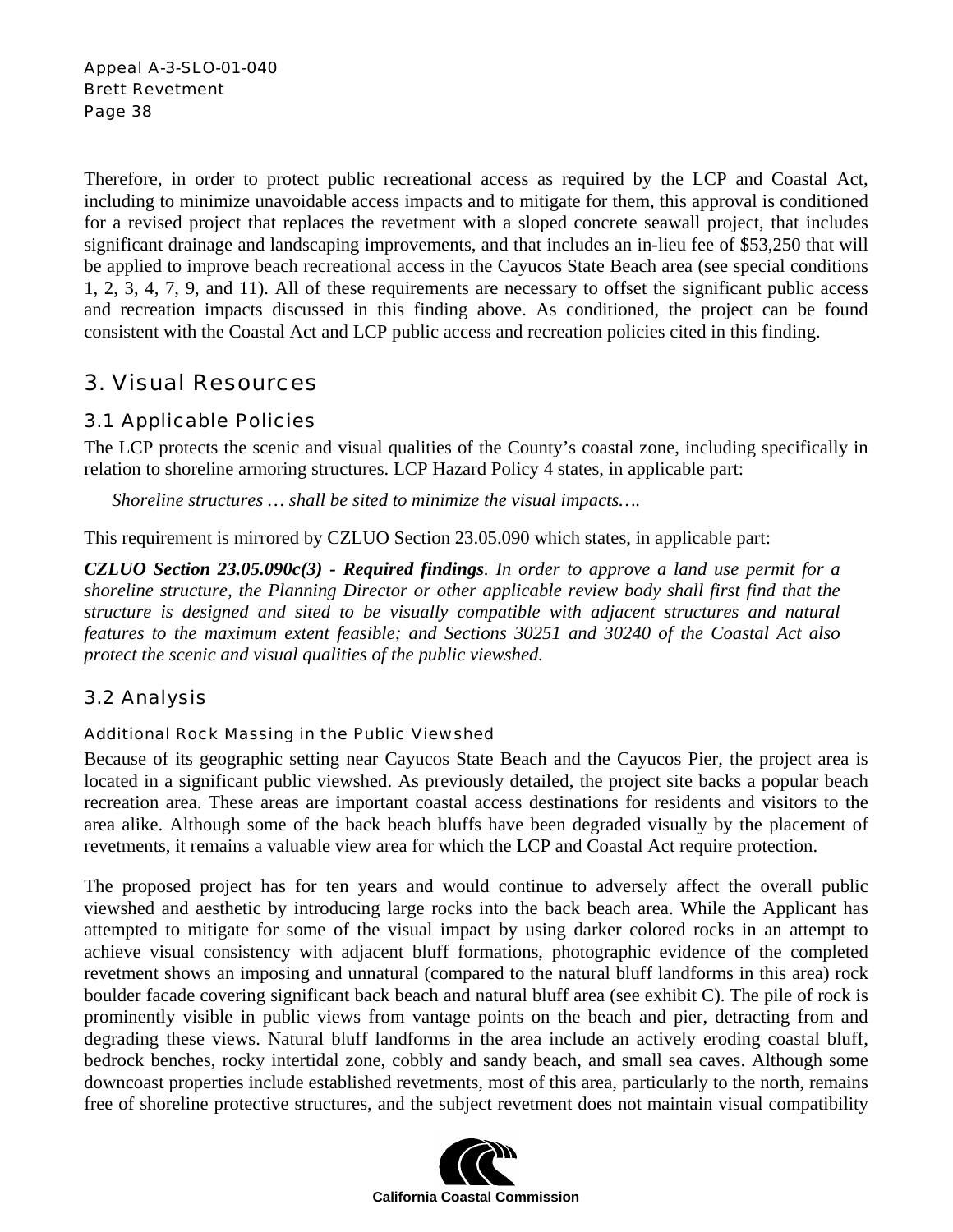Therefore, in order to protect public recreational access as required by the LCP and Coastal Act, including to minimize unavoidable access impacts and to mitigate for them, this approval is conditioned for a revised project that replaces the revetment with a sloped concrete seawall project, that includes significant drainage and landscaping improvements, and that includes an in-lieu fee of $53,250 that will be applied to improve beach recreational access in the Cayucos State Beach area (see special conditions 1, 2, 3, 4, 7, 9, and 11). All of these requirements are necessary to offset the significant public access and recreation impacts discussed in this finding above. As conditioned, the project can be found consistent with the Coastal Act and LCP public access and recreation policies cited in this finding.

## 3. Visual Resources

### 3.1 Applicable Policies

The LCP protects the scenic and visual qualities of the County's coastal zone, including specifically in relation to shoreline armoring structures. LCP Hazard Policy 4 states, in applicable part:

> *Shoreline structures … shall be sited to minimize the visual impacts….*

This requirement is mirrored by CZLUO Section 23.05.090 which states, in applicable part:

***CZLUO Section 23.05.090c(3) - Required findings****. In order to approve a land use permit for a shoreline structure, the Planning Director or other applicable review body shall first find that the structure is designed and sited to be visually compatible with adjacent structures and natural features to the maximum extent feasible; and Sections 30251 and 30240 of the Coastal Act also protect the scenic and visual qualities of the public viewshed.*

### 3.2 Analysis

#### Additional Rock Massing in the Public Viewshed

Because of its geographic setting near Cayucos State Beach and the Cayucos Pier, the project area is located in a significant public viewshed. As previously detailed, the project site backs a popular beach recreation area. These areas are important coastal access destinations for residents and visitors to the area alike. Although some of the back beach bluffs have been degraded visually by the placement of revetments, it remains a valuable view area for which the LCP and Coastal Act require protection.

The proposed project has for ten years and would continue to adversely affect the overall public viewshed and aesthetic by introducing large rocks into the back beach area. While the Applicant has attempted to mitigate for some of the visual impact by using darker colored rocks in an attempt to achieve visual consistency with adjacent bluff formations, photographic evidence of the completed revetment shows an imposing and unnatural (compared to the natural bluff landforms in this area) rock boulder facade covering significant back beach and natural bluff area (see exhibit C). The pile of rock is prominently visible in public views from vantage points on the beach and pier, detracting from and degrading these views. Natural bluff landforms in the area include an actively eroding coastal bluff, bedrock benches, rocky intertidal zone, cobbly and sandy beach, and small sea caves. Although some downcoast properties include established revetments, most of this area, particularly to the north, remains free of shoreline protective structures, and the subject revetment does not maintain visual compatibility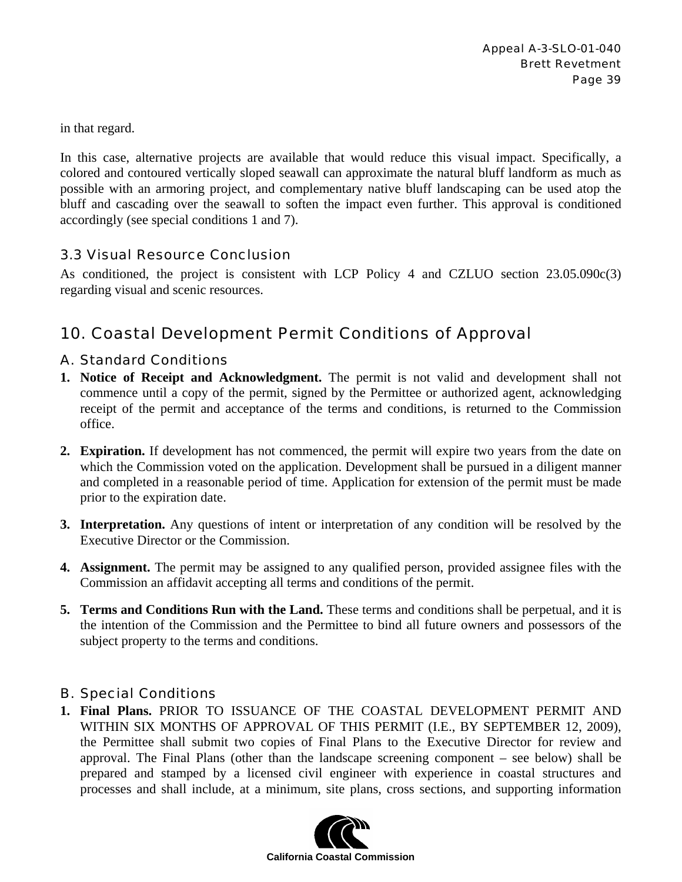in that regard.

In this case, alternative projects are available that would reduce this visual impact. Specifically, a colored and contoured vertically sloped seawall can approximate the natural bluff landform as much as possible with an armoring project, and complementary native bluff landscaping can be used atop the bluff and cascading over the seawall to soften the impact even further. This approval is conditioned accordingly (see special conditions 1 and 7).

### 3.3 Visual Resource Conclusion

As conditioned, the project is consistent with LCP Policy 4 and CZLUO section 23.05.090c(3) regarding visual and scenic resources.

## 10. Coastal Development Permit Conditions of Approval

### A. Standard Conditions

1. **Notice of Receipt and Acknowledgment.** The permit is not valid and development shall not commence until a copy of the permit, signed by the Permittee or authorized agent, acknowledging receipt of the permit and acceptance of the terms and conditions, is returned to the Commission office.

2. **Expiration.** If development has not commenced, the permit will expire two years from the date on which the Commission voted on the application. Development shall be pursued in a diligent manner and completed in a reasonable period of time. Application for extension of the permit must be made prior to the expiration date.

3. **Interpretation.** Any questions of intent or interpretation of any condition will be resolved by the Executive Director or the Commission.

4. **Assignment.** The permit may be assigned to any qualified person, provided assignee files with the Commission an affidavit accepting all terms and conditions of the permit.

5. **Terms and Conditions Run with the Land.** These terms and conditions shall be perpetual, and it is the intention of the Commission and the Permittee to bind all future owners and possessors of the subject property to the terms and conditions.

### B. Special Conditions

1. **Final Plans.** PRIOR TO ISSUANCE OF THE COASTAL DEVELOPMENT PERMIT AND WITHIN SIX MONTHS OF APPROVAL OF THIS PERMIT (I.E., BY SEPTEMBER 12, 2009), the Permittee shall submit two copies of Final Plans to the Executive Director for review and approval. The Final Plans (other than the landscape screening component – see below) shall be prepared and stamped by a licensed civil engineer with experience in coastal structures and processes and shall include, at a minimum, site plans, cross sections, and supporting information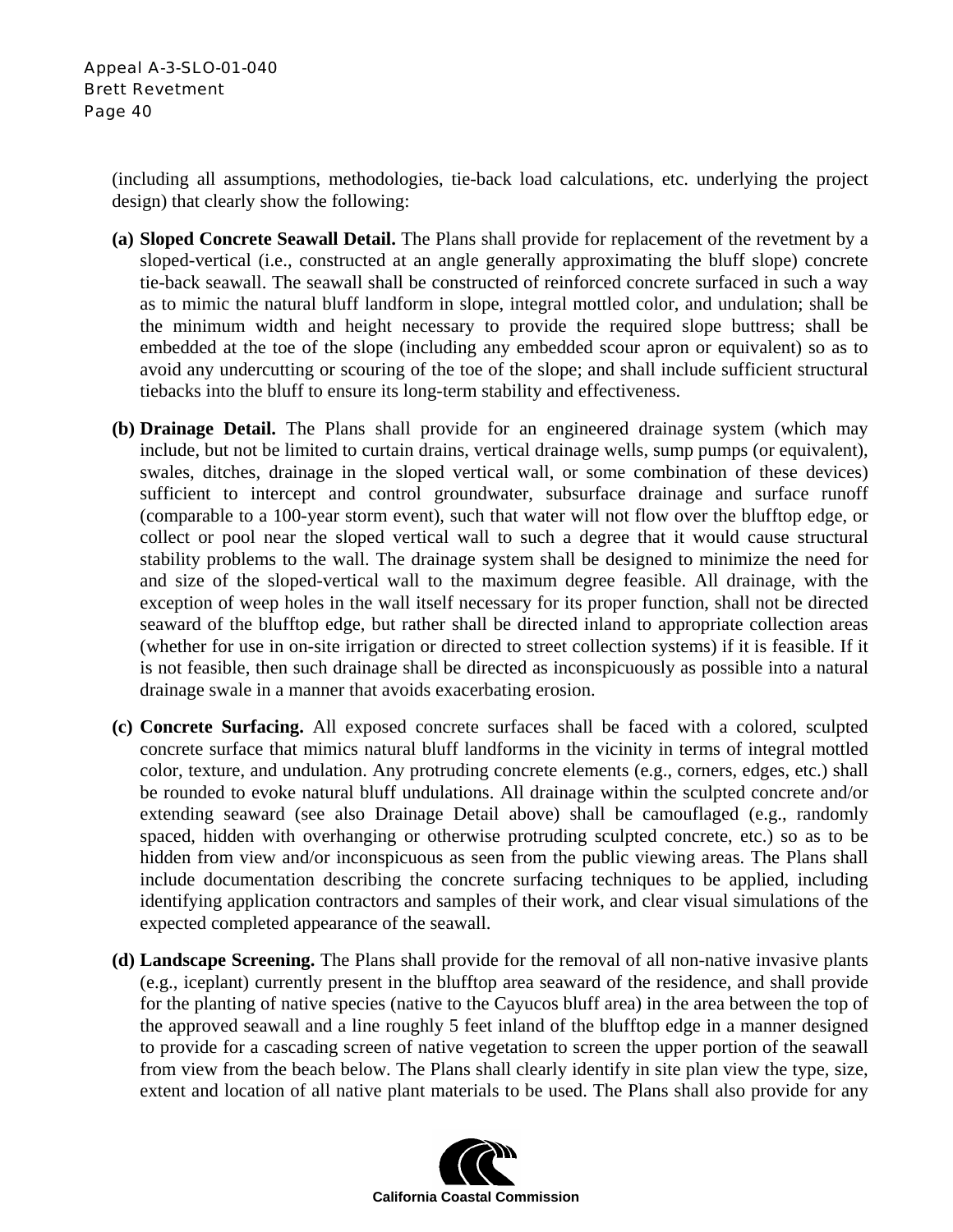(including all assumptions, methodologies, tie-back load calculations, etc. underlying the project design) that clearly show the following:

**(a) Sloped Concrete Seawall Detail.** The Plans shall provide for replacement of the revetment by a sloped-vertical (i.e., constructed at an angle generally approximating the bluff slope) concrete tie-back seawall. The seawall shall be constructed of reinforced concrete surfaced in such a way as to mimic the natural bluff landform in slope, integral mottled color, and undulation; shall be the minimum width and height necessary to provide the required slope buttress; shall be embedded at the toe of the slope (including any embedded scour apron or equivalent) so as to avoid any undercutting or scouring of the toe of the slope; and shall include sufficient structural tiebacks into the bluff to ensure its long-term stability and effectiveness.

**(b) Drainage Detail.** The Plans shall provide for an engineered drainage system (which may include, but not be limited to curtain drains, vertical drainage wells, sump pumps (or equivalent), swales, ditches, drainage in the sloped vertical wall, or some combination of these devices) sufficient to intercept and control groundwater, subsurface drainage and surface runoff (comparable to a 100-year storm event), such that water will not flow over the blufftop edge, or collect or pool near the sloped vertical wall to such a degree that it would cause structural stability problems to the wall. The drainage system shall be designed to minimize the need for and size of the sloped-vertical wall to the maximum degree feasible. All drainage, with the exception of weep holes in the wall itself necessary for its proper function, shall not be directed seaward of the blufftop edge, but rather shall be directed inland to appropriate collection areas (whether for use in on-site irrigation or directed to street collection systems) if it is feasible. If it is not feasible, then such drainage shall be directed as inconspicuously as possible into a natural drainage swale in a manner that avoids exacerbating erosion.

**(c) Concrete Surfacing.** All exposed concrete surfaces shall be faced with a colored, sculpted concrete surface that mimics natural bluff landforms in the vicinity in terms of integral mottled color, texture, and undulation. Any protruding concrete elements (e.g., corners, edges, etc.) shall be rounded to evoke natural bluff undulations. All drainage within the sculpted concrete and/or extending seaward (see also Drainage Detail above) shall be camouflaged (e.g., randomly spaced, hidden with overhanging or otherwise protruding sculpted concrete, etc.) so as to be hidden from view and/or inconspicuous as seen from the public viewing areas. The Plans shall include documentation describing the concrete surfacing techniques to be applied, including identifying application contractors and samples of their work, and clear visual simulations of the expected completed appearance of the seawall.

**(d) Landscape Screening.** The Plans shall provide for the removal of all non-native invasive plants (e.g., iceplant) currently present in the blufftop area seaward of the residence, and shall provide for the planting of native species (native to the Cayucos bluff area) in the area between the top of the approved seawall and a line roughly 5 feet inland of the blufftop edge in a manner designed to provide for a cascading screen of native vegetation to screen the upper portion of the seawall from view from the beach below. The Plans shall clearly identify in site plan view the type, size, extent and location of all native plant materials to be used. The Plans shall also provide for any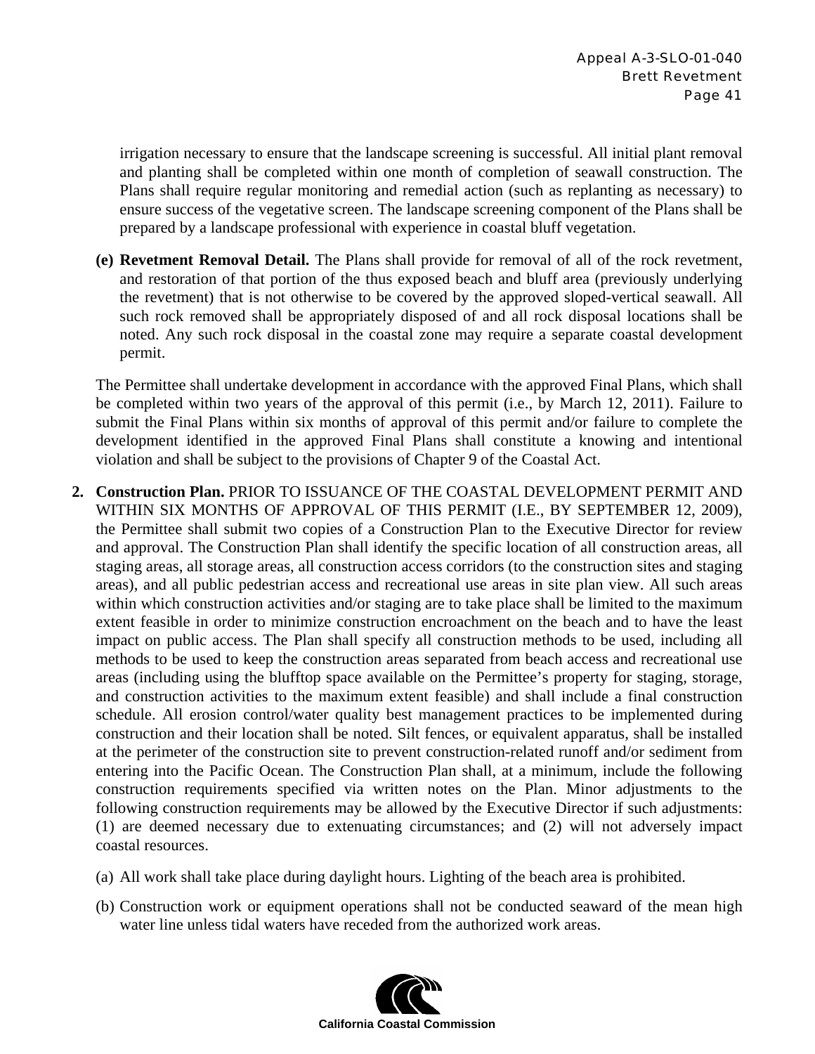irrigation necessary to ensure that the landscape screening is successful. All initial plant removal and planting shall be completed within one month of completion of seawall construction. The Plans shall require regular monitoring and remedial action (such as replanting as necessary) to ensure success of the vegetative screen. The landscape screening component of the Plans shall be prepared by a landscape professional with experience in coastal bluff vegetation.

**(e) Revetment Removal Detail.** The Plans shall provide for removal of all of the rock revetment, and restoration of that portion of the thus exposed beach and bluff area (previously underlying the revetment) that is not otherwise to be covered by the approved sloped-vertical seawall. All such rock removed shall be appropriately disposed of and all rock disposal locations shall be noted. Any such rock disposal in the coastal zone may require a separate coastal development permit.

The Permittee shall undertake development in accordance with the approved Final Plans, which shall be completed within two years of the approval of this permit (i.e., by March 12, 2011). Failure to submit the Final Plans within six months of approval of this permit and/or failure to complete the development identified in the approved Final Plans shall constitute a knowing and intentional violation and shall be subject to the provisions of Chapter 9 of the Coastal Act.

**2. Construction Plan.** PRIOR TO ISSUANCE OF THE COASTAL DEVELOPMENT PERMIT AND WITHIN SIX MONTHS OF APPROVAL OF THIS PERMIT (I.E., BY SEPTEMBER 12, 2009), the Permittee shall submit two copies of a Construction Plan to the Executive Director for review and approval. The Construction Plan shall identify the specific location of all construction areas, all staging areas, all storage areas, all construction access corridors (to the construction sites and staging areas), and all public pedestrian access and recreational use areas in site plan view. All such areas within which construction activities and/or staging are to take place shall be limited to the maximum extent feasible in order to minimize construction encroachment on the beach and to have the least impact on public access. The Plan shall specify all construction methods to be used, including all methods to be used to keep the construction areas separated from beach access and recreational use areas (including using the blufftop space available on the Permittee's property for staging, storage, and construction activities to the maximum extent feasible) and shall include a final construction schedule. All erosion control/water quality best management practices to be implemented during construction and their location shall be noted. Silt fences, or equivalent apparatus, shall be installed at the perimeter of the construction site to prevent construction-related runoff and/or sediment from entering into the Pacific Ocean. The Construction Plan shall, at a minimum, include the following construction requirements specified via written notes on the Plan. Minor adjustments to the following construction requirements may be allowed by the Executive Director if such adjustments: (1) are deemed necessary due to extenuating circumstances; and (2) will not adversely impact coastal resources.

(a) All work shall take place during daylight hours. Lighting of the beach area is prohibited.

(b) Construction work or equipment operations shall not be conducted seaward of the mean high water line unless tidal waters have receded from the authorized work areas.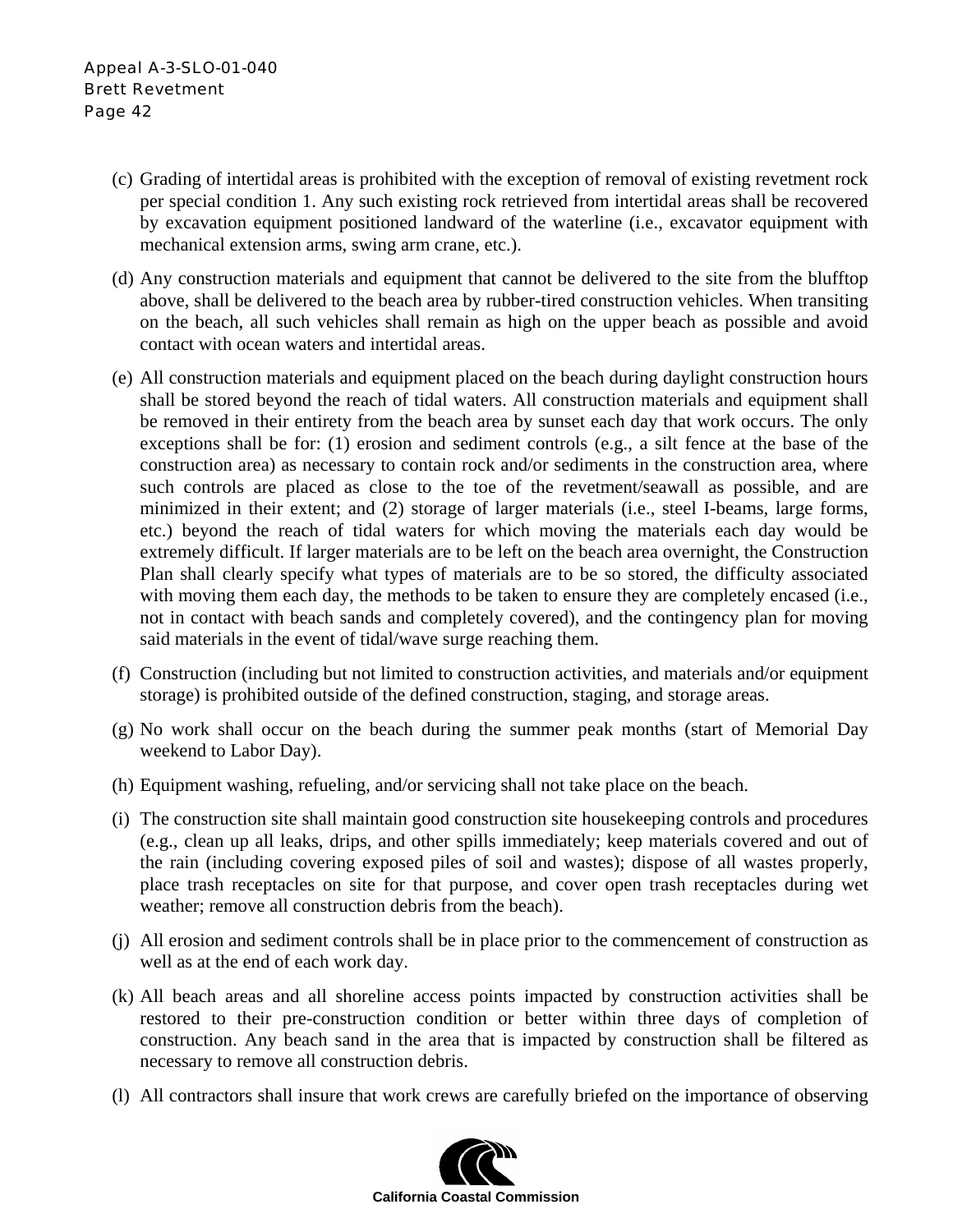(c) Grading of intertidal areas is prohibited with the exception of removal of existing revetment rock per special condition 1. Any such existing rock retrieved from intertidal areas shall be recovered by excavation equipment positioned landward of the waterline (i.e., excavator equipment with mechanical extension arms, swing arm crane, etc.).

(d) Any construction materials and equipment that cannot be delivered to the site from the blufftop above, shall be delivered to the beach area by rubber-tired construction vehicles. When transiting on the beach, all such vehicles shall remain as high on the upper beach as possible and avoid contact with ocean waters and intertidal areas.

(e) All construction materials and equipment placed on the beach during daylight construction hours shall be stored beyond the reach of tidal waters. All construction materials and equipment shall be removed in their entirety from the beach area by sunset each day that work occurs. The only exceptions shall be for: (1) erosion and sediment controls (e.g., a silt fence at the base of the construction area) as necessary to contain rock and/or sediments in the construction area, where such controls are placed as close to the toe of the revetment/seawall as possible, and are minimized in their extent; and (2) storage of larger materials (i.e., steel I-beams, large forms, etc.) beyond the reach of tidal waters for which moving the materials each day would be extremely difficult. If larger materials are to be left on the beach area overnight, the Construction Plan shall clearly specify what types of materials are to be so stored, the difficulty associated with moving them each day, the methods to be taken to ensure they are completely encased (i.e., not in contact with beach sands and completely covered), and the contingency plan for moving said materials in the event of tidal/wave surge reaching them.

(f) Construction (including but not limited to construction activities, and materials and/or equipment storage) is prohibited outside of the defined construction, staging, and storage areas.

(g) No work shall occur on the beach during the summer peak months (start of Memorial Day weekend to Labor Day).

(h) Equipment washing, refueling, and/or servicing shall not take place on the beach.

(i) The construction site shall maintain good construction site housekeeping controls and procedures (e.g., clean up all leaks, drips, and other spills immediately; keep materials covered and out of the rain (including covering exposed piles of soil and wastes); dispose of all wastes properly, place trash receptacles on site for that purpose, and cover open trash receptacles during wet weather; remove all construction debris from the beach).

(j) All erosion and sediment controls shall be in place prior to the commencement of construction as well as at the end of each work day.

(k) All beach areas and all shoreline access points impacted by construction activities shall be restored to their pre-construction condition or better within three days of completion of construction. Any beach sand in the area that is impacted by construction shall be filtered as necessary to remove all construction debris.

(l) All contractors shall insure that work crews are carefully briefed on the importance of observing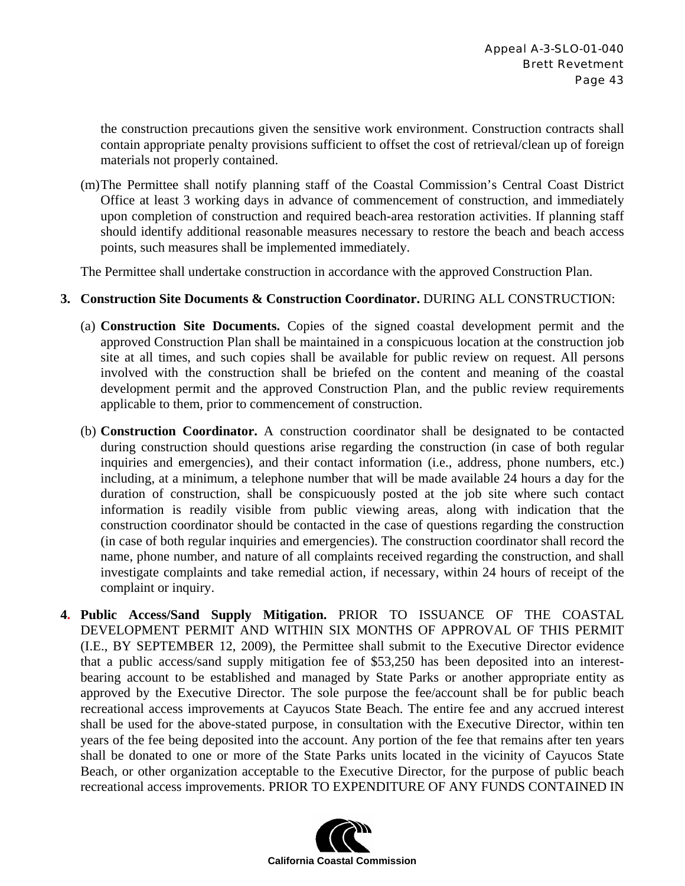the construction precautions given the sensitive work environment. Construction contracts shall contain appropriate penalty provisions sufficient to offset the cost of retrieval/clean up of foreign materials not properly contained.

(m) The Permittee shall notify planning staff of the Coastal Commission's Central Coast District Office at least 3 working days in advance of commencement of construction, and immediately upon completion of construction and required beach-area restoration activities. If planning staff should identify additional reasonable measures necessary to restore the beach and beach access points, such measures shall be implemented immediately.

The Permittee shall undertake construction in accordance with the approved Construction Plan.

**3. Construction Site Documents & Construction Coordinator.** DURING ALL CONSTRUCTION:

(a) **Construction Site Documents.** Copies of the signed coastal development permit and the approved Construction Plan shall be maintained in a conspicuous location at the construction job site at all times, and such copies shall be available for public review on request. All persons involved with the construction shall be briefed on the content and meaning of the coastal development permit and the approved Construction Plan, and the public review requirements applicable to them, prior to commencement of construction.

(b) **Construction Coordinator.** A construction coordinator shall be designated to be contacted during construction should questions arise regarding the construction (in case of both regular inquiries and emergencies), and their contact information (i.e., address, phone numbers, etc.) including, at a minimum, a telephone number that will be made available 24 hours a day for the duration of construction, shall be conspicuously posted at the job site where such contact information is readily visible from public viewing areas, along with indication that the construction coordinator should be contacted in the case of questions regarding the construction (in case of both regular inquiries and emergencies). The construction coordinator shall record the name, phone number, and nature of all complaints received regarding the construction, and shall investigate complaints and take remedial action, if necessary, within 24 hours of receipt of the complaint or inquiry.

**4. Public Access/Sand Supply Mitigation.** PRIOR TO ISSUANCE OF THE COASTAL DEVELOPMENT PERMIT AND WITHIN SIX MONTHS OF APPROVAL OF THIS PERMIT (I.E., BY SEPTEMBER 12, 2009), the Permittee shall submit to the Executive Director evidence that a public access/sand supply mitigation fee of $53,250 has been deposited into an interest-bearing account to be established and managed by State Parks or another appropriate entity as approved by the Executive Director. The sole purpose the fee/account shall be for public beach recreational access improvements at Cayucos State Beach. The entire fee and any accrued interest shall be used for the above-stated purpose, in consultation with the Executive Director, within ten years of the fee being deposited into the account. Any portion of the fee that remains after ten years shall be donated to one or more of the State Parks units located in the vicinity of Cayucos State Beach, or other organization acceptable to the Executive Director, for the purpose of public beach recreational access improvements. PRIOR TO EXPENDITURE OF ANY FUNDS CONTAINED IN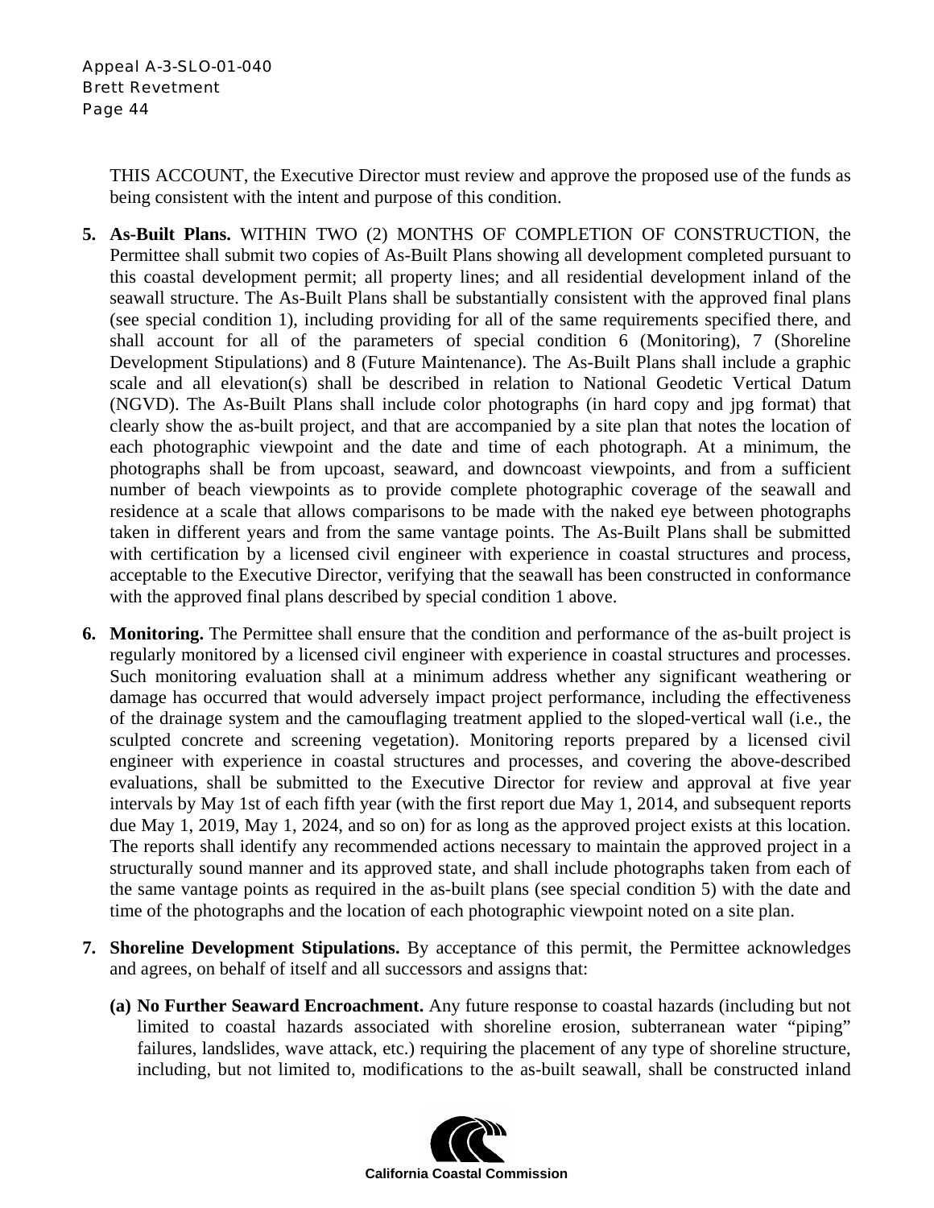THIS ACCOUNT, the Executive Director must review and approve the proposed use of the funds as being consistent with the intent and purpose of this condition.

5. **As-Built Plans.** WITHIN TWO (2) MONTHS OF COMPLETION OF CONSTRUCTION, the Permittee shall submit two copies of As-Built Plans showing all development completed pursuant to this coastal development permit; all property lines; and all residential development inland of the seawall structure. The As-Built Plans shall be substantially consistent with the approved final plans (see special condition 1), including providing for all of the same requirements specified there, and shall account for all of the parameters of special condition 6 (Monitoring), 7 (Shoreline Development Stipulations) and 8 (Future Maintenance). The As-Built Plans shall include a graphic scale and all elevation(s) shall be described in relation to National Geodetic Vertical Datum (NGVD). The As-Built Plans shall include color photographs (in hard copy and jpg format) that clearly show the as-built project, and that are accompanied by a site plan that notes the location of each photographic viewpoint and the date and time of each photograph. At a minimum, the photographs shall be from upcoast, seaward, and downcoast viewpoints, and from a sufficient number of beach viewpoints as to provide complete photographic coverage of the seawall and residence at a scale that allows comparisons to be made with the naked eye between photographs taken in different years and from the same vantage points. The As-Built Plans shall be submitted with certification by a licensed civil engineer with experience in coastal structures and process, acceptable to the Executive Director, verifying that the seawall has been constructed in conformance with the approved final plans described by special condition 1 above.

6. **Monitoring.** The Permittee shall ensure that the condition and performance of the as-built project is regularly monitored by a licensed civil engineer with experience in coastal structures and processes. Such monitoring evaluation shall at a minimum address whether any significant weathering or damage has occurred that would adversely impact project performance, including the effectiveness of the drainage system and the camouflaging treatment applied to the sloped-vertical wall (i.e., the sculpted concrete and screening vegetation). Monitoring reports prepared by a licensed civil engineer with experience in coastal structures and processes, and covering the above-described evaluations, shall be submitted to the Executive Director for review and approval at five year intervals by May 1st of each fifth year (with the first report due May 1, 2014, and subsequent reports due May 1, 2019, May 1, 2024, and so on) for as long as the approved project exists at this location. The reports shall identify any recommended actions necessary to maintain the approved project in a structurally sound manner and its approved state, and shall include photographs taken from each of the same vantage points as required in the as-built plans (see special condition 5) with the date and time of the photographs and the location of each photographic viewpoint noted on a site plan.

7. **Shoreline Development Stipulations.** By acceptance of this permit, the Permittee acknowledges and agrees, on behalf of itself and all successors and assigns that:

   **(a) No Further Seaward Encroachment.** Any future response to coastal hazards (including but not limited to coastal hazards associated with shoreline erosion, subterranean water "piping" failures, landslides, wave attack, etc.) requiring the placement of any type of shoreline structure, including, but not limited to, modifications to the as-built seawall, shall be constructed inland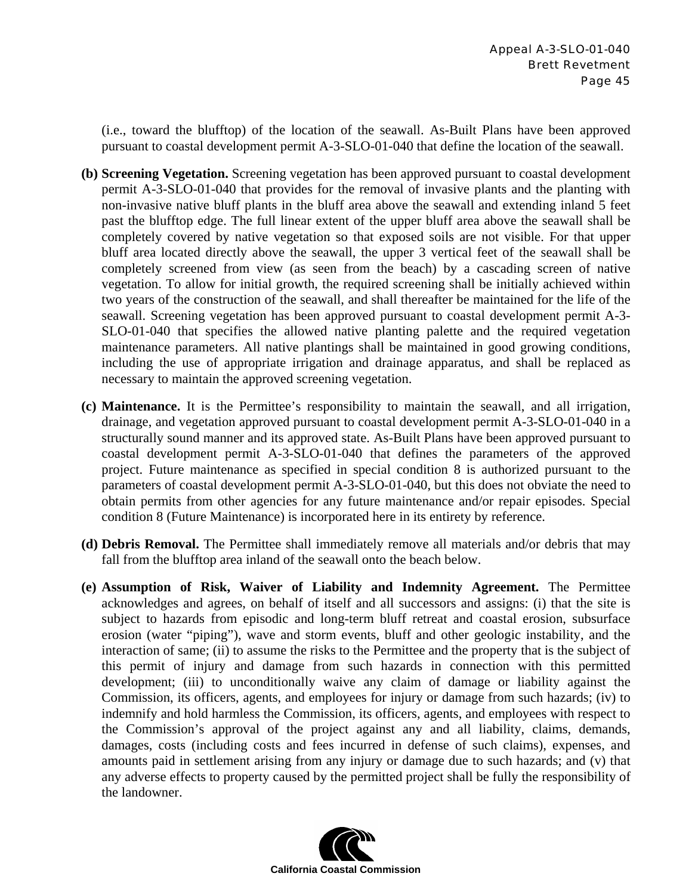(i.e., toward the blufftop) of the location of the seawall. As-Built Plans have been approved pursuant to coastal development permit A-3-SLO-01-040 that define the location of the seawall.

**(b) Screening Vegetation.** Screening vegetation has been approved pursuant to coastal development permit A-3-SLO-01-040 that provides for the removal of invasive plants and the planting with non-invasive native bluff plants in the bluff area above the seawall and extending inland 5 feet past the blufftop edge. The full linear extent of the upper bluff area above the seawall shall be completely covered by native vegetation so that exposed soils are not visible. For that upper bluff area located directly above the seawall, the upper 3 vertical feet of the seawall shall be completely screened from view (as seen from the beach) by a cascading screen of native vegetation. To allow for initial growth, the required screening shall be initially achieved within two years of the construction of the seawall, and shall thereafter be maintained for the life of the seawall. Screening vegetation has been approved pursuant to coastal development permit A-3-SLO-01-040 that specifies the allowed native planting palette and the required vegetation maintenance parameters. All native plantings shall be maintained in good growing conditions, including the use of appropriate irrigation and drainage apparatus, and shall be replaced as necessary to maintain the approved screening vegetation.

**(c) Maintenance.** It is the Permittee's responsibility to maintain the seawall, and all irrigation, drainage, and vegetation approved pursuant to coastal development permit A-3-SLO-01-040 in a structurally sound manner and its approved state. As-Built Plans have been approved pursuant to coastal development permit A-3-SLO-01-040 that defines the parameters of the approved project. Future maintenance as specified in special condition 8 is authorized pursuant to the parameters of coastal development permit A-3-SLO-01-040, but this does not obviate the need to obtain permits from other agencies for any future maintenance and/or repair episodes. Special condition 8 (Future Maintenance) is incorporated here in its entirety by reference.

**(d) Debris Removal.** The Permittee shall immediately remove all materials and/or debris that may fall from the blufftop area inland of the seawall onto the beach below.

**(e) Assumption of Risk, Waiver of Liability and Indemnity Agreement.** The Permittee acknowledges and agrees, on behalf of itself and all successors and assigns: (i) that the site is subject to hazards from episodic and long-term bluff retreat and coastal erosion, subsurface erosion (water "piping"), wave and storm events, bluff and other geologic instability, and the interaction of same; (ii) to assume the risks to the Permittee and the property that is the subject of this permit of injury and damage from such hazards in connection with this permitted development; (iii) to unconditionally waive any claim of damage or liability against the Commission, its officers, agents, and employees for injury or damage from such hazards; (iv) to indemnify and hold harmless the Commission, its officers, agents, and employees with respect to the Commission's approval of the project against any and all liability, claims, demands, damages, costs (including costs and fees incurred in defense of such claims), expenses, and amounts paid in settlement arising from any injury or damage due to such hazards; and (v) that any adverse effects to property caused by the permitted project shall be fully the responsibility of the landowner.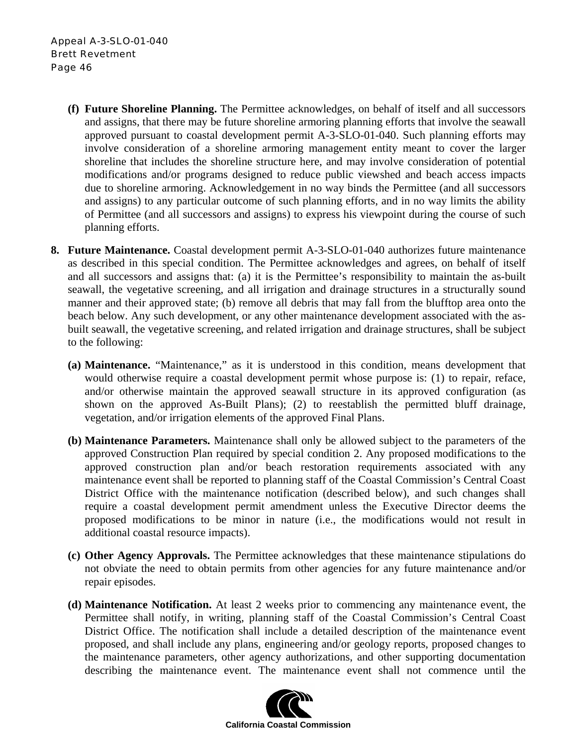- **(f) Future Shoreline Planning.** The Permittee acknowledges, on behalf of itself and all successors and assigns, that there may be future shoreline armoring planning efforts that involve the seawall approved pursuant to coastal development permit A-3-SLO-01-040. Such planning efforts may involve consideration of a shoreline armoring management entity meant to cover the larger shoreline that includes the shoreline structure here, and may involve consideration of potential modifications and/or programs designed to reduce public viewshed and beach access impacts due to shoreline armoring. Acknowledgement in no way binds the Permittee (and all successors and assigns) to any particular outcome of such planning efforts, and in no way limits the ability of Permittee (and all successors and assigns) to express his viewpoint during the course of such planning efforts.

**8. Future Maintenance.** Coastal development permit A-3-SLO-01-040 authorizes future maintenance as described in this special condition. The Permittee acknowledges and agrees, on behalf of itself and all successors and assigns that: (a) it is the Permittee's responsibility to maintain the as-built seawall, the vegetative screening, and all irrigation and drainage structures in a structurally sound manner and their approved state; (b) remove all debris that may fall from the blufftop area onto the beach below. Any such development, or any other maintenance development associated with the as-built seawall, the vegetative screening, and related irrigation and drainage structures, shall be subject to the following:

- **(a) Maintenance.** "Maintenance," as it is understood in this condition, means development that would otherwise require a coastal development permit whose purpose is: (1) to repair, reface, and/or otherwise maintain the approved seawall structure in its approved configuration (as shown on the approved As-Built Plans); (2) to reestablish the permitted bluff drainage, vegetation, and/or irrigation elements of the approved Final Plans.

- **(b) Maintenance Parameters.** Maintenance shall only be allowed subject to the parameters of the approved Construction Plan required by special condition 2. Any proposed modifications to the approved construction plan and/or beach restoration requirements associated with any maintenance event shall be reported to planning staff of the Coastal Commission's Central Coast District Office with the maintenance notification (described below), and such changes shall require a coastal development permit amendment unless the Executive Director deems the proposed modifications to be minor in nature (i.e., the modifications would not result in additional coastal resource impacts).

- **(c) Other Agency Approvals.** The Permittee acknowledges that these maintenance stipulations do not obviate the need to obtain permits from other agencies for any future maintenance and/or repair episodes.

- **(d) Maintenance Notification.** At least 2 weeks prior to commencing any maintenance event, the Permittee shall notify, in writing, planning staff of the Coastal Commission's Central Coast District Office. The notification shall include a detailed description of the maintenance event proposed, and shall include any plans, engineering and/or geology reports, proposed changes to the maintenance parameters, other agency authorizations, and other supporting documentation describing the maintenance event. The maintenance event shall not commence until the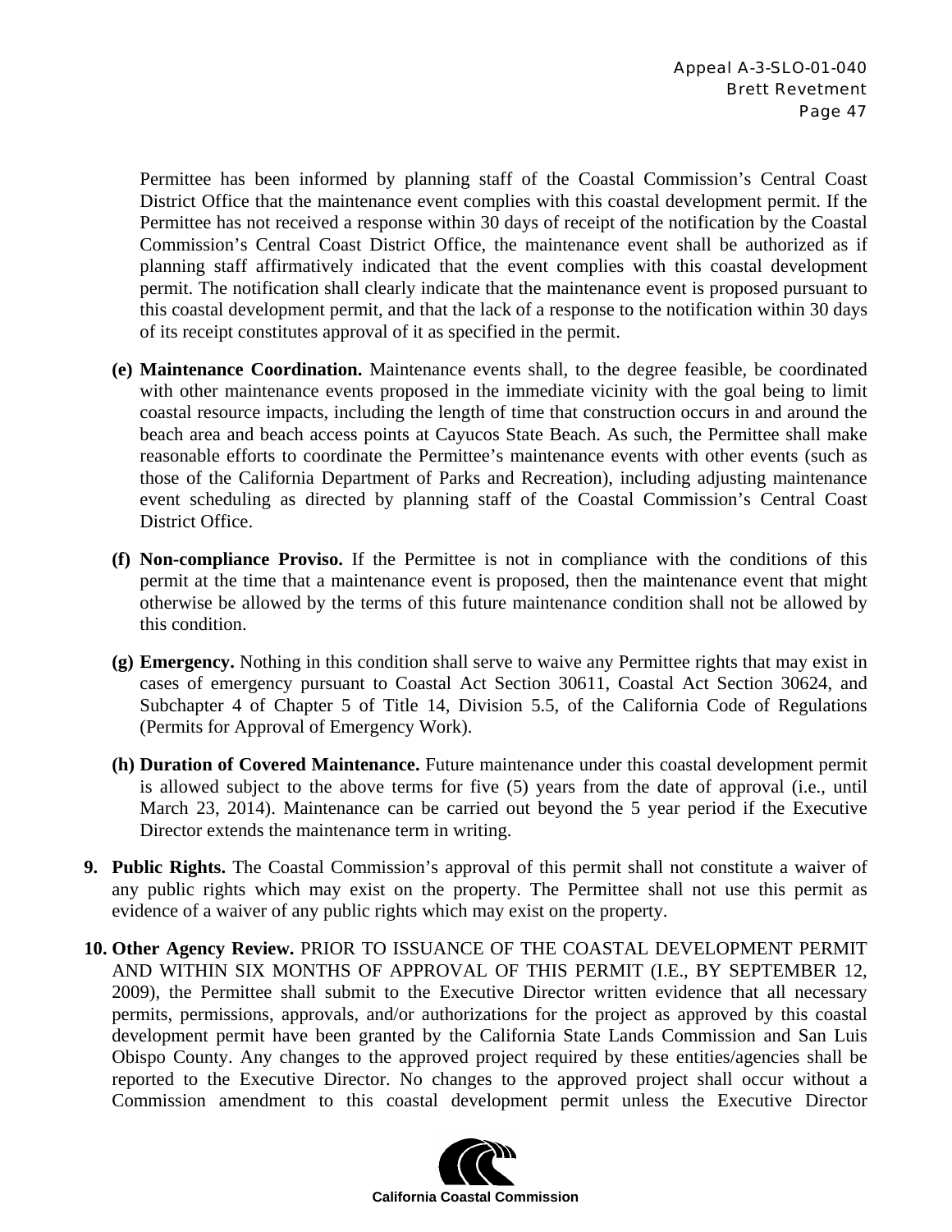Permittee has been informed by planning staff of the Coastal Commission's Central Coast District Office that the maintenance event complies with this coastal development permit. If the Permittee has not received a response within 30 days of receipt of the notification by the Coastal Commission's Central Coast District Office, the maintenance event shall be authorized as if planning staff affirmatively indicated that the event complies with this coastal development permit. The notification shall clearly indicate that the maintenance event is proposed pursuant to this coastal development permit, and that the lack of a response to the notification within 30 days of its receipt constitutes approval of it as specified in the permit.

**(e) Maintenance Coordination.** Maintenance events shall, to the degree feasible, be coordinated with other maintenance events proposed in the immediate vicinity with the goal being to limit coastal resource impacts, including the length of time that construction occurs in and around the beach area and beach access points at Cayucos State Beach. As such, the Permittee shall make reasonable efforts to coordinate the Permittee's maintenance events with other events (such as those of the California Department of Parks and Recreation), including adjusting maintenance event scheduling as directed by planning staff of the Coastal Commission's Central Coast District Office.

**(f) Non-compliance Proviso.** If the Permittee is not in compliance with the conditions of this permit at the time that a maintenance event is proposed, then the maintenance event that might otherwise be allowed by the terms of this future maintenance condition shall not be allowed by this condition.

**(g) Emergency.** Nothing in this condition shall serve to waive any Permittee rights that may exist in cases of emergency pursuant to Coastal Act Section 30611, Coastal Act Section 30624, and Subchapter 4 of Chapter 5 of Title 14, Division 5.5, of the California Code of Regulations (Permits for Approval of Emergency Work).

**(h) Duration of Covered Maintenance.** Future maintenance under this coastal development permit is allowed subject to the above terms for five (5) years from the date of approval (i.e., until March 23, 2014). Maintenance can be carried out beyond the 5 year period if the Executive Director extends the maintenance term in writing.

**9. Public Rights.** The Coastal Commission's approval of this permit shall not constitute a waiver of any public rights which may exist on the property. The Permittee shall not use this permit as evidence of a waiver of any public rights which may exist on the property.

**10. Other Agency Review.** PRIOR TO ISSUANCE OF THE COASTAL DEVELOPMENT PERMIT AND WITHIN SIX MONTHS OF APPROVAL OF THIS PERMIT (I.E., BY SEPTEMBER 12, 2009), the Permittee shall submit to the Executive Director written evidence that all necessary permits, permissions, approvals, and/or authorizations for the project as approved by this coastal development permit have been granted by the California State Lands Commission and San Luis Obispo County. Any changes to the approved project required by these entities/agencies shall be reported to the Executive Director. No changes to the approved project shall occur without a Commission amendment to this coastal development permit unless the Executive Director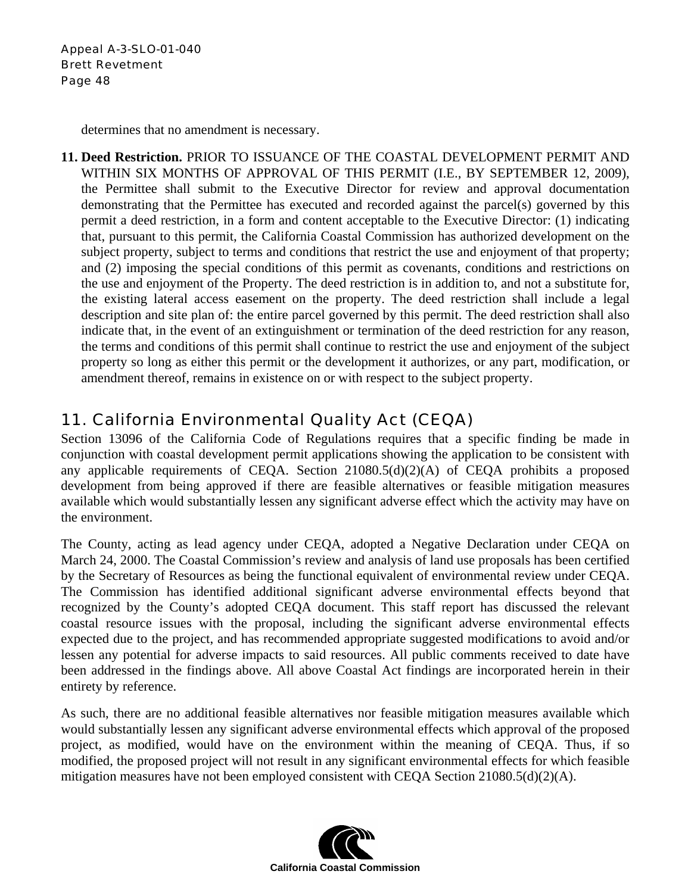determines that no amendment is necessary.

11. **Deed Restriction.** PRIOR TO ISSUANCE OF THE COASTAL DEVELOPMENT PERMIT AND WITHIN SIX MONTHS OF APPROVAL OF THIS PERMIT (I.E., BY SEPTEMBER 12, 2009), the Permittee shall submit to the Executive Director for review and approval documentation demonstrating that the Permittee has executed and recorded against the parcel(s) governed by this permit a deed restriction, in a form and content acceptable to the Executive Director: (1) indicating that, pursuant to this permit, the California Coastal Commission has authorized development on the subject property, subject to terms and conditions that restrict the use and enjoyment of that property; and (2) imposing the special conditions of this permit as covenants, conditions and restrictions on the use and enjoyment of the Property. The deed restriction is in addition to, and not a substitute for, the existing lateral access easement on the property. The deed restriction shall include a legal description and site plan of: the entire parcel governed by this permit. The deed restriction shall also indicate that, in the event of an extinguishment or termination of the deed restriction for any reason, the terms and conditions of this permit shall continue to restrict the use and enjoyment of the subject property so long as either this permit or the development it authorizes, or any part, modification, or amendment thereof, remains in existence on or with respect to the subject property.

## 11. California Environmental Quality Act (CEQA)

Section 13096 of the California Code of Regulations requires that a specific finding be made in conjunction with coastal development permit applications showing the application to be consistent with any applicable requirements of CEQA. Section 21080.5(d)(2)(A) of CEQA prohibits a proposed development from being approved if there are feasible alternatives or feasible mitigation measures available which would substantially lessen any significant adverse effect which the activity may have on the environment.

The County, acting as lead agency under CEQA, adopted a Negative Declaration under CEQA on March 24, 2000. The Coastal Commission's review and analysis of land use proposals has been certified by the Secretary of Resources as being the functional equivalent of environmental review under CEQA. The Commission has identified additional significant adverse environmental effects beyond that recognized by the County's adopted CEQA document. This staff report has discussed the relevant coastal resource issues with the proposal, including the significant adverse environmental effects expected due to the project, and has recommended appropriate suggested modifications to avoid and/or lessen any potential for adverse impacts to said resources. All public comments received to date have been addressed in the findings above. All above Coastal Act findings are incorporated herein in their entirety by reference.

As such, there are no additional feasible alternatives nor feasible mitigation measures available which would substantially lessen any significant adverse environmental effects which approval of the proposed project, as modified, would have on the environment within the meaning of CEQA. Thus, if so modified, the proposed project will not result in any significant environmental effects for which feasible mitigation measures have not been employed consistent with CEQA Section 21080.5(d)(2)(A).